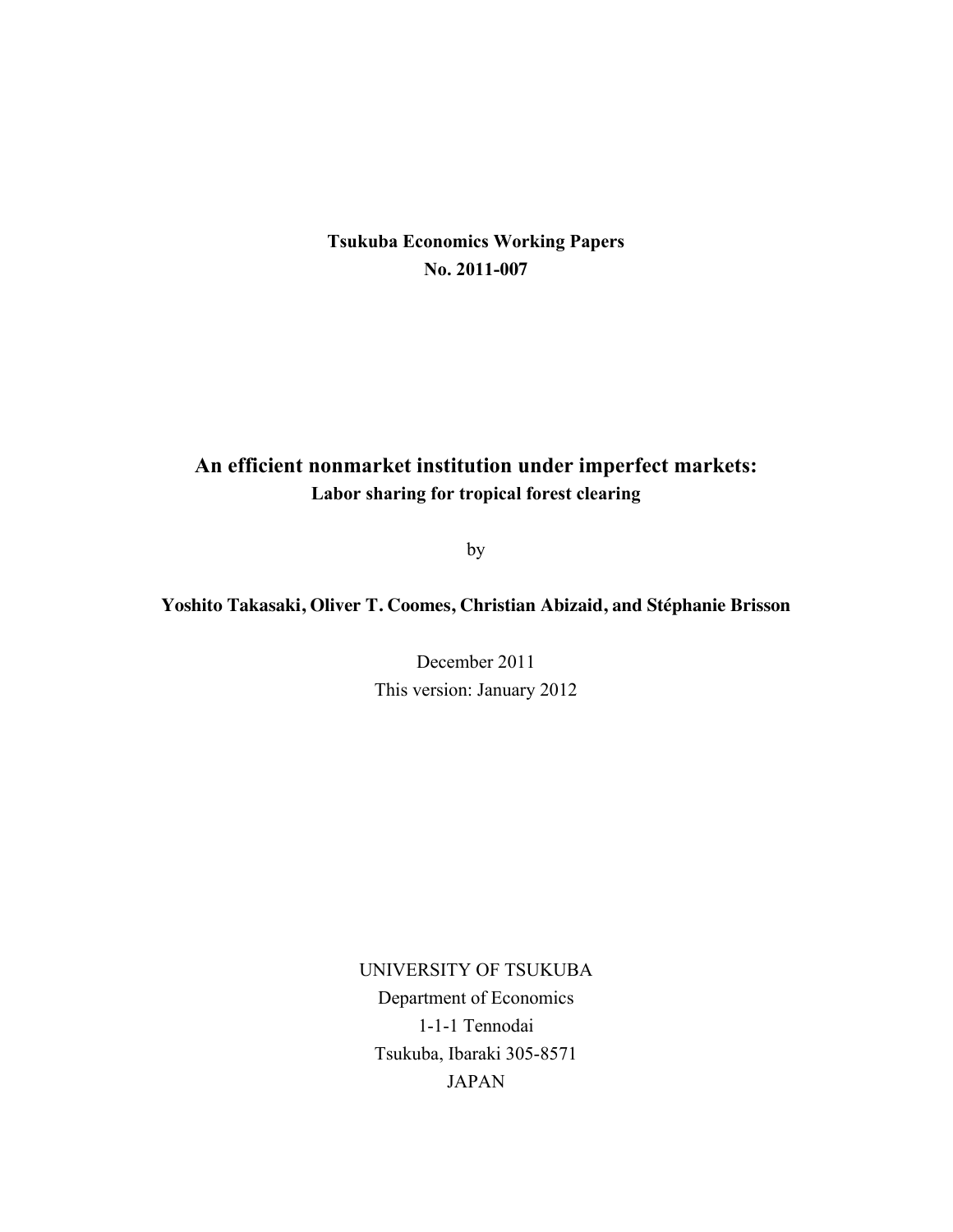**Tsukuba Economics Working Papers**
**No. 2011-007**

# An efficient nonmarket institution under imperfect markets:

## Labor sharing for tropical forest clearing

by

**Yoshito Takasaki, Oliver T. Coomes, Christian Abizaid, and Stéphanie Brisson**

December 2011

This version: January 2012

UNIVERSITY OF TSUKUBA

Department of Economics

1-1-1 Tennodai

Tsukuba, Ibaraki 305-8571

JAPAN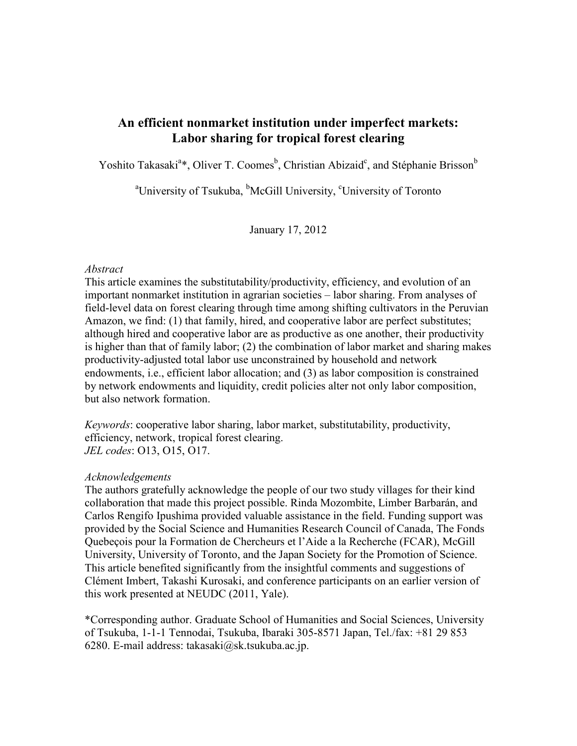# An efficient nonmarket institution under imperfect markets: Labor sharing for tropical forest clearing

Yoshito Takasaki[a]*, Oliver T. Coomes[b], Christian Abizaid[c], and Stéphanie Brisson[b]

[a]University of Tsukuba, [b]McGill University, [c]University of Toronto

January 17, 2012

*Abstract*

This article examines the substitutability/productivity, efficiency, and evolution of an important nonmarket institution in agrarian societies – labor sharing. From analyses of field-level data on forest clearing through time among shifting cultivators in the Peruvian Amazon, we find: (1) that family, hired, and cooperative labor are perfect substitutes; although hired and cooperative labor are as productive as one another, their productivity is higher than that of family labor; (2) the combination of labor market and sharing makes productivity-adjusted total labor use unconstrained by household and network endowments, i.e., efficient labor allocation; and (3) as labor composition is constrained by network endowments and liquidity, credit policies alter not only labor composition, but also network formation.

*Keywords*: cooperative labor sharing, labor market, substitutability, productivity, efficiency, network, tropical forest clearing.
*JEL codes*: O13, O15, O17.

*Acknowledgements*

The authors gratefully acknowledge the people of our two study villages for their kind collaboration that made this project possible. Rinda Mozombite, Limber Barbarán, and Carlos Rengifo Ipushima provided valuable assistance in the field. Funding support was provided by the Social Science and Humanities Research Council of Canada, The Fonds Quebeçois pour la Formation de Chercheurs et l'Aide a la Recherche (FCAR), McGill University, University of Toronto, and the Japan Society for the Promotion of Science. This article benefited significantly from the insightful comments and suggestions of Clément Imbert, Takashi Kurosaki, and conference participants on an earlier version of this work presented at NEUDC (2011, Yale).

*Corresponding author. Graduate School of Humanities and Social Sciences, University of Tsukuba, 1-1-1 Tennodai, Tsukuba, Ibaraki 305-8571 Japan, Tel./fax: +81 29 853 6280. E-mail address: takasaki@sk.tsukuba.ac.jp.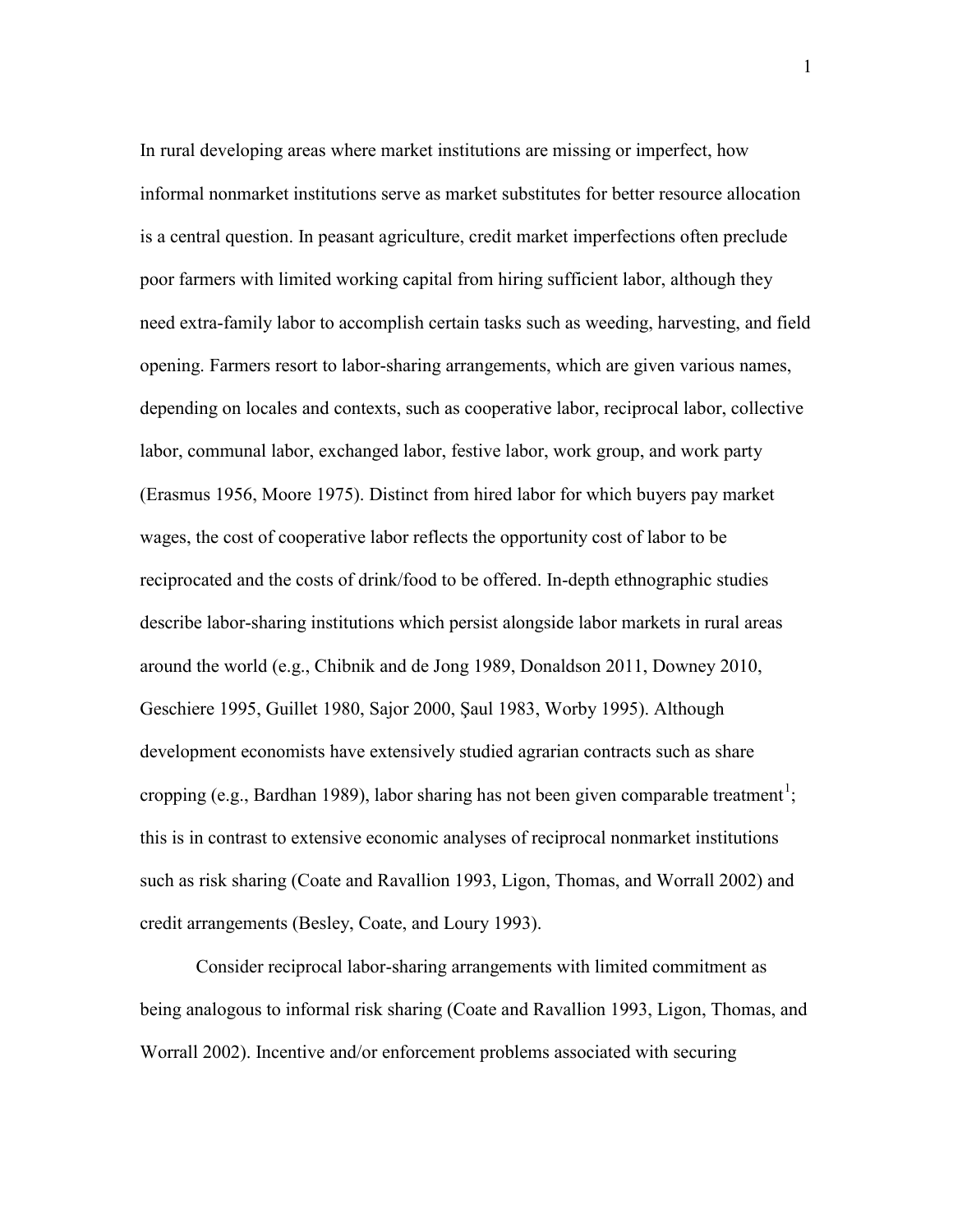In rural developing areas where market institutions are missing or imperfect, how informal nonmarket institutions serve as market substitutes for better resource allocation is a central question. In peasant agriculture, credit market imperfections often preclude poor farmers with limited working capital from hiring sufficient labor, although they need extra-family labor to accomplish certain tasks such as weeding, harvesting, and field opening. Farmers resort to labor-sharing arrangements, which are given various names, depending on locales and contexts, such as cooperative labor, reciprocal labor, collective labor, communal labor, exchanged labor, festive labor, work group, and work party (Erasmus 1956, Moore 1975). Distinct from hired labor for which buyers pay market wages, the cost of cooperative labor reflects the opportunity cost of labor to be reciprocated and the costs of drink/food to be offered. In-depth ethnographic studies describe labor-sharing institutions which persist alongside labor markets in rural areas around the world (e.g., Chibnik and de Jong 1989, Donaldson 2011, Downey 2010, Geschiere 1995, Guillet 1980, Sajor 2000, Şaul 1983, Worby 1995). Although development economists have extensively studied agrarian contracts such as share cropping (e.g., Bardhan 1989), labor sharing has not been given comparable treatment[1]; this is in contrast to extensive economic analyses of reciprocal nonmarket institutions such as risk sharing (Coate and Ravallion 1993, Ligon, Thomas, and Worrall 2002) and credit arrangements (Besley, Coate, and Loury 1993).

Consider reciprocal labor-sharing arrangements with limited commitment as being analogous to informal risk sharing (Coate and Ravallion 1993, Ligon, Thomas, and Worrall 2002). Incentive and/or enforcement problems associated with securing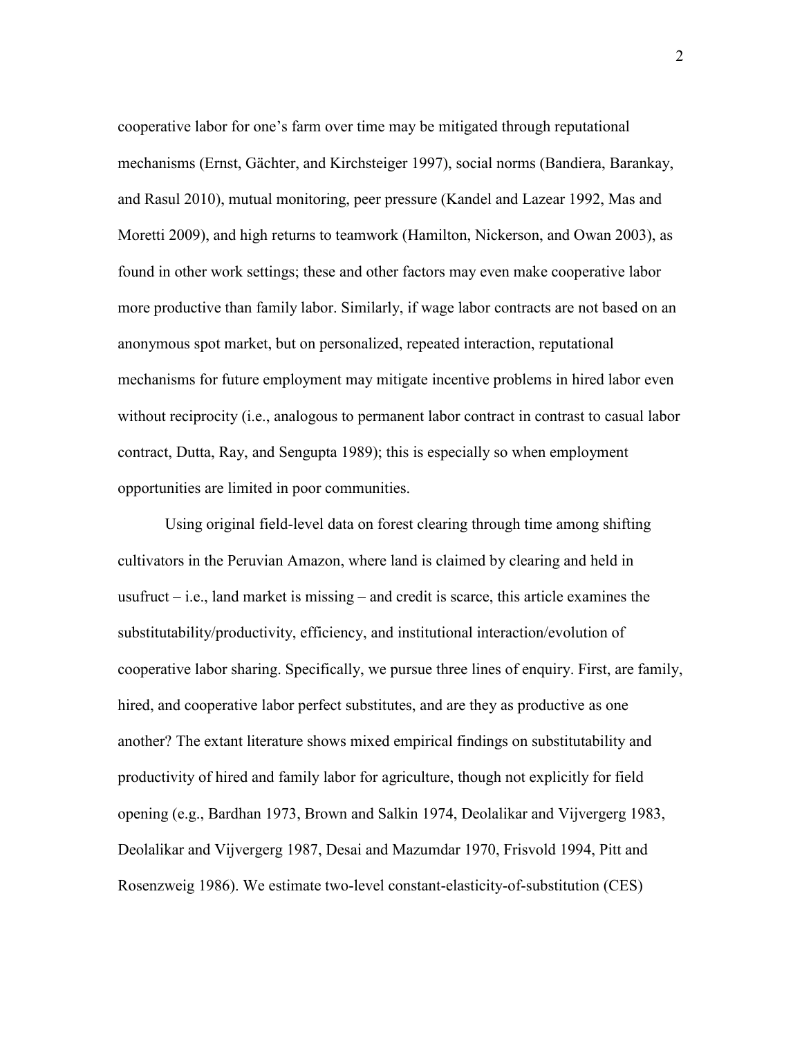cooperative labor for one's farm over time may be mitigated through reputational mechanisms (Ernst, Gächter, and Kirchsteiger 1997), social norms (Bandiera, Barankay, and Rasul 2010), mutual monitoring, peer pressure (Kandel and Lazear 1992, Mas and Moretti 2009), and high returns to teamwork (Hamilton, Nickerson, and Owan 2003), as found in other work settings; these and other factors may even make cooperative labor more productive than family labor. Similarly, if wage labor contracts are not based on an anonymous spot market, but on personalized, repeated interaction, reputational mechanisms for future employment may mitigate incentive problems in hired labor even without reciprocity (i.e., analogous to permanent labor contract in contrast to casual labor contract, Dutta, Ray, and Sengupta 1989); this is especially so when employment opportunities are limited in poor communities.

Using original field-level data on forest clearing through time among shifting cultivators in the Peruvian Amazon, where land is claimed by clearing and held in usufruct – i.e., land market is missing – and credit is scarce, this article examines the substitutability/productivity, efficiency, and institutional interaction/evolution of cooperative labor sharing. Specifically, we pursue three lines of enquiry. First, are family, hired, and cooperative labor perfect substitutes, and are they as productive as one another? The extant literature shows mixed empirical findings on substitutability and productivity of hired and family labor for agriculture, though not explicitly for field opening (e.g., Bardhan 1973, Brown and Salkin 1974, Deolalikar and Vijvergerg 1983, Deolalikar and Vijvergerg 1987, Desai and Mazumdar 1970, Frisvold 1994, Pitt and Rosenzweig 1986). We estimate two-level constant-elasticity-of-substitution (CES)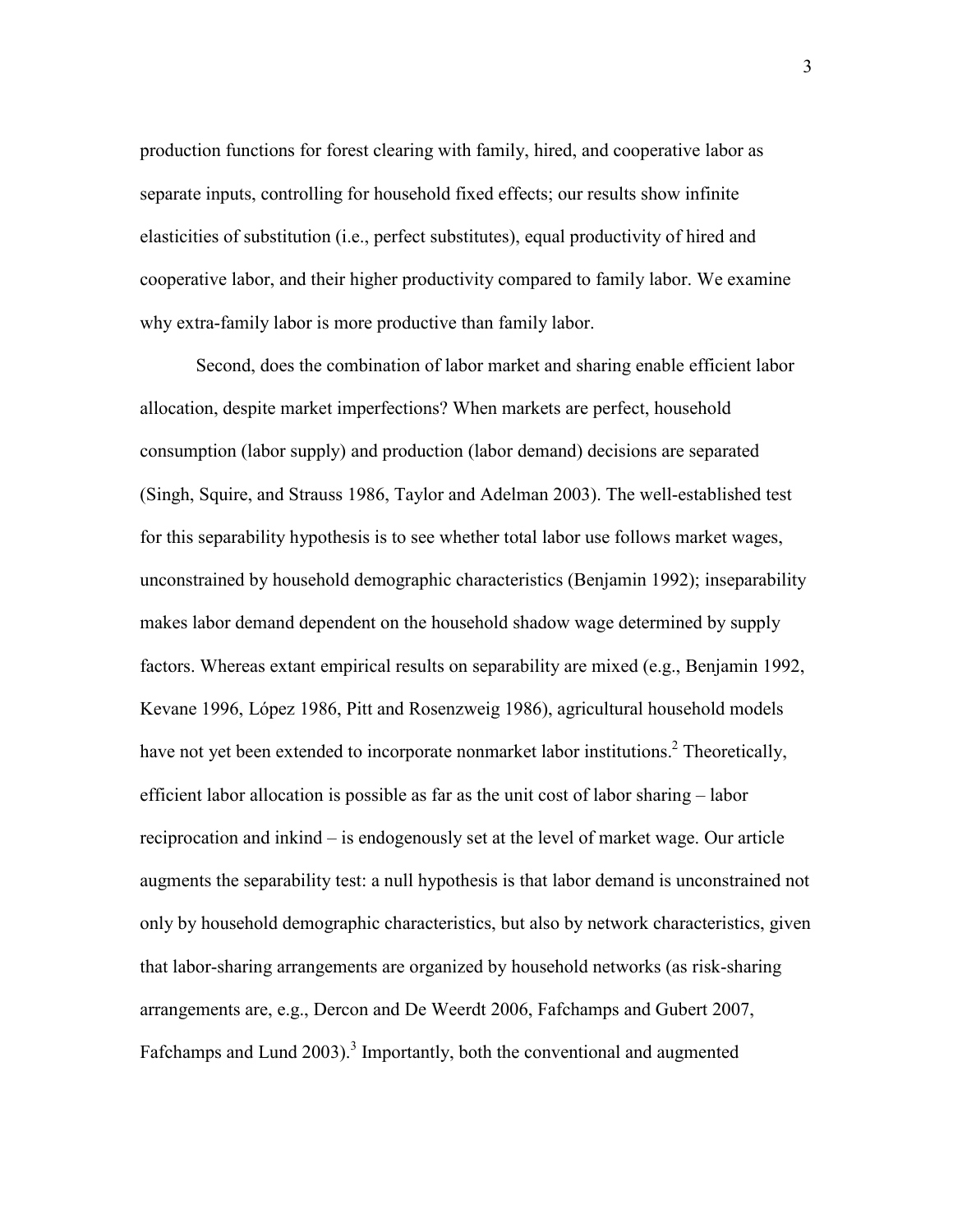production functions for forest clearing with family, hired, and cooperative labor as separate inputs, controlling for household fixed effects; our results show infinite elasticities of substitution (i.e., perfect substitutes), equal productivity of hired and cooperative labor, and their higher productivity compared to family labor. We examine why extra-family labor is more productive than family labor.

Second, does the combination of labor market and sharing enable efficient labor allocation, despite market imperfections? When markets are perfect, household consumption (labor supply) and production (labor demand) decisions are separated (Singh, Squire, and Strauss 1986, Taylor and Adelman 2003). The well-established test for this separability hypothesis is to see whether total labor use follows market wages, unconstrained by household demographic characteristics (Benjamin 1992); inseparability makes labor demand dependent on the household shadow wage determined by supply factors. Whereas extant empirical results on separability are mixed (e.g., Benjamin 1992, Kevane 1996, López 1986, Pitt and Rosenzweig 1986), agricultural household models have not yet been extended to incorporate nonmarket labor institutions.[2] Theoretically, efficient labor allocation is possible as far as the unit cost of labor sharing – labor reciprocation and inkind – is endogenously set at the level of market wage. Our article augments the separability test: a null hypothesis is that labor demand is unconstrained not only by household demographic characteristics, but also by network characteristics, given that labor-sharing arrangements are organized by household networks (as risk-sharing arrangements are, e.g., Dercon and De Weerdt 2006, Fafchamps and Gubert 2007, Fafchamps and Lund 2003).[3] Importantly, both the conventional and augmented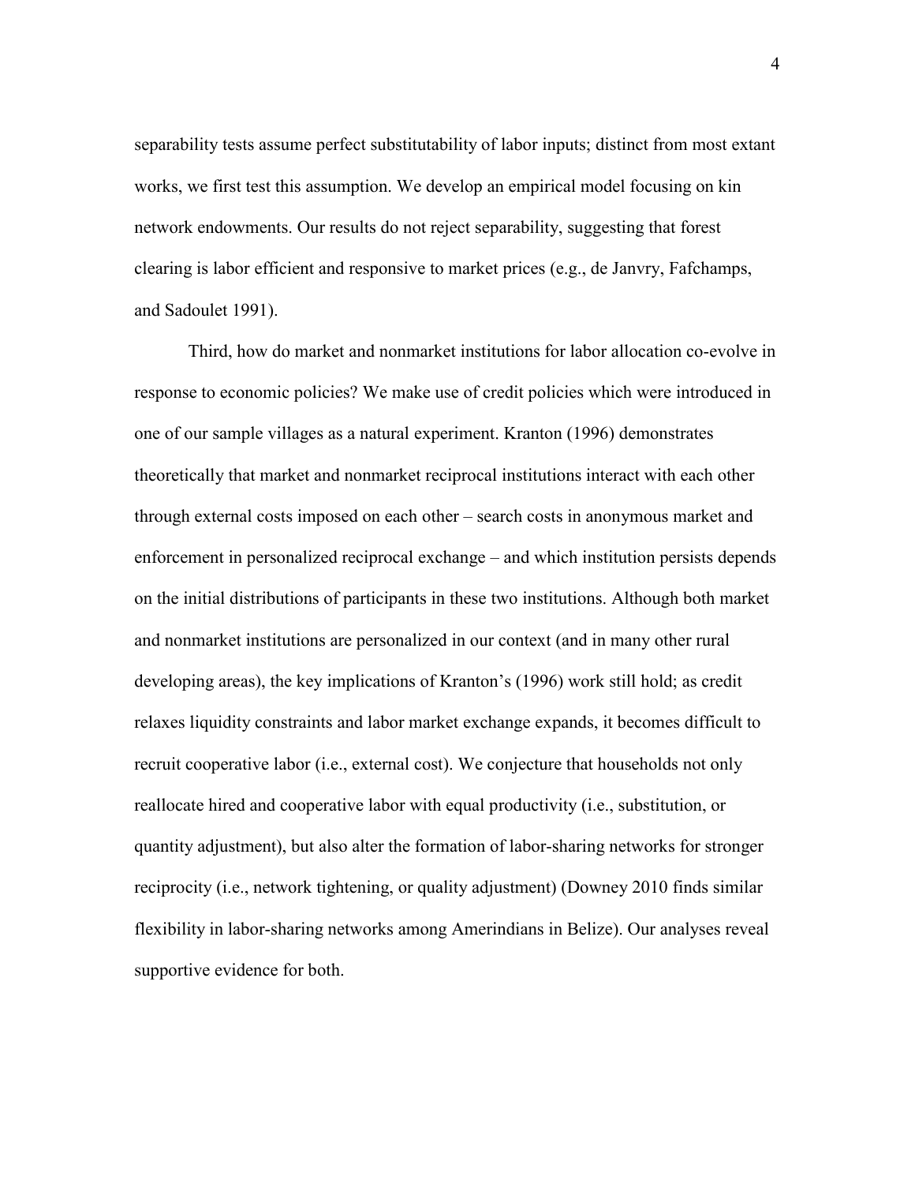separability tests assume perfect substitutability of labor inputs; distinct from most extant works, we first test this assumption. We develop an empirical model focusing on kin network endowments. Our results do not reject separability, suggesting that forest clearing is labor efficient and responsive to market prices (e.g., de Janvry, Fafchamps, and Sadoulet 1991).

Third, how do market and nonmarket institutions for labor allocation co-evolve in response to economic policies? We make use of credit policies which were introduced in one of our sample villages as a natural experiment. Kranton (1996) demonstrates theoretically that market and nonmarket reciprocal institutions interact with each other through external costs imposed on each other – search costs in anonymous market and enforcement in personalized reciprocal exchange – and which institution persists depends on the initial distributions of participants in these two institutions. Although both market and nonmarket institutions are personalized in our context (and in many other rural developing areas), the key implications of Kranton's (1996) work still hold; as credit relaxes liquidity constraints and labor market exchange expands, it becomes difficult to recruit cooperative labor (i.e., external cost). We conjecture that households not only reallocate hired and cooperative labor with equal productivity (i.e., substitution, or quantity adjustment), but also alter the formation of labor-sharing networks for stronger reciprocity (i.e., network tightening, or quality adjustment) (Downey 2010 finds similar flexibility in labor-sharing networks among Amerindians in Belize). Our analyses reveal supportive evidence for both.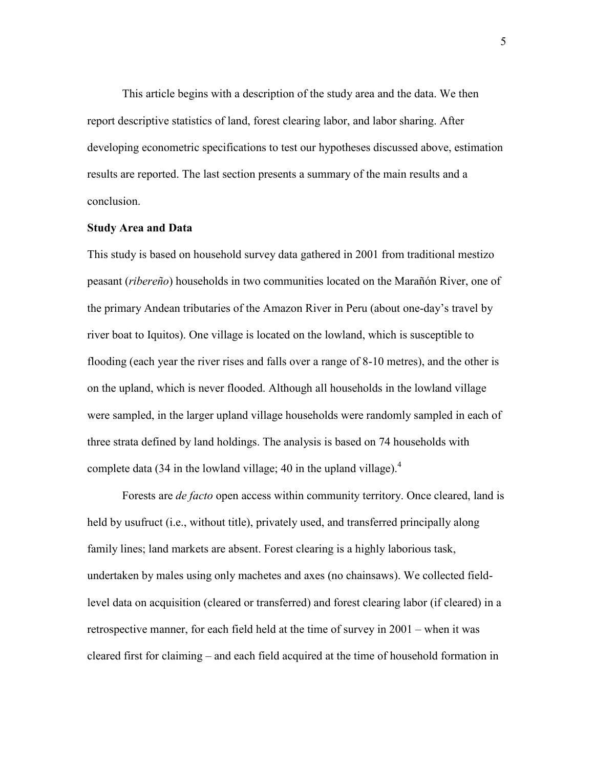This article begins with a description of the study area and the data. We then report descriptive statistics of land, forest clearing labor, and labor sharing. After developing econometric specifications to test our hypotheses discussed above, estimation results are reported. The last section presents a summary of the main results and a conclusion.

**Study Area and Data**

This study is based on household survey data gathered in 2001 from traditional mestizo peasant (*ribereño*) households in two communities located on the Marañón River, one of the primary Andean tributaries of the Amazon River in Peru (about one-day's travel by river boat to Iquitos). One village is located on the lowland, which is susceptible to flooding (each year the river rises and falls over a range of 8-10 metres), and the other is on the upland, which is never flooded. Although all households in the lowland village were sampled, in the larger upland village households were randomly sampled in each of three strata defined by land holdings. The analysis is based on 74 households with complete data (34 in the lowland village; 40 in the upland village).[4]

Forests are *de facto* open access within community territory. Once cleared, land is held by usufruct (i.e., without title), privately used, and transferred principally along family lines; land markets are absent. Forest clearing is a highly laborious task, undertaken by males using only machetes and axes (no chainsaws). We collected field-level data on acquisition (cleared or transferred) and forest clearing labor (if cleared) in a retrospective manner, for each field held at the time of survey in 2001 – when it was cleared first for claiming – and each field acquired at the time of household formation in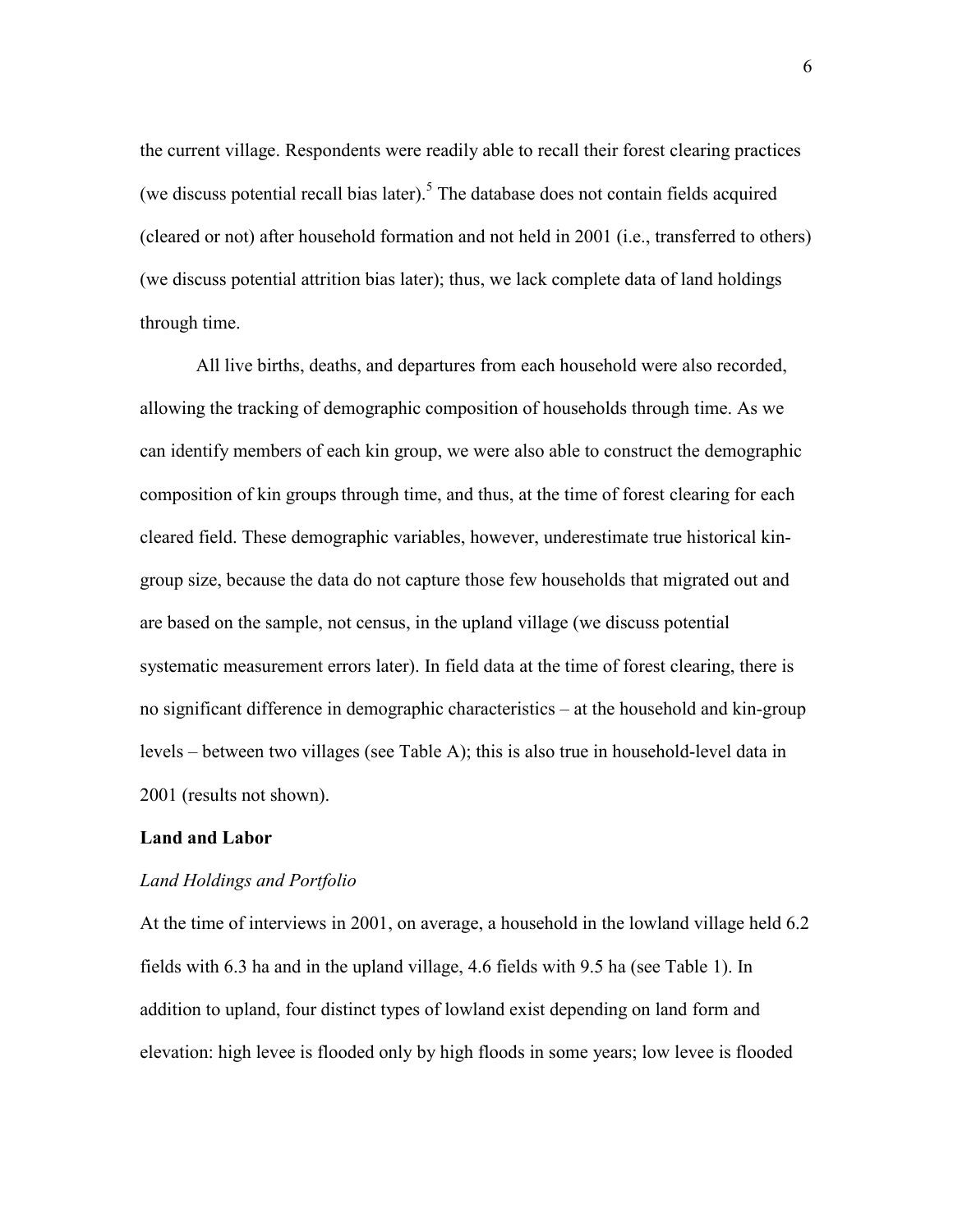the current village. Respondents were readily able to recall their forest clearing practices (we discuss potential recall bias later).[5] The database does not contain fields acquired (cleared or not) after household formation and not held in 2001 (i.e., transferred to others) (we discuss potential attrition bias later); thus, we lack complete data of land holdings through time.

All live births, deaths, and departures from each household were also recorded, allowing the tracking of demographic composition of households through time. As we can identify members of each kin group, we were also able to construct the demographic composition of kin groups through time, and thus, at the time of forest clearing for each cleared field. These demographic variables, however, underestimate true historical kin-group size, because the data do not capture those few households that migrated out and are based on the sample, not census, in the upland village (we discuss potential systematic measurement errors later). In field data at the time of forest clearing, there is no significant difference in demographic characteristics – at the household and kin-group levels – between two villages (see Table A); this is also true in household-level data in 2001 (results not shown).

## Land and Labor

### *Land Holdings and Portfolio*

At the time of interviews in 2001, on average, a household in the lowland village held 6.2 fields with 6.3 ha and in the upland village, 4.6 fields with 9.5 ha (see Table 1). In addition to upland, four distinct types of lowland exist depending on land form and elevation: high levee is flooded only by high floods in some years; low levee is flooded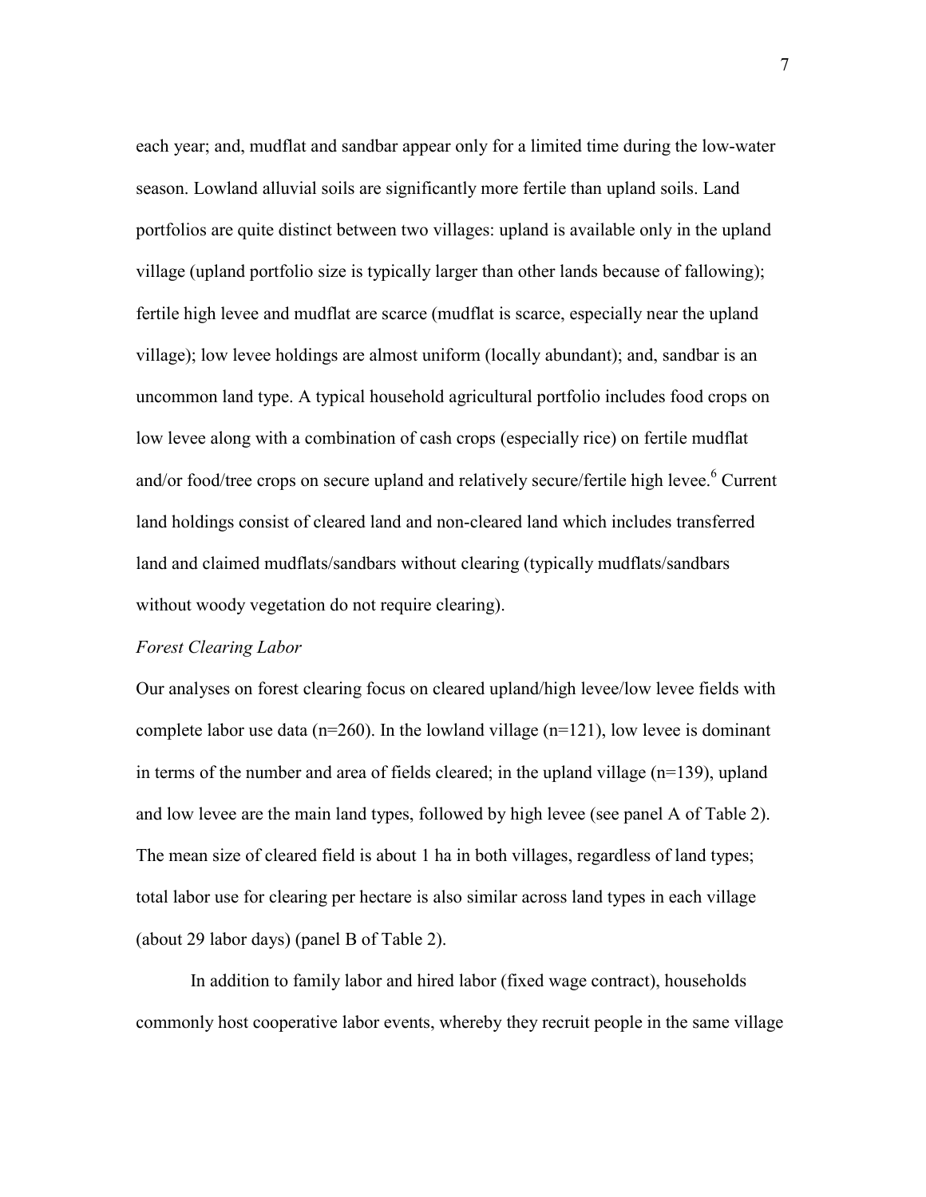each year; and, mudflat and sandbar appear only for a limited time during the low-water season. Lowland alluvial soils are significantly more fertile than upland soils. Land portfolios are quite distinct between two villages: upland is available only in the upland village (upland portfolio size is typically larger than other lands because of fallowing); fertile high levee and mudflat are scarce (mudflat is scarce, especially near the upland village); low levee holdings are almost uniform (locally abundant); and, sandbar is an uncommon land type. A typical household agricultural portfolio includes food crops on low levee along with a combination of cash crops (especially rice) on fertile mudflat and/or food/tree crops on secure upland and relatively secure/fertile high levee.[6] Current land holdings consist of cleared land and non-cleared land which includes transferred land and claimed mudflats/sandbars without clearing (typically mudflats/sandbars without woody vegetation do not require clearing).

*Forest Clearing Labor*

Our analyses on forest clearing focus on cleared upland/high levee/low levee fields with complete labor use data (n=260). In the lowland village (n=121), low levee is dominant in terms of the number and area of fields cleared; in the upland village (n=139), upland and low levee are the main land types, followed by high levee (see panel A of Table 2). The mean size of cleared field is about 1 ha in both villages, regardless of land types; total labor use for clearing per hectare is also similar across land types in each village (about 29 labor days) (panel B of Table 2).

In addition to family labor and hired labor (fixed wage contract), households commonly host cooperative labor events, whereby they recruit people in the same village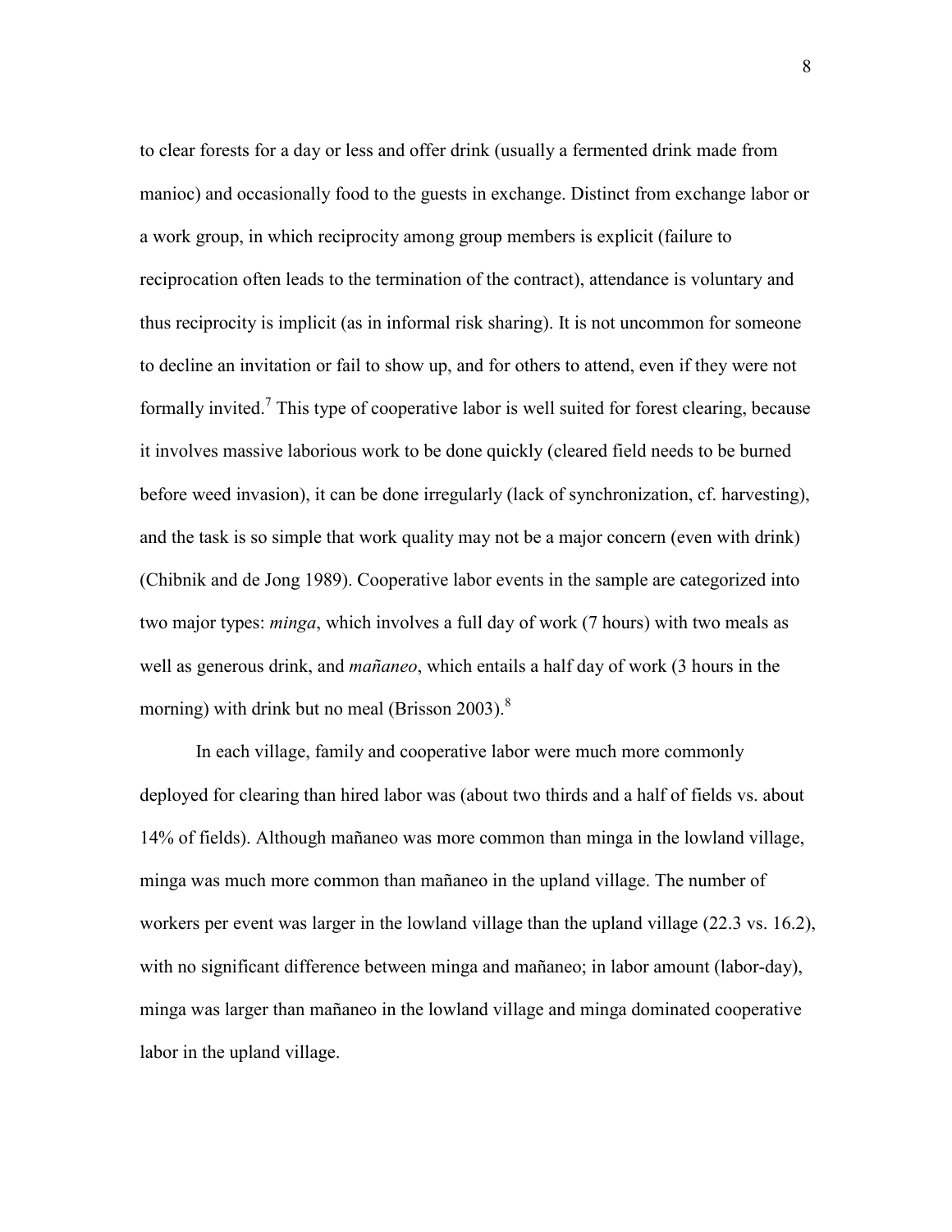to clear forests for a day or less and offer drink (usually a fermented drink made from manioc) and occasionally food to the guests in exchange. Distinct from exchange labor or a work group, in which reciprocity among group members is explicit (failure to reciprocation often leads to the termination of the contract), attendance is voluntary and thus reciprocity is implicit (as in informal risk sharing). It is not uncommon for someone to decline an invitation or fail to show up, and for others to attend, even if they were not formally invited.[7] This type of cooperative labor is well suited for forest clearing, because it involves massive laborious work to be done quickly (cleared field needs to be burned before weed invasion), it can be done irregularly (lack of synchronization, cf. harvesting), and the task is so simple that work quality may not be a major concern (even with drink) (Chibnik and de Jong 1989). Cooperative labor events in the sample are categorized into two major types: *minga*, which involves a full day of work (7 hours) with two meals as well as generous drink, and *mañaneo*, which entails a half day of work (3 hours in the morning) with drink but no meal (Brisson 2003).[8]

In each village, family and cooperative labor were much more commonly deployed for clearing than hired labor was (about two thirds and a half of fields vs. about 14% of fields). Although mañaneo was more common than minga in the lowland village, minga was much more common than mañaneo in the upland village. The number of workers per event was larger in the lowland village than the upland village (22.3 vs. 16.2), with no significant difference between minga and mañaneo; in labor amount (labor-day), minga was larger than mañaneo in the lowland village and minga dominated cooperative labor in the upland village.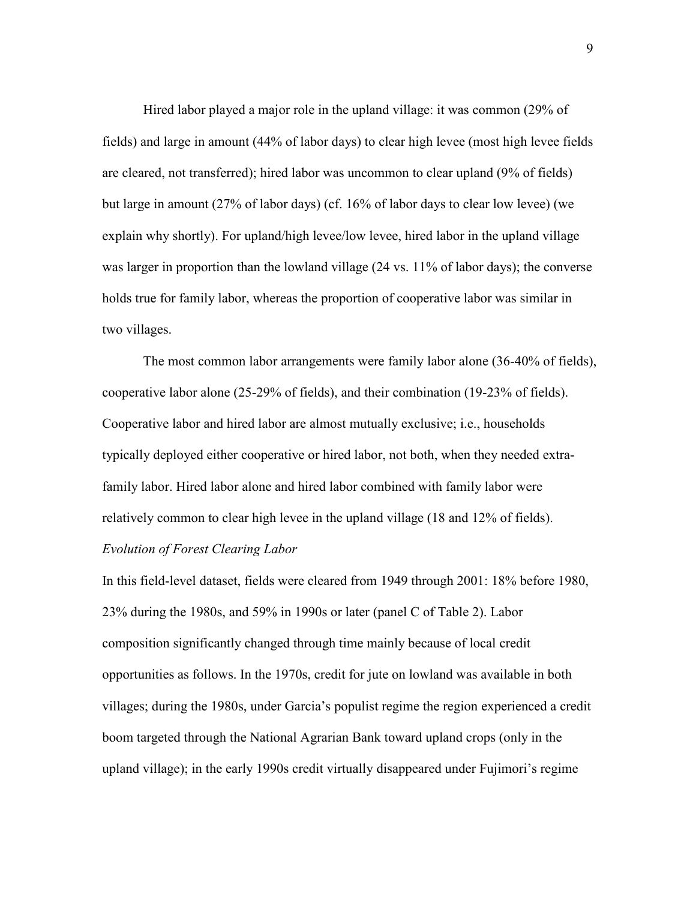Hired labor played a major role in the upland village: it was common (29% of fields) and large in amount (44% of labor days) to clear high levee (most high levee fields are cleared, not transferred); hired labor was uncommon to clear upland (9% of fields) but large in amount (27% of labor days) (cf. 16% of labor days to clear low levee) (we explain why shortly). For upland/high levee/low levee, hired labor in the upland village was larger in proportion than the lowland village (24 vs. 11% of labor days); the converse holds true for family labor, whereas the proportion of cooperative labor was similar in two villages.

The most common labor arrangements were family labor alone (36-40% of fields), cooperative labor alone (25-29% of fields), and their combination (19-23% of fields). Cooperative labor and hired labor are almost mutually exclusive; i.e., households typically deployed either cooperative or hired labor, not both, when they needed extra-family labor. Hired labor alone and hired labor combined with family labor were relatively common to clear high levee in the upland village (18 and 12% of fields).

*Evolution of Forest Clearing Labor*

In this field-level dataset, fields were cleared from 1949 through 2001: 18% before 1980, 23% during the 1980s, and 59% in 1990s or later (panel C of Table 2). Labor composition significantly changed through time mainly because of local credit opportunities as follows. In the 1970s, credit for jute on lowland was available in both villages; during the 1980s, under Garcia's populist regime the region experienced a credit boom targeted through the National Agrarian Bank toward upland crops (only in the upland village); in the early 1990s credit virtually disappeared under Fujimori's regime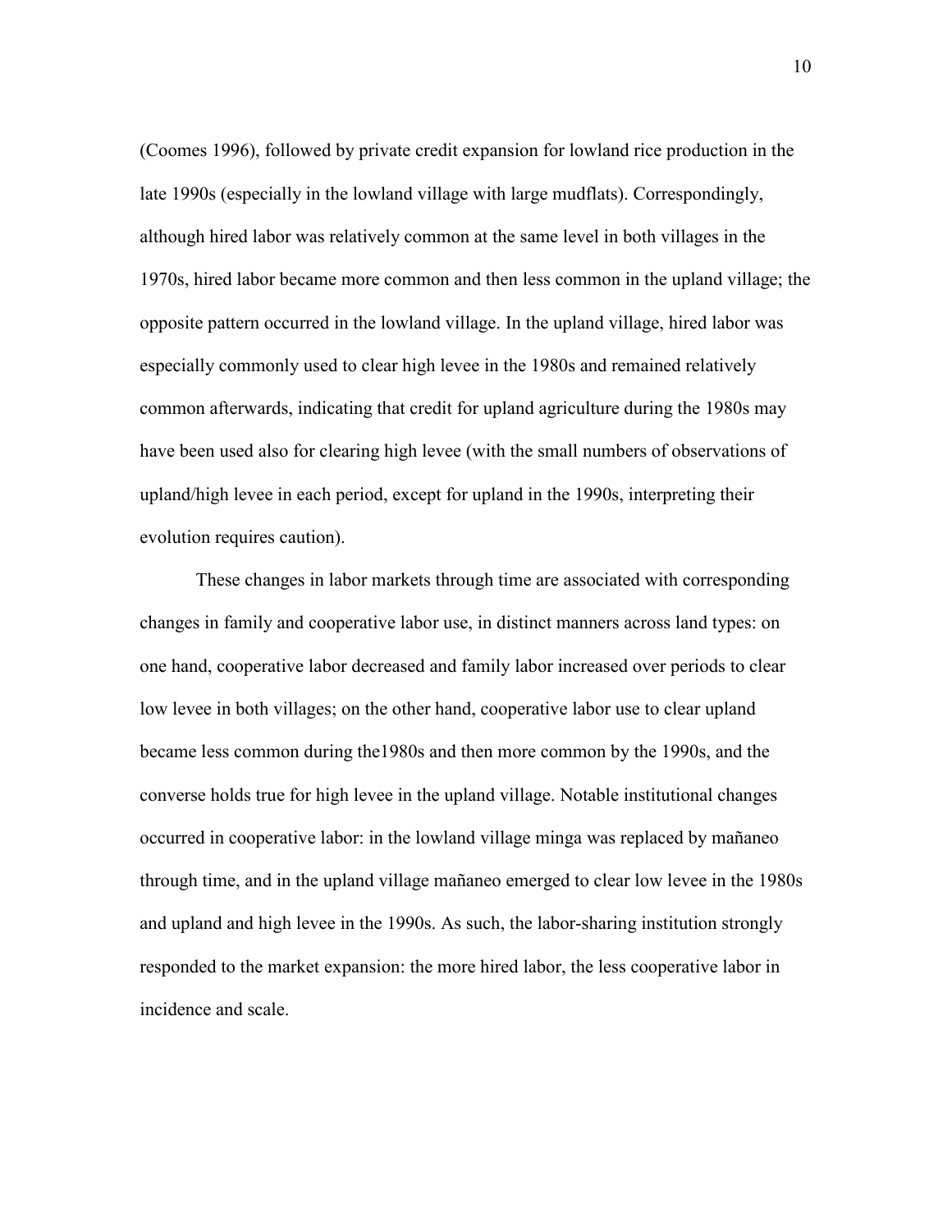(Coomes 1996), followed by private credit expansion for lowland rice production in the late 1990s (especially in the lowland village with large mudflats). Correspondingly, although hired labor was relatively common at the same level in both villages in the 1970s, hired labor became more common and then less common in the upland village; the opposite pattern occurred in the lowland village. In the upland village, hired labor was especially commonly used to clear high levee in the 1980s and remained relatively common afterwards, indicating that credit for upland agriculture during the 1980s may have been used also for clearing high levee (with the small numbers of observations of upland/high levee in each period, except for upland in the 1990s, interpreting their evolution requires caution).

These changes in labor markets through time are associated with corresponding changes in family and cooperative labor use, in distinct manners across land types: on one hand, cooperative labor decreased and family labor increased over periods to clear low levee in both villages; on the other hand, cooperative labor use to clear upland became less common during the1980s and then more common by the 1990s, and the converse holds true for high levee in the upland village. Notable institutional changes occurred in cooperative labor: in the lowland village minga was replaced by mañaneo through time, and in the upland village mañaneo emerged to clear low levee in the 1980s and upland and high levee in the 1990s. As such, the labor-sharing institution strongly responded to the market expansion: the more hired labor, the less cooperative labor in incidence and scale.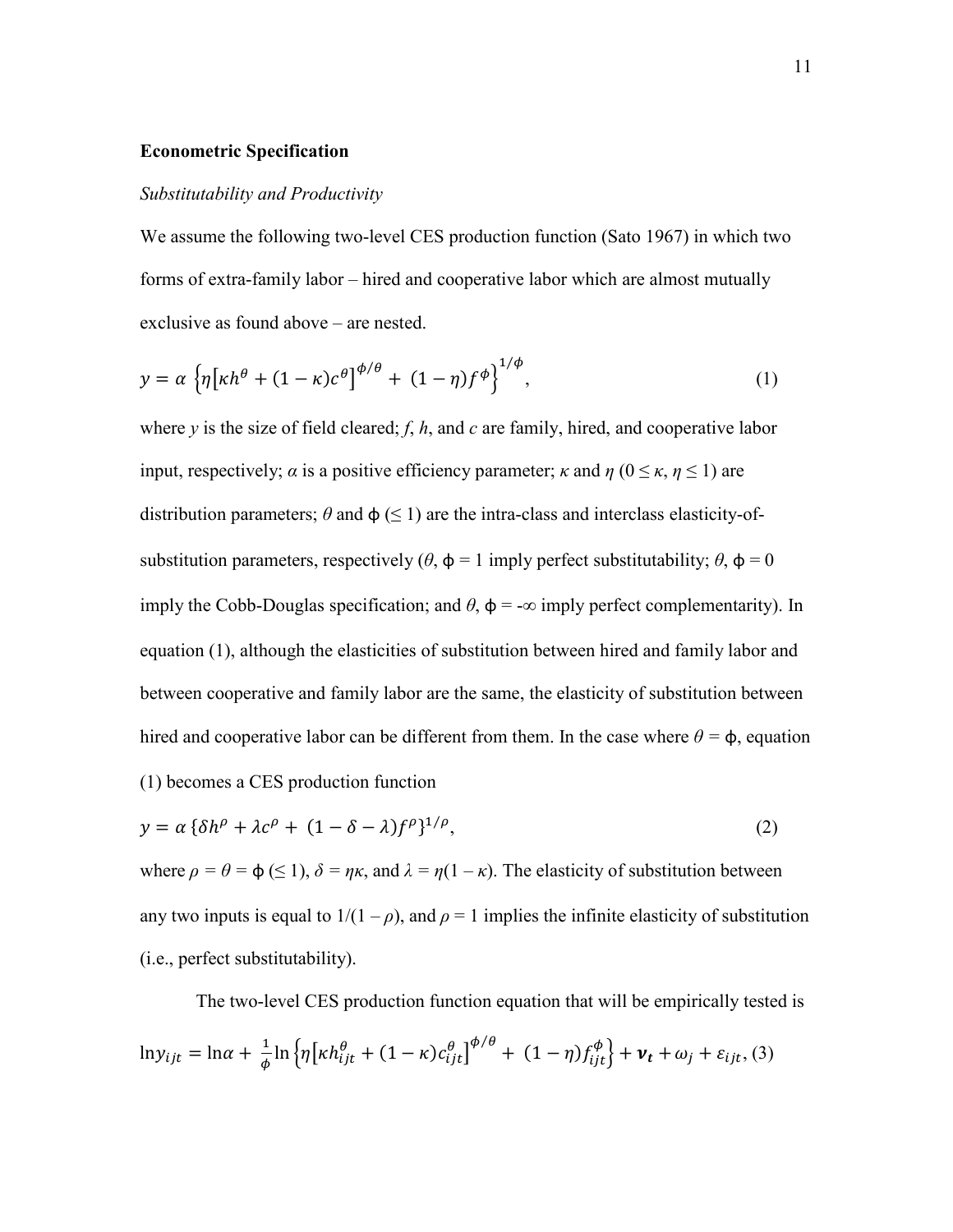**Econometric Specification**

*Substitutability and Productivity*

We assume the following two-level CES production function (Sato 1967) in which two forms of extra-family labor – hired and cooperative labor which are almost mutually exclusive as found above – are nested.

$$y = \alpha \left\{\eta\left[\kappa h^{\theta} + (1-\kappa)c^{\theta}\right]^{\phi/\theta} + (1-\eta)f^{\phi}\right\}^{1/\phi}, \tag{1}$$

where $y$ is the size of field cleared; $f$, $h$, and $c$ are family, hired, and cooperative labor input, respectively; $\alpha$ is a positive efficiency parameter; $\kappa$ and $\eta$ ($0 \leq \kappa, \eta \leq 1$) are distribution parameters; $\theta$ and $\phi$ ($\leq 1$) are the intra-class and interclass elasticity-of-substitution parameters, respectively ($\theta$, $\phi = 1$ imply perfect substitutability; $\theta$, $\phi = 0$ imply the Cobb-Douglas specification; and $\theta$, $\phi = -\infty$ imply perfect complementarity). In equation (1), although the elasticities of substitution between hired and family labor and between cooperative and family labor are the same, the elasticity of substitution between hired and cooperative labor can be different from them. In the case where $\theta = \phi$, equation (1) becomes a CES production function

$$y = \alpha \left\{\delta h^{\rho} + \lambda c^{\rho} + (1-\delta-\lambda)f^{\rho}\right\}^{1/\rho}, \tag{2}$$

where $\rho = \theta = \phi$ ($\leq 1$), $\delta = \eta\kappa$, and $\lambda = \eta(1-\kappa)$. The elasticity of substitution between any two inputs is equal to $1/(1-\rho)$, and $\rho = 1$ implies the infinite elasticity of substitution (i.e., perfect substitutability).

The two-level CES production function equation that will be empirically tested is

$$\ln y_{ijt} = \ln\alpha + \frac{1}{\phi}\ln\left\{\eta\left[\kappa h_{ijt}^{\theta} + (1-\kappa)c_{ijt}^{\theta}\right]^{\phi/\theta} + (1-\eta)f_{ijt}^{\phi}\right\} + \boldsymbol{\nu_t} + \omega_j + \varepsilon_{ijt}, \tag{3}$$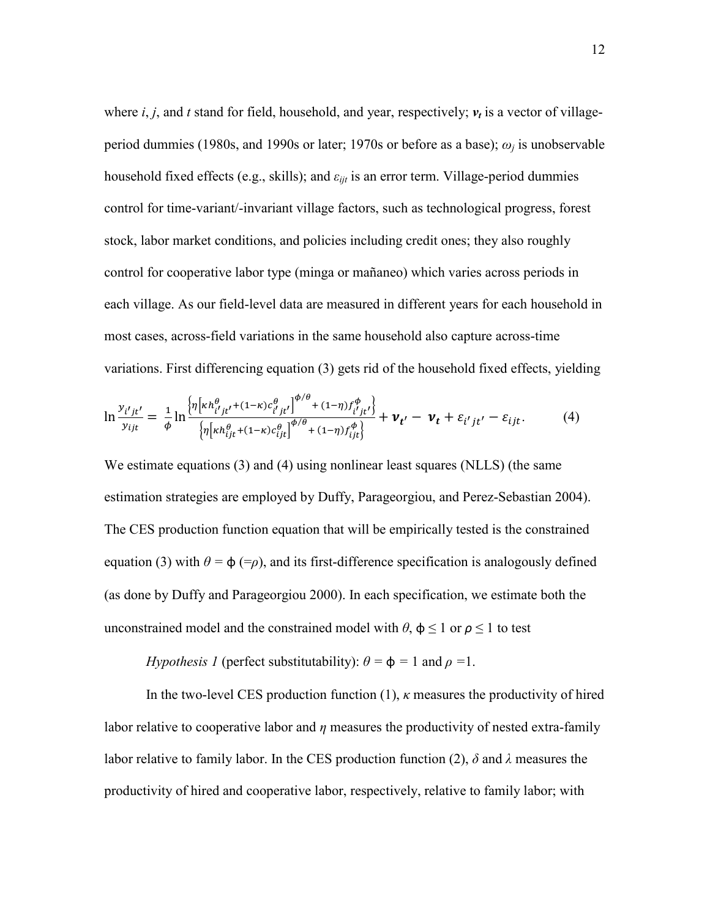where $i$, $j$, and $t$ stand for field, household, and year, respectively; $\boldsymbol{v_t}$ is a vector of village-period dummies (1980s, and 1990s or later; 1970s or before as a base); $\omega_j$ is unobservable household fixed effects (e.g., skills); and $\varepsilon_{ijt}$ is an error term. Village-period dummies control for time-variant/-invariant village factors, such as technological progress, forest stock, labor market conditions, and policies including credit ones; they also roughly control for cooperative labor type (minga or mañaneo) which varies across periods in each village. As our field-level data are measured in different years for each household in most cases, across-field variations in the same household also capture across-time variations. First differencing equation (3) gets rid of the household fixed effects, yielding

$$\ln \frac{y_{i'jt'}}{y_{ijt}} = \frac{1}{\phi} \ln \frac{\left\{\eta \left[\kappa h_{i'jt'}^{\theta} + (1-\kappa) c_{i'jt'}^{\theta}\right]^{\phi/\theta} + (1-\eta) f_{i'jt'}^{\phi}\right\}}{\left\{\eta \left[\kappa h_{ijt}^{\theta} + (1-\kappa) c_{ijt}^{\theta}\right]^{\phi/\theta} + (1-\eta) f_{ijt}^{\phi}\right\}} + \boldsymbol{v_{t'}} - \boldsymbol{v_t} + \varepsilon_{i'jt'} - \varepsilon_{ijt}. \tag{4}$$

We estimate equations (3) and (4) using nonlinear least squares (NLLS) (the same estimation strategies are employed by Duffy, Parageorgiou, and Perez-Sebastian 2004). The CES production function equation that will be empirically tested is the constrained equation (3) with $\theta = \phi$ ($=\rho$), and its first-difference specification is analogously defined (as done by Duffy and Parageorgiou 2000). In each specification, we estimate both the unconstrained model and the constrained model with $\theta$, $\phi \leq 1$ or $\rho \leq 1$ to test

*Hypothesis 1* (perfect substitutability): $\theta = \phi = 1$ and $\rho = 1$.

In the two-level CES production function (1), $\kappa$ measures the productivity of hired labor relative to cooperative labor and $\eta$ measures the productivity of nested extra-family labor relative to family labor. In the CES production function (2), $\delta$ and $\lambda$ measures the productivity of hired and cooperative labor, respectively, relative to family labor; with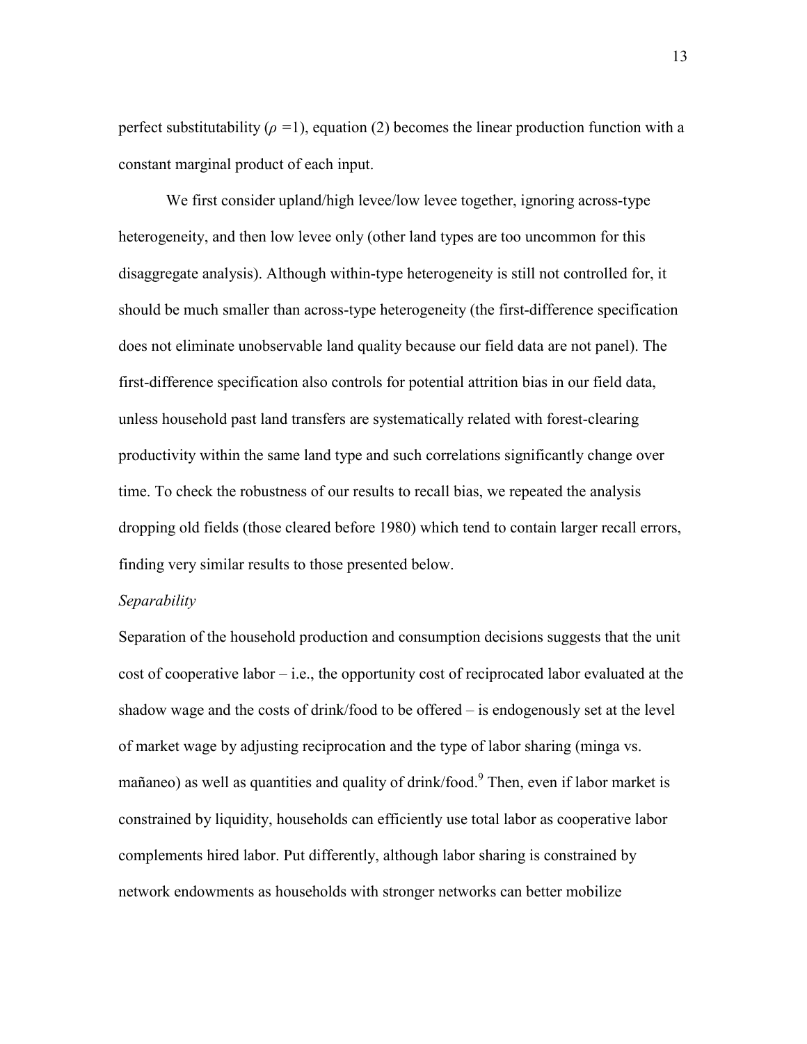perfect substitutability ($\rho$ =1), equation (2) becomes the linear production function with a constant marginal product of each input.

We first consider upland/high levee/low levee together, ignoring across-type heterogeneity, and then low levee only (other land types are too uncommon for this disaggregate analysis). Although within-type heterogeneity is still not controlled for, it should be much smaller than across-type heterogeneity (the first-difference specification does not eliminate unobservable land quality because our field data are not panel). The first-difference specification also controls for potential attrition bias in our field data, unless household past land transfers are systematically related with forest-clearing productivity within the same land type and such correlations significantly change over time. To check the robustness of our results to recall bias, we repeated the analysis dropping old fields (those cleared before 1980) which tend to contain larger recall errors, finding very similar results to those presented below.

*Separability*

Separation of the household production and consumption decisions suggests that the unit cost of cooperative labor – i.e., the opportunity cost of reciprocated labor evaluated at the shadow wage and the costs of drink/food to be offered – is endogenously set at the level of market wage by adjusting reciprocation and the type of labor sharing (minga vs. mañaneo) as well as quantities and quality of drink/food.[9] Then, even if labor market is constrained by liquidity, households can efficiently use total labor as cooperative labor complements hired labor. Put differently, although labor sharing is constrained by network endowments as households with stronger networks can better mobilize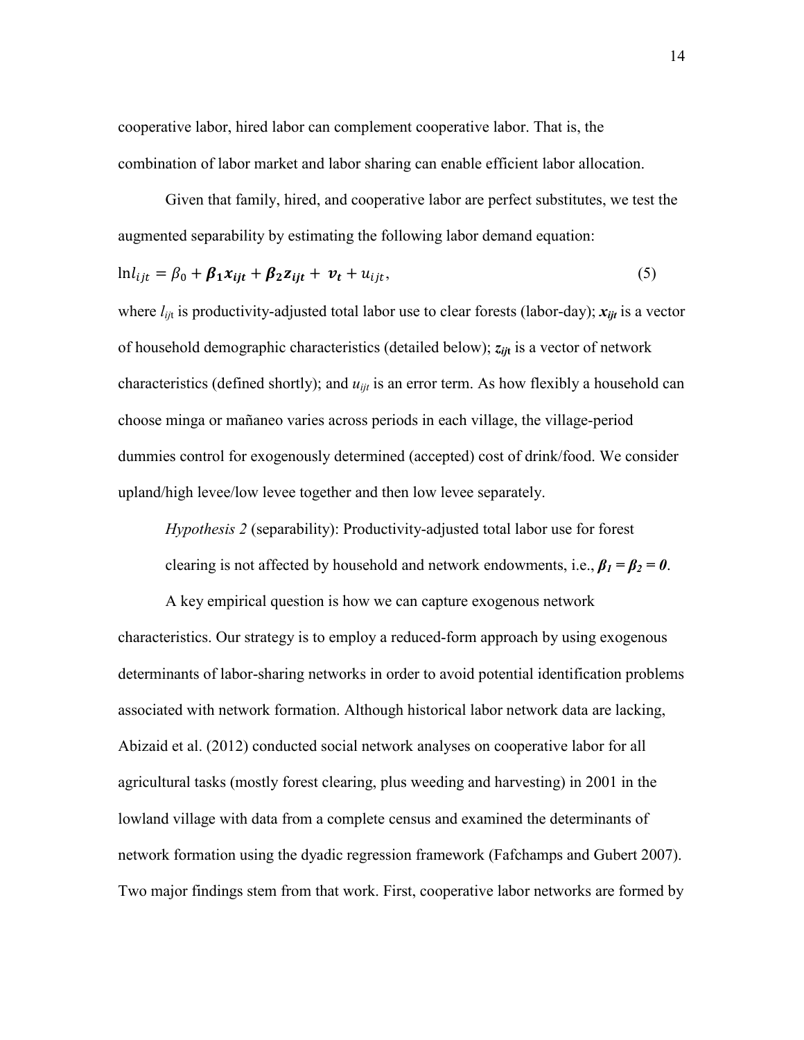cooperative labor, hired labor can complement cooperative labor. That is, the combination of labor market and labor sharing can enable efficient labor allocation.

Given that family, hired, and cooperative labor are perfect substitutes, we test the augmented separability by estimating the following labor demand equation:

$$\ln l_{ijt} = \beta_0 + \boldsymbol{\beta_1 x_{ijt}} + \boldsymbol{\beta_2 z_{ijt}} + \boldsymbol{v_t} + u_{ijt}, \quad (5)$$

where $l_{ijt}$ is productivity-adjusted total labor use to clear forests (labor-day); $\boldsymbol{x_{ijt}}$ is a vector of household demographic characteristics (detailed below); $\boldsymbol{z_{ijt}}$ is a vector of network characteristics (defined shortly); and $u_{ijt}$ is an error term. As how flexibly a household can choose minga or mañaneo varies across periods in each village, the village-period dummies control for exogenously determined (accepted) cost of drink/food. We consider upland/high levee/low levee together and then low levee separately.

*Hypothesis 2* (separability): Productivity-adjusted total labor use for forest clearing is not affected by household and network endowments, i.e., $\boldsymbol{\beta_1} = \boldsymbol{\beta_2} = \boldsymbol{0}$.

A key empirical question is how we can capture exogenous network characteristics. Our strategy is to employ a reduced-form approach by using exogenous determinants of labor-sharing networks in order to avoid potential identification problems associated with network formation. Although historical labor network data are lacking, Abizaid et al. (2012) conducted social network analyses on cooperative labor for all agricultural tasks (mostly forest clearing, plus weeding and harvesting) in 2001 in the lowland village with data from a complete census and examined the determinants of network formation using the dyadic regression framework (Fafchamps and Gubert 2007). Two major findings stem from that work. First, cooperative labor networks are formed by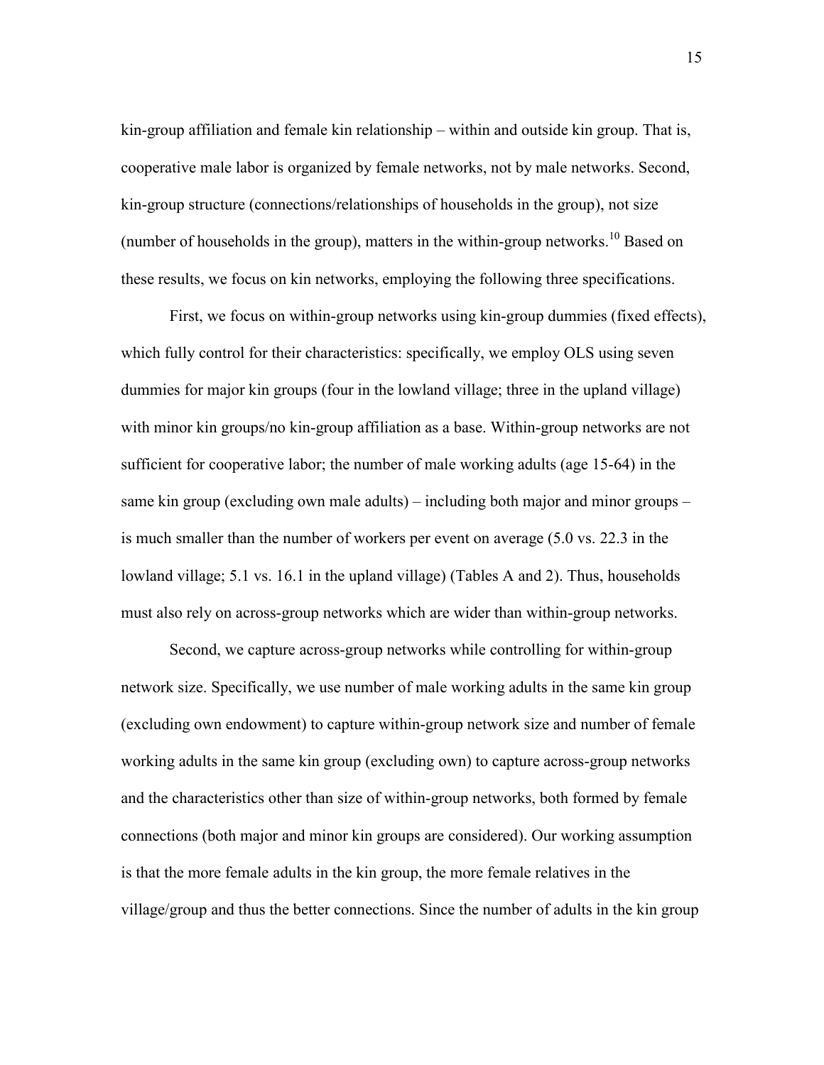kin-group affiliation and female kin relationship – within and outside kin group. That is, cooperative male labor is organized by female networks, not by male networks. Second, kin-group structure (connections/relationships of households in the group), not size (number of households in the group), matters in the within-group networks.[10] Based on these results, we focus on kin networks, employing the following three specifications.

First, we focus on within-group networks using kin-group dummies (fixed effects), which fully control for their characteristics: specifically, we employ OLS using seven dummies for major kin groups (four in the lowland village; three in the upland village) with minor kin groups/no kin-group affiliation as a base. Within-group networks are not sufficient for cooperative labor; the number of male working adults (age 15-64) in the same kin group (excluding own male adults) – including both major and minor groups – is much smaller than the number of workers per event on average (5.0 vs. 22.3 in the lowland village; 5.1 vs. 16.1 in the upland village) (Tables A and 2). Thus, households must also rely on across-group networks which are wider than within-group networks.

Second, we capture across-group networks while controlling for within-group network size. Specifically, we use number of male working adults in the same kin group (excluding own endowment) to capture within-group network size and number of female working adults in the same kin group (excluding own) to capture across-group networks and the characteristics other than size of within-group networks, both formed by female connections (both major and minor kin groups are considered). Our working assumption is that the more female adults in the kin group, the more female relatives in the village/group and thus the better connections. Since the number of adults in the kin group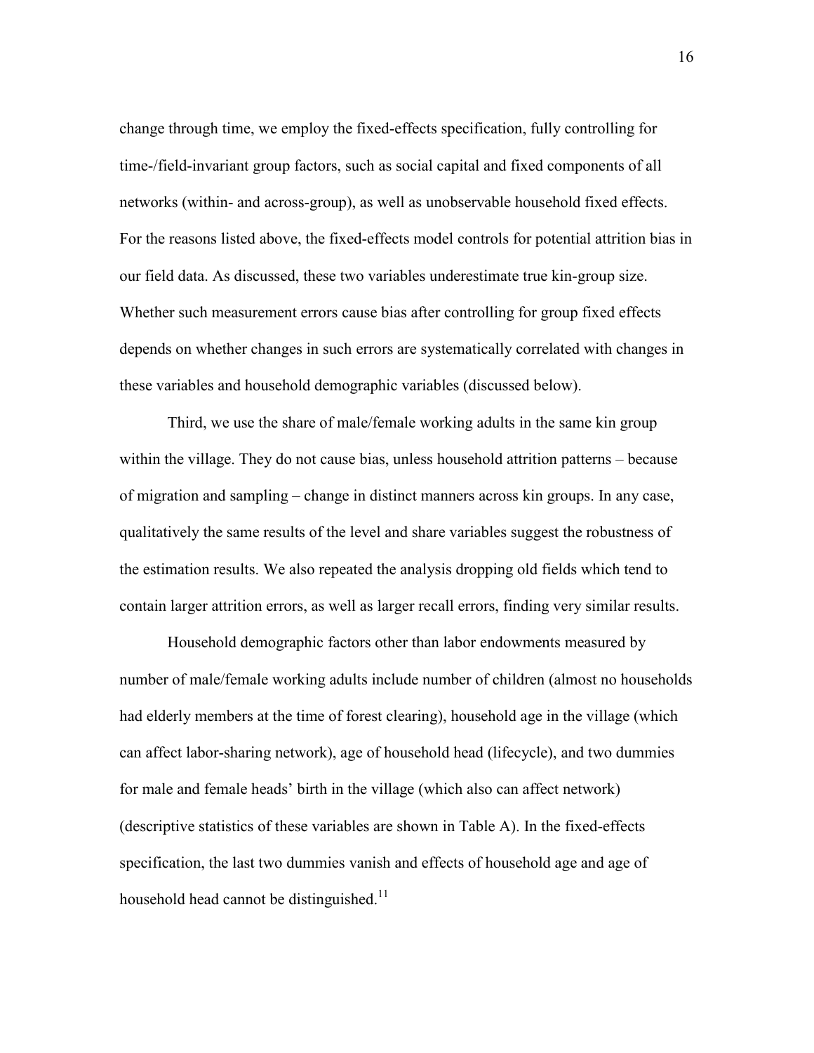change through time, we employ the fixed-effects specification, fully controlling for time-/field-invariant group factors, such as social capital and fixed components of all networks (within- and across-group), as well as unobservable household fixed effects. For the reasons listed above, the fixed-effects model controls for potential attrition bias in our field data. As discussed, these two variables underestimate true kin-group size. Whether such measurement errors cause bias after controlling for group fixed effects depends on whether changes in such errors are systematically correlated with changes in these variables and household demographic variables (discussed below).

Third, we use the share of male/female working adults in the same kin group within the village. They do not cause bias, unless household attrition patterns – because of migration and sampling – change in distinct manners across kin groups. In any case, qualitatively the same results of the level and share variables suggest the robustness of the estimation results. We also repeated the analysis dropping old fields which tend to contain larger attrition errors, as well as larger recall errors, finding very similar results.

Household demographic factors other than labor endowments measured by number of male/female working adults include number of children (almost no households had elderly members at the time of forest clearing), household age in the village (which can affect labor-sharing network), age of household head (lifecycle), and two dummies for male and female heads' birth in the village (which also can affect network) (descriptive statistics of these variables are shown in Table A). In the fixed-effects specification, the last two dummies vanish and effects of household age and age of household head cannot be distinguished.[11]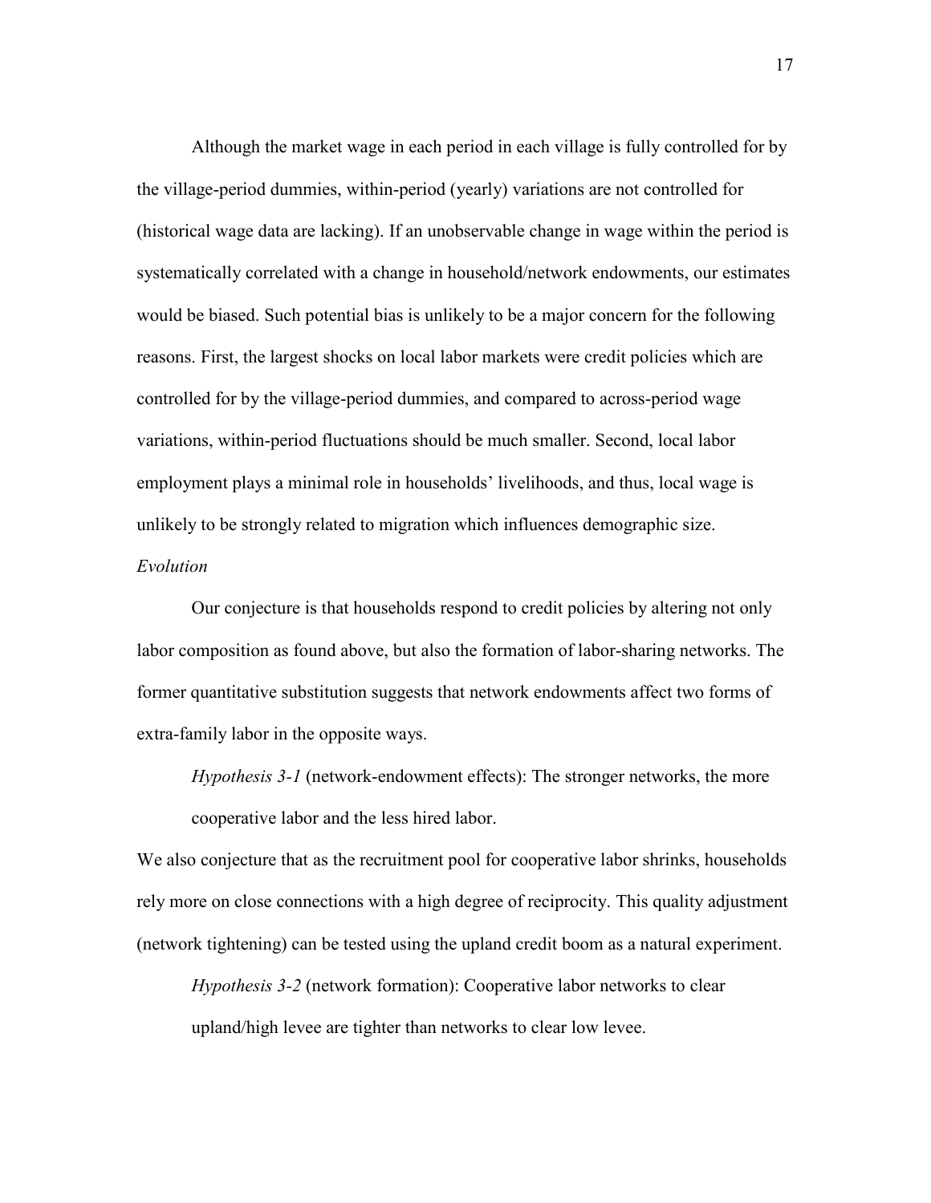Although the market wage in each period in each village is fully controlled for by the village-period dummies, within-period (yearly) variations are not controlled for (historical wage data are lacking). If an unobservable change in wage within the period is systematically correlated with a change in household/network endowments, our estimates would be biased. Such potential bias is unlikely to be a major concern for the following reasons. First, the largest shocks on local labor markets were credit policies which are controlled for by the village-period dummies, and compared to across-period wage variations, within-period fluctuations should be much smaller. Second, local labor employment plays a minimal role in households' livelihoods, and thus, local wage is unlikely to be strongly related to migration which influences demographic size.

*Evolution*

Our conjecture is that households respond to credit policies by altering not only labor composition as found above, but also the formation of labor-sharing networks. The former quantitative substitution suggests that network endowments affect two forms of extra-family labor in the opposite ways.

> *Hypothesis 3-1* (network-endowment effects): The stronger networks, the more cooperative labor and the less hired labor.

We also conjecture that as the recruitment pool for cooperative labor shrinks, households rely more on close connections with a high degree of reciprocity. This quality adjustment (network tightening) can be tested using the upland credit boom as a natural experiment.

> *Hypothesis 3-2* (network formation): Cooperative labor networks to clear upland/high levee are tighter than networks to clear low levee.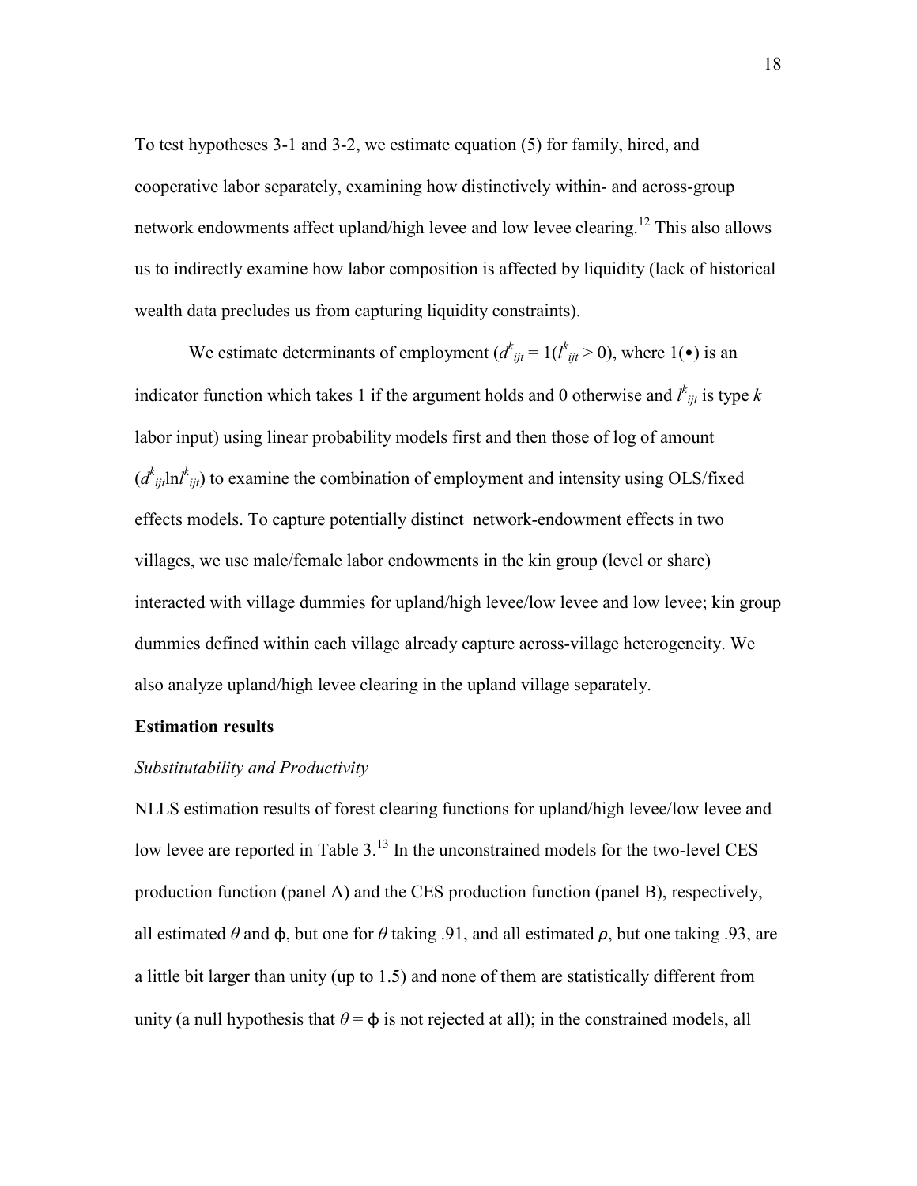To test hypotheses 3-1 and 3-2, we estimate equation (5) for family, hired, and cooperative labor separately, examining how distinctively within- and across-group network endowments affect upland/high levee and low levee clearing.[12] This also allows us to indirectly examine how labor composition is affected by liquidity (lack of historical wealth data precludes us from capturing liquidity constraints).

We estimate determinants of employment ($d^k_{ijt} = 1(l^k_{ijt} > 0)$, where $1(\bullet)$ is an indicator function which takes 1 if the argument holds and 0 otherwise and $l^k_{ijt}$ is type $k$ labor input) using linear probability models first and then those of log of amount ($d^k_{ijt} \ln l^k_{ijt}$) to examine the combination of employment and intensity using OLS/fixed effects models. To capture potentially distinct network-endowment effects in two villages, we use male/female labor endowments in the kin group (level or share) interacted with village dummies for upland/high levee/low levee and low levee; kin group dummies defined within each village already capture across-village heterogeneity. We also analyze upland/high levee clearing in the upland village separately.

**Estimation results**

*Substitutability and Productivity*

NLLS estimation results of forest clearing functions for upland/high levee/low levee and low levee are reported in Table 3.[13] In the unconstrained models for the two-level CES production function (panel A) and the CES production function (panel B), respectively, all estimated $\theta$ and $\phi$, but one for $\theta$ taking .91, and all estimated $\rho$, but one taking .93, are a little bit larger than unity (up to 1.5) and none of them are statistically different from unity (a null hypothesis that $\theta = \phi$ is not rejected at all); in the constrained models, all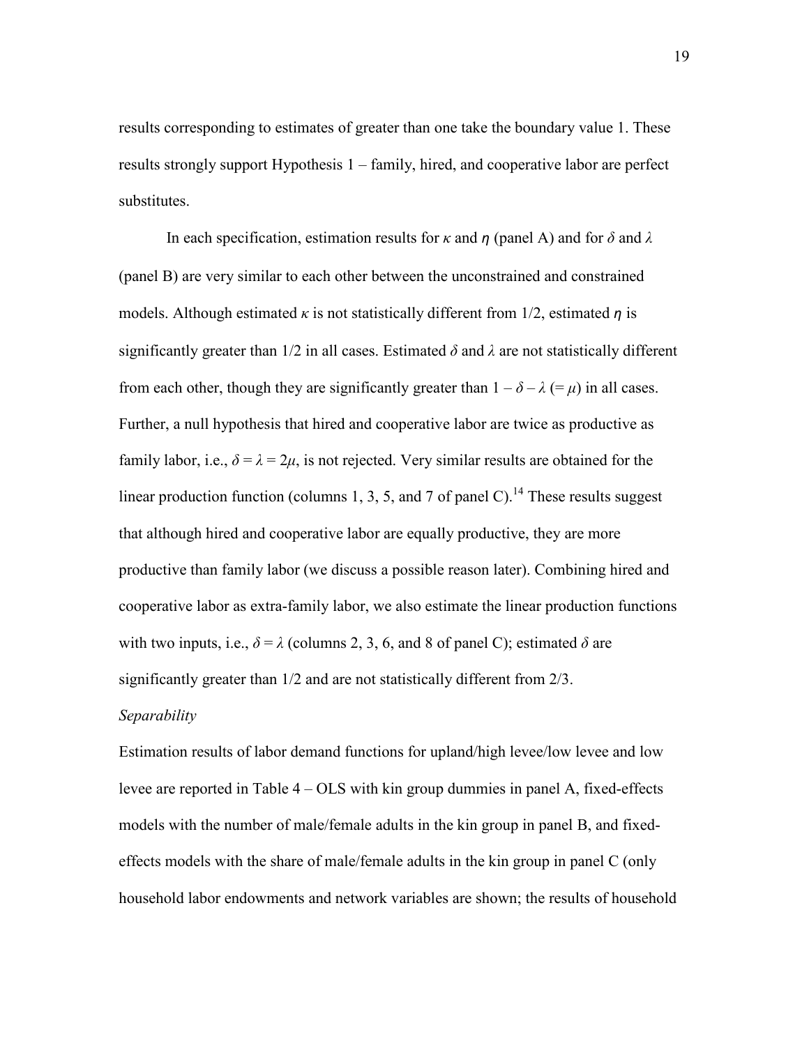results corresponding to estimates of greater than one take the boundary value 1. These results strongly support Hypothesis 1 – family, hired, and cooperative labor are perfect substitutes.

In each specification, estimation results for $\kappa$ and $\eta$ (panel A) and for $\delta$ and $\lambda$ (panel B) are very similar to each other between the unconstrained and constrained models. Although estimated $\kappa$ is not statistically different from 1/2, estimated $\eta$ is significantly greater than 1/2 in all cases. Estimated $\delta$ and $\lambda$ are not statistically different from each other, though they are significantly greater than $1 - \delta - \lambda$ ($= \mu$) in all cases. Further, a null hypothesis that hired and cooperative labor are twice as productive as family labor, i.e., $\delta = \lambda = 2\mu$, is not rejected. Very similar results are obtained for the linear production function (columns 1, 3, 5, and 7 of panel C).[14] These results suggest that although hired and cooperative labor are equally productive, they are more productive than family labor (we discuss a possible reason later). Combining hired and cooperative labor as extra-family labor, we also estimate the linear production functions with two inputs, i.e., $\delta = \lambda$ (columns 2, 3, 6, and 8 of panel C); estimated $\delta$ are significantly greater than 1/2 and are not statistically different from 2/3.

*Separability*

Estimation results of labor demand functions for upland/high levee/low levee and low levee are reported in Table 4 – OLS with kin group dummies in panel A, fixed-effects models with the number of male/female adults in the kin group in panel B, and fixed-effects models with the share of male/female adults in the kin group in panel C (only household labor endowments and network variables are shown; the results of household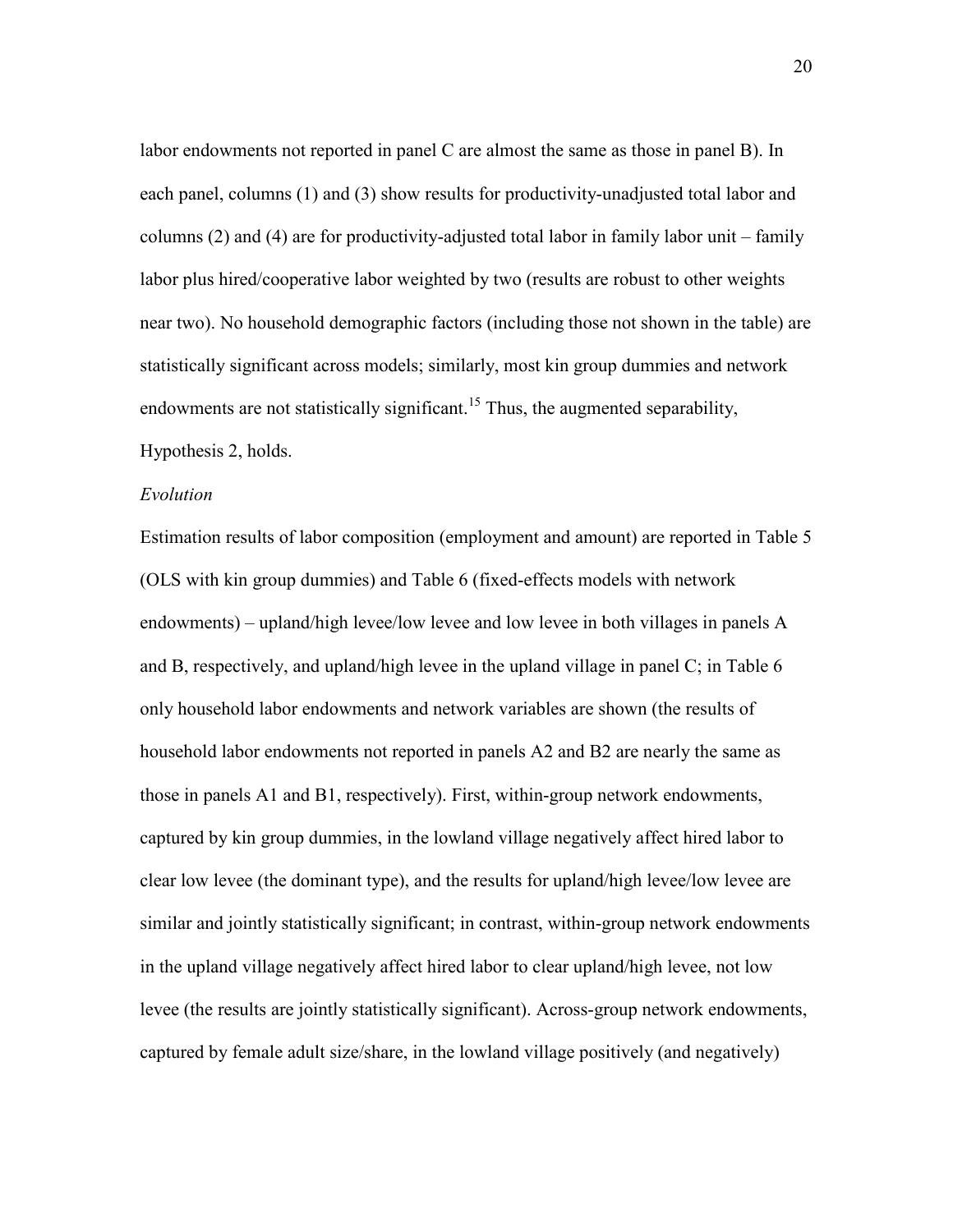labor endowments not reported in panel C are almost the same as those in panel B). In each panel, columns (1) and (3) show results for productivity-unadjusted total labor and columns (2) and (4) are for productivity-adjusted total labor in family labor unit – family labor plus hired/cooperative labor weighted by two (results are robust to other weights near two). No household demographic factors (including those not shown in the table) are statistically significant across models; similarly, most kin group dummies and network endowments are not statistically significant.[15] Thus, the augmented separability, Hypothesis 2, holds.

*Evolution*

Estimation results of labor composition (employment and amount) are reported in Table 5 (OLS with kin group dummies) and Table 6 (fixed-effects models with network endowments) – upland/high levee/low levee and low levee in both villages in panels A and B, respectively, and upland/high levee in the upland village in panel C; in Table 6 only household labor endowments and network variables are shown (the results of household labor endowments not reported in panels A2 and B2 are nearly the same as those in panels A1 and B1, respectively). First, within-group network endowments, captured by kin group dummies, in the lowland village negatively affect hired labor to clear low levee (the dominant type), and the results for upland/high levee/low levee are similar and jointly statistically significant; in contrast, within-group network endowments in the upland village negatively affect hired labor to clear upland/high levee, not low levee (the results are jointly statistically significant). Across-group network endowments, captured by female adult size/share, in the lowland village positively (and negatively)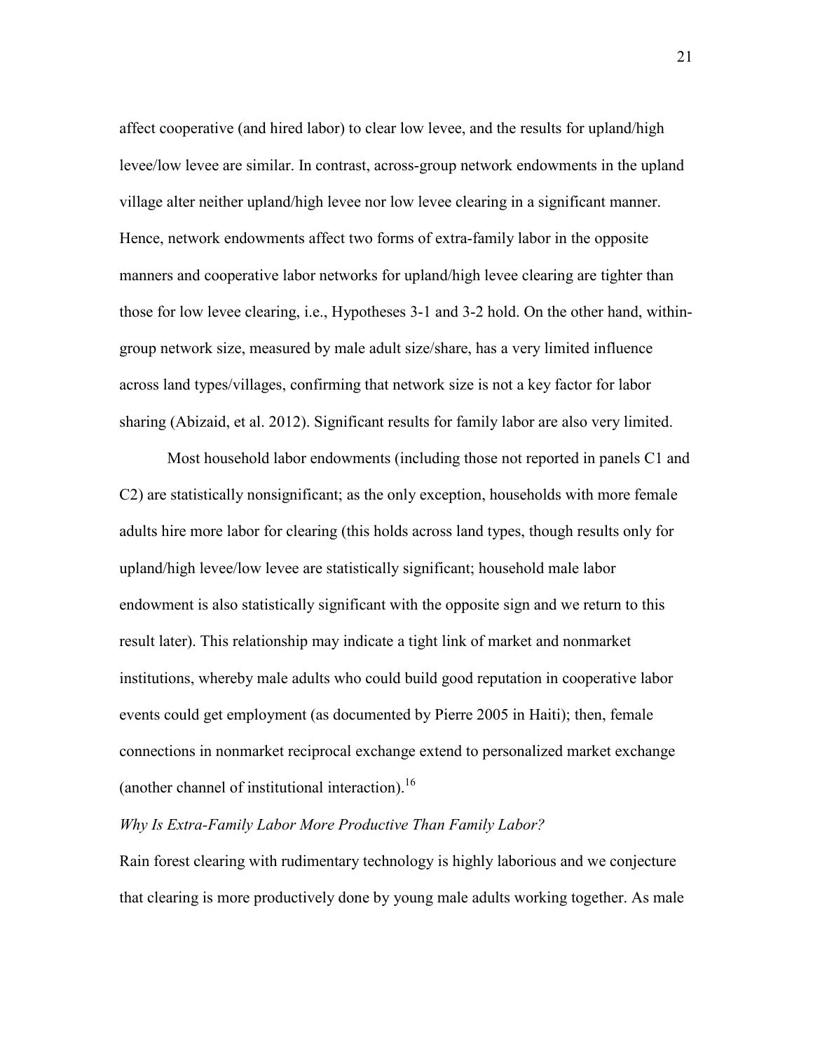affect cooperative (and hired labor) to clear low levee, and the results for upland/high levee/low levee are similar. In contrast, across-group network endowments in the upland village alter neither upland/high levee nor low levee clearing in a significant manner. Hence, network endowments affect two forms of extra-family labor in the opposite manners and cooperative labor networks for upland/high levee clearing are tighter than those for low levee clearing, i.e., Hypotheses 3-1 and 3-2 hold. On the other hand, within-group network size, measured by male adult size/share, has a very limited influence across land types/villages, confirming that network size is not a key factor for labor sharing (Abizaid, et al. 2012). Significant results for family labor are also very limited.

Most household labor endowments (including those not reported in panels C1 and C2) are statistically nonsignificant; as the only exception, households with more female adults hire more labor for clearing (this holds across land types, though results only for upland/high levee/low levee are statistically significant; household male labor endowment is also statistically significant with the opposite sign and we return to this result later). This relationship may indicate a tight link of market and nonmarket institutions, whereby male adults who could build good reputation in cooperative labor events could get employment (as documented by Pierre 2005 in Haiti); then, female connections in nonmarket reciprocal exchange extend to personalized market exchange (another channel of institutional interaction).[16]

*Why Is Extra-Family Labor More Productive Than Family Labor?*

Rain forest clearing with rudimentary technology is highly laborious and we conjecture that clearing is more productively done by young male adults working together. As male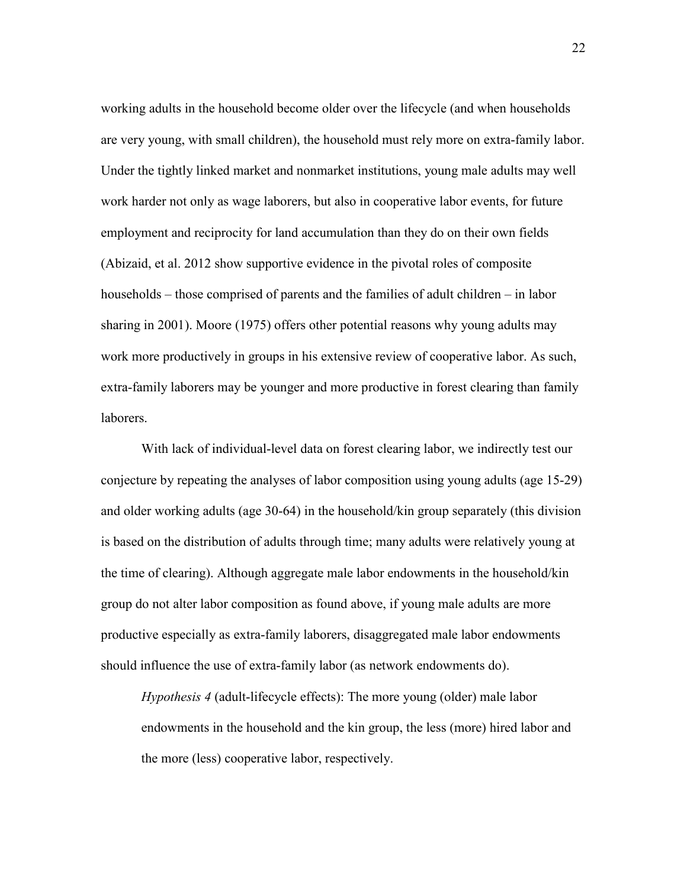working adults in the household become older over the lifecycle (and when households are very young, with small children), the household must rely more on extra-family labor. Under the tightly linked market and nonmarket institutions, young male adults may well work harder not only as wage laborers, but also in cooperative labor events, for future employment and reciprocity for land accumulation than they do on their own fields (Abizaid, et al. 2012 show supportive evidence in the pivotal roles of composite households – those comprised of parents and the families of adult children – in labor sharing in 2001). Moore (1975) offers other potential reasons why young adults may work more productively in groups in his extensive review of cooperative labor. As such, extra-family laborers may be younger and more productive in forest clearing than family laborers.

With lack of individual-level data on forest clearing labor, we indirectly test our conjecture by repeating the analyses of labor composition using young adults (age 15-29) and older working adults (age 30-64) in the household/kin group separately (this division is based on the distribution of adults through time; many adults were relatively young at the time of clearing). Although aggregate male labor endowments in the household/kin group do not alter labor composition as found above, if young male adults are more productive especially as extra-family laborers, disaggregated male labor endowments should influence the use of extra-family labor (as network endowments do).

> *Hypothesis 4* (adult-lifecycle effects): The more young (older) male labor endowments in the household and the kin group, the less (more) hired labor and the more (less) cooperative labor, respectively.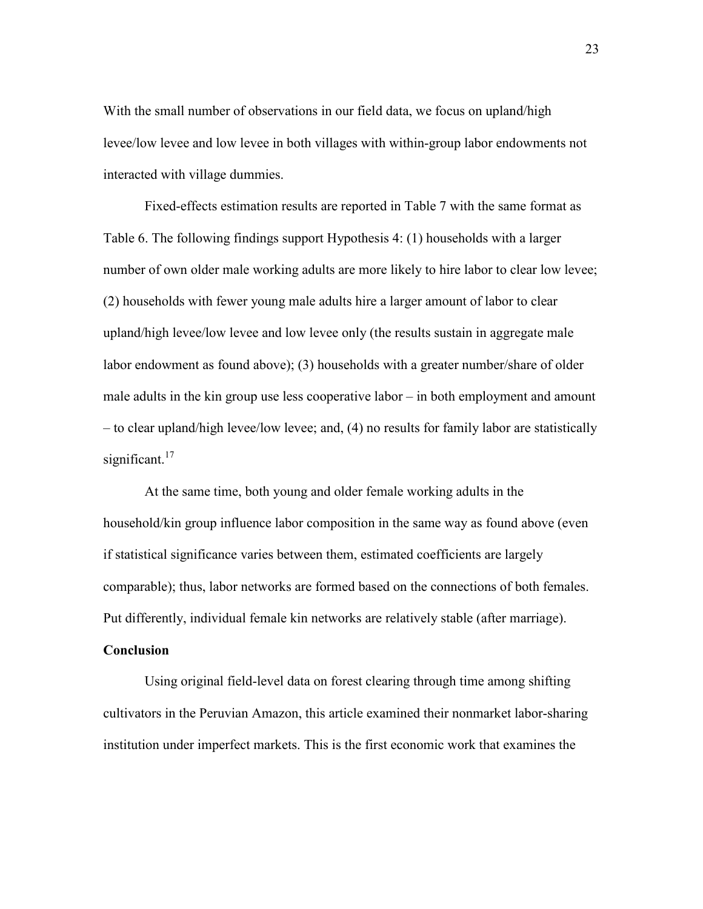With the small number of observations in our field data, we focus on upland/high levee/low levee and low levee in both villages with within-group labor endowments not interacted with village dummies.

Fixed-effects estimation results are reported in Table 7 with the same format as Table 6. The following findings support Hypothesis 4: (1) households with a larger number of own older male working adults are more likely to hire labor to clear low levee; (2) households with fewer young male adults hire a larger amount of labor to clear upland/high levee/low levee and low levee only (the results sustain in aggregate male labor endowment as found above); (3) households with a greater number/share of older male adults in the kin group use less cooperative labor – in both employment and amount – to clear upland/high levee/low levee; and, (4) no results for family labor are statistically significant.[17]

At the same time, both young and older female working adults in the household/kin group influence labor composition in the same way as found above (even if statistical significance varies between them, estimated coefficients are largely comparable); thus, labor networks are formed based on the connections of both females. Put differently, individual female kin networks are relatively stable (after marriage).

**Conclusion**

Using original field-level data on forest clearing through time among shifting cultivators in the Peruvian Amazon, this article examined their nonmarket labor-sharing institution under imperfect markets. This is the first economic work that examines the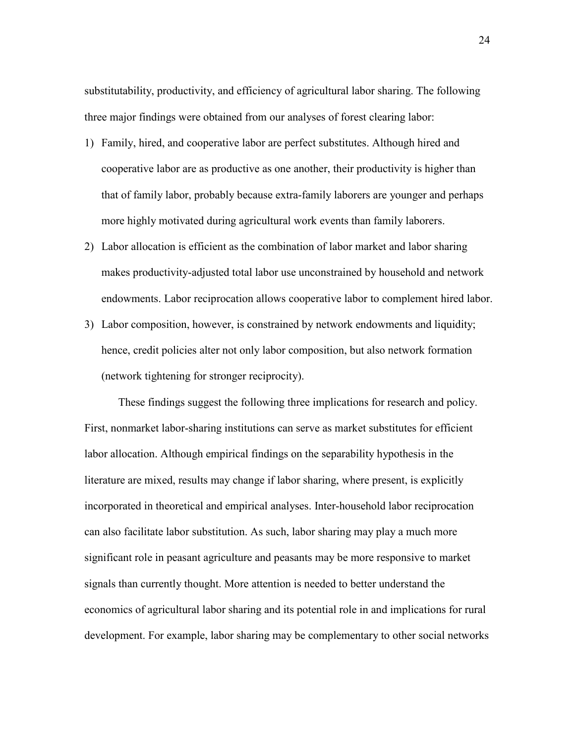substitutability, productivity, and efficiency of agricultural labor sharing. The following three major findings were obtained from our analyses of forest clearing labor:

1) Family, hired, and cooperative labor are perfect substitutes. Although hired and cooperative labor are as productive as one another, their productivity is higher than that of family labor, probably because extra-family laborers are younger and perhaps more highly motivated during agricultural work events than family laborers.
2) Labor allocation is efficient as the combination of labor market and labor sharing makes productivity-adjusted total labor use unconstrained by household and network endowments. Labor reciprocation allows cooperative labor to complement hired labor.
3) Labor composition, however, is constrained by network endowments and liquidity; hence, credit policies alter not only labor composition, but also network formation (network tightening for stronger reciprocity).

These findings suggest the following three implications for research and policy. First, nonmarket labor-sharing institutions can serve as market substitutes for efficient labor allocation. Although empirical findings on the separability hypothesis in the literature are mixed, results may change if labor sharing, where present, is explicitly incorporated in theoretical and empirical analyses. Inter-household labor reciprocation can also facilitate labor substitution. As such, labor sharing may play a much more significant role in peasant agriculture and peasants may be more responsive to market signals than currently thought. More attention is needed to better understand the economics of agricultural labor sharing and its potential role in and implications for rural development. For example, labor sharing may be complementary to other social networks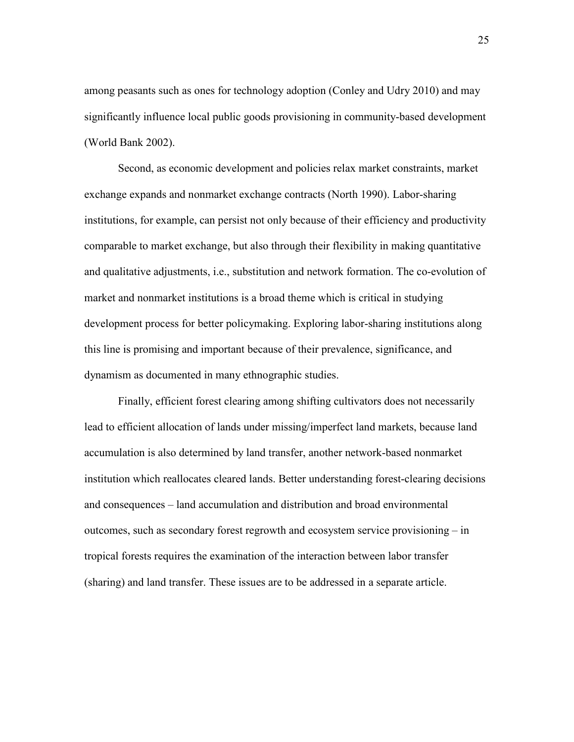among peasants such as ones for technology adoption (Conley and Udry 2010) and may significantly influence local public goods provisioning in community-based development (World Bank 2002).

Second, as economic development and policies relax market constraints, market exchange expands and nonmarket exchange contracts (North 1990). Labor-sharing institutions, for example, can persist not only because of their efficiency and productivity comparable to market exchange, but also through their flexibility in making quantitative and qualitative adjustments, i.e., substitution and network formation. The co-evolution of market and nonmarket institutions is a broad theme which is critical in studying development process for better policymaking. Exploring labor-sharing institutions along this line is promising and important because of their prevalence, significance, and dynamism as documented in many ethnographic studies.

Finally, efficient forest clearing among shifting cultivators does not necessarily lead to efficient allocation of lands under missing/imperfect land markets, because land accumulation is also determined by land transfer, another network-based nonmarket institution which reallocates cleared lands. Better understanding forest-clearing decisions and consequences – land accumulation and distribution and broad environmental outcomes, such as secondary forest regrowth and ecosystem service provisioning – in tropical forests requires the examination of the interaction between labor transfer (sharing) and land transfer. These issues are to be addressed in a separate article.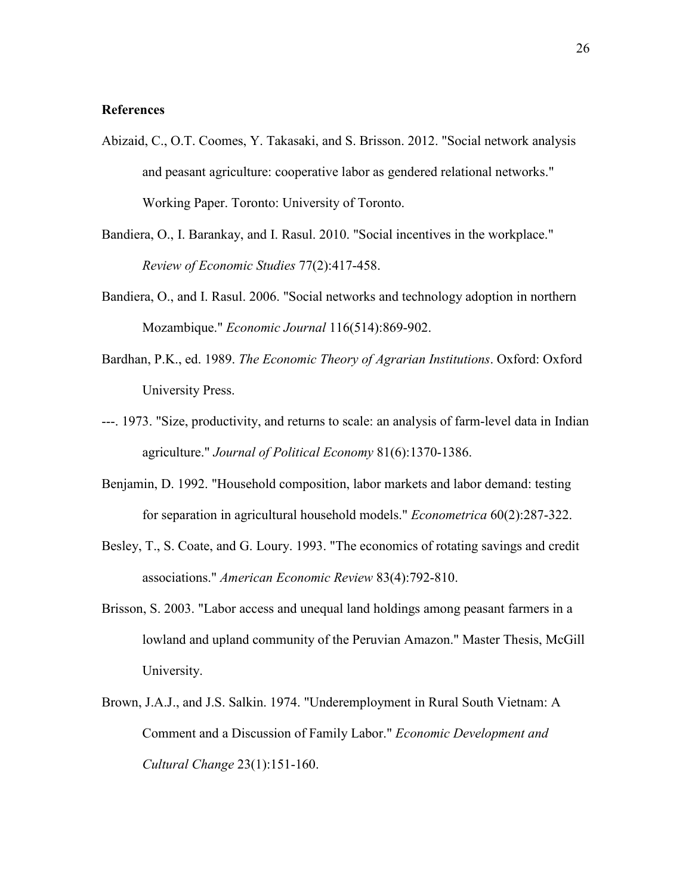## References

Abizaid, C., O.T. Coomes, Y. Takasaki, and S. Brisson. 2012. "Social network analysis and peasant agriculture: cooperative labor as gendered relational networks." Working Paper. Toronto: University of Toronto.

Bandiera, O., I. Barankay, and I. Rasul. 2010. "Social incentives in the workplace." *Review of Economic Studies* 77(2):417-458.

Bandiera, O., and I. Rasul. 2006. "Social networks and technology adoption in northern Mozambique." *Economic Journal* 116(514):869-902.

Bardhan, P.K., ed. 1989. *The Economic Theory of Agrarian Institutions*. Oxford: Oxford University Press.

---. 1973. "Size, productivity, and returns to scale: an analysis of farm-level data in Indian agriculture." *Journal of Political Economy* 81(6):1370-1386.

Benjamin, D. 1992. "Household composition, labor markets and labor demand: testing for separation in agricultural household models." *Econometrica* 60(2):287-322.

Besley, T., S. Coate, and G. Loury. 1993. "The economics of rotating savings and credit associations." *American Economic Review* 83(4):792-810.

Brisson, S. 2003. "Labor access and unequal land holdings among peasant farmers in a lowland and upland community of the Peruvian Amazon." Master Thesis, McGill University.

Brown, J.A.J., and J.S. Salkin. 1974. "Underemployment in Rural South Vietnam: A Comment and a Discussion of Family Labor." *Economic Development and Cultural Change* 23(1):151-160.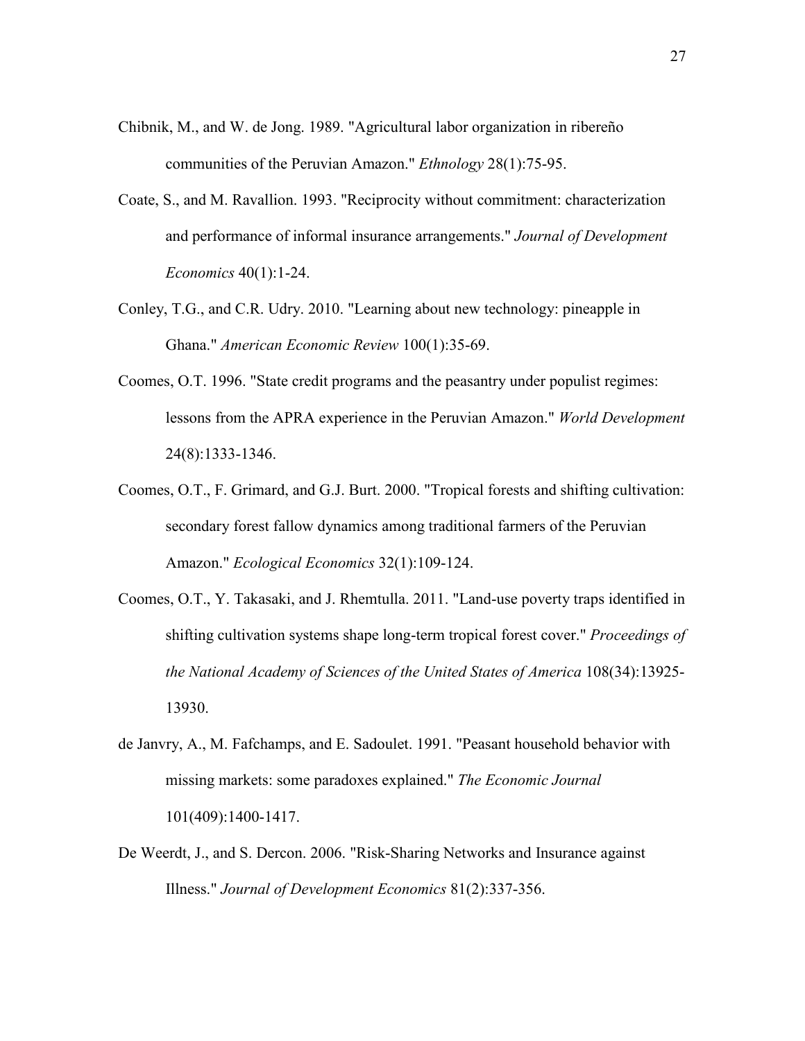Chibnik, M., and W. de Jong. 1989. "Agricultural labor organization in ribereño communities of the Peruvian Amazon." *Ethnology* 28(1):75-95.

Coate, S., and M. Ravallion. 1993. "Reciprocity without commitment: characterization and performance of informal insurance arrangements." *Journal of Development Economics* 40(1):1-24.

Conley, T.G., and C.R. Udry. 2010. "Learning about new technology: pineapple in Ghana." *American Economic Review* 100(1):35-69.

Coomes, O.T. 1996. "State credit programs and the peasantry under populist regimes: lessons from the APRA experience in the Peruvian Amazon." *World Development* 24(8):1333-1346.

Coomes, O.T., F. Grimard, and G.J. Burt. 2000. "Tropical forests and shifting cultivation: secondary forest fallow dynamics among traditional farmers of the Peruvian Amazon." *Ecological Economics* 32(1):109-124.

Coomes, O.T., Y. Takasaki, and J. Rhemtulla. 2011. "Land-use poverty traps identified in shifting cultivation systems shape long-term tropical forest cover." *Proceedings of the National Academy of Sciences of the United States of America* 108(34):13925-13930.

de Janvry, A., M. Fafchamps, and E. Sadoulet. 1991. "Peasant household behavior with missing markets: some paradoxes explained." *The Economic Journal* 101(409):1400-1417.

De Weerdt, J., and S. Dercon. 2006. "Risk-Sharing Networks and Insurance against Illness." *Journal of Development Economics* 81(2):337-356.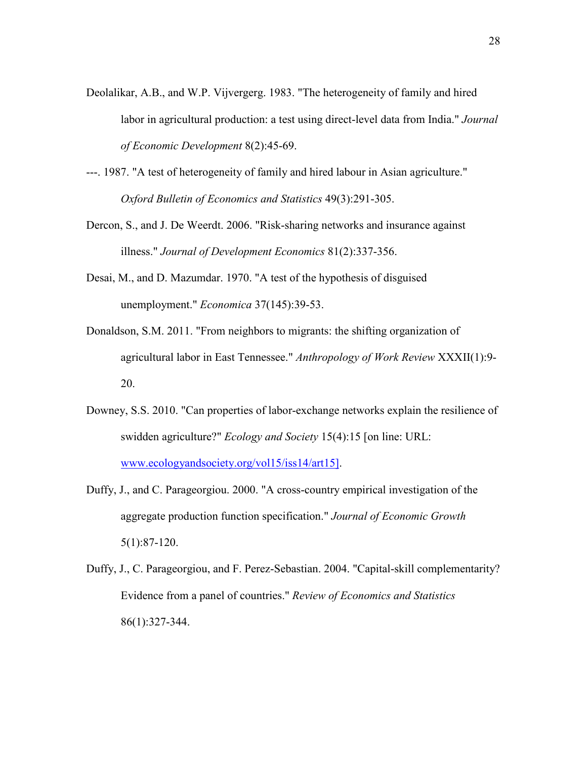Deolalikar, A.B., and W.P. Vijvergerg. 1983. "The heterogeneity of family and hired labor in agricultural production: a test using direct-level data from India." *Journal of Economic Development* 8(2):45-69.

---. 1987. "A test of heterogeneity of family and hired labour in Asian agriculture." *Oxford Bulletin of Economics and Statistics* 49(3):291-305.

Dercon, S., and J. De Weerdt. 2006. "Risk-sharing networks and insurance against illness." *Journal of Development Economics* 81(2):337-356.

Desai, M., and D. Mazumdar. 1970. "A test of the hypothesis of disguised unemployment." *Economica* 37(145):39-53.

Donaldson, S.M. 2011. "From neighbors to migrants: the shifting organization of agricultural labor in East Tennessee." *Anthropology of Work Review* XXXII(1):9-20.

Downey, S.S. 2010. "Can properties of labor-exchange networks explain the resilience of swidden agriculture?" *Ecology and Society* 15(4):15 [on line: URL: www.ecologyandsociety.org/vol15/iss14/art15].

Duffy, J., and C. Parageorgiou. 2000. "A cross-country empirical investigation of the aggregate production function specification." *Journal of Economic Growth* 5(1):87-120.

Duffy, J., C. Parageorgiou, and F. Perez-Sebastian. 2004. "Capital-skill complementarity? Evidence from a panel of countries." *Review of Economics and Statistics* 86(1):327-344.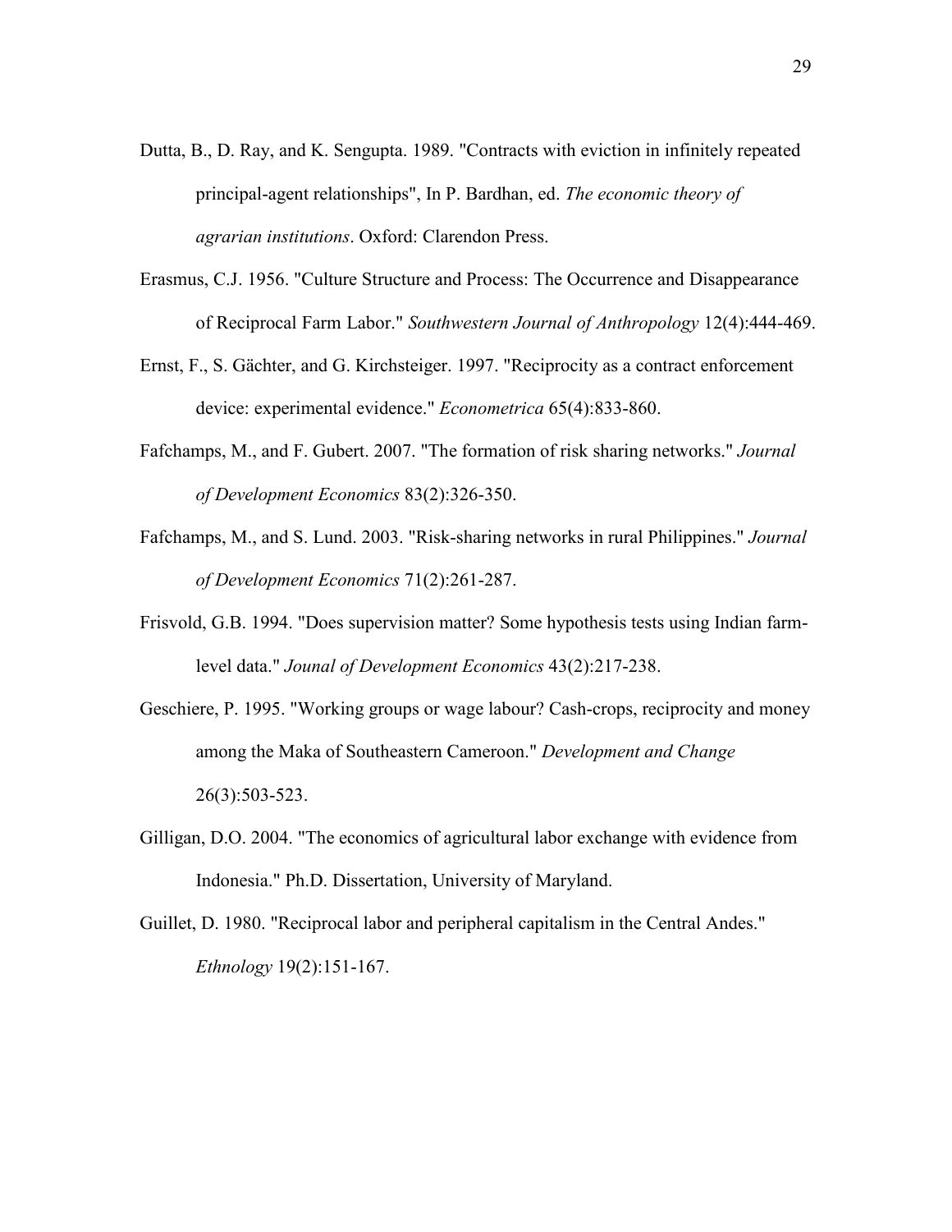Dutta, B., D. Ray, and K. Sengupta. 1989. "Contracts with eviction in infinitely repeated principal-agent relationships", In P. Bardhan, ed. *The economic theory of agrarian institutions*. Oxford: Clarendon Press.

Erasmus, C.J. 1956. "Culture Structure and Process: The Occurrence and Disappearance of Reciprocal Farm Labor." *Southwestern Journal of Anthropology* 12(4):444-469.

Ernst, F., S. Gächter, and G. Kirchsteiger. 1997. "Reciprocity as a contract enforcement device: experimental evidence." *Econometrica* 65(4):833-860.

Fafchamps, M., and F. Gubert. 2007. "The formation of risk sharing networks." *Journal of Development Economics* 83(2):326-350.

Fafchamps, M., and S. Lund. 2003. "Risk-sharing networks in rural Philippines." *Journal of Development Economics* 71(2):261-287.

Frisvold, G.B. 1994. "Does supervision matter? Some hypothesis tests using Indian farm-level data." *Jounal of Development Economics* 43(2):217-238.

Geschiere, P. 1995. "Working groups or wage labour? Cash-crops, reciprocity and money among the Maka of Southeastern Cameroon." *Development and Change* 26(3):503-523.

Gilligan, D.O. 2004. "The economics of agricultural labor exchange with evidence from Indonesia." Ph.D. Dissertation, University of Maryland.

Guillet, D. 1980. "Reciprocal labor and peripheral capitalism in the Central Andes." *Ethnology* 19(2):151-167.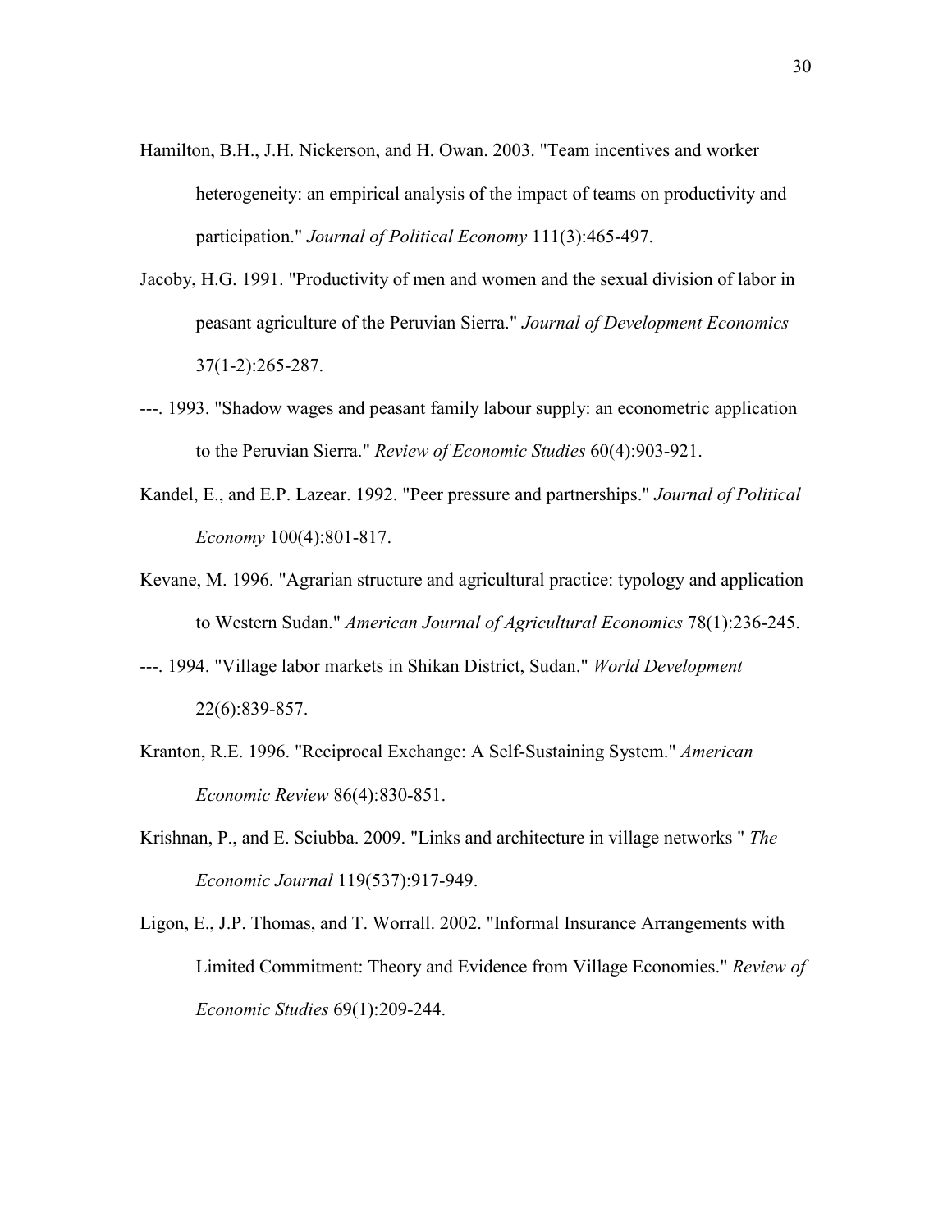Hamilton, B.H., J.H. Nickerson, and H. Owan. 2003. "Team incentives and worker heterogeneity: an empirical analysis of the impact of teams on productivity and participation." *Journal of Political Economy* 111(3):465-497.

Jacoby, H.G. 1991. "Productivity of men and women and the sexual division of labor in peasant agriculture of the Peruvian Sierra." *Journal of Development Economics* 37(1-2):265-287.

---. 1993. "Shadow wages and peasant family labour supply: an econometric application to the Peruvian Sierra." *Review of Economic Studies* 60(4):903-921.

Kandel, E., and E.P. Lazear. 1992. "Peer pressure and partnerships." *Journal of Political Economy* 100(4):801-817.

Kevane, M. 1996. "Agrarian structure and agricultural practice: typology and application to Western Sudan." *American Journal of Agricultural Economics* 78(1):236-245.

---. 1994. "Village labor markets in Shikan District, Sudan." *World Development* 22(6):839-857.

Kranton, R.E. 1996. "Reciprocal Exchange: A Self-Sustaining System." *American Economic Review* 86(4):830-851.

Krishnan, P., and E. Sciubba. 2009. "Links and architecture in village networks " *The Economic Journal* 119(537):917-949.

Ligon, E., J.P. Thomas, and T. Worrall. 2002. "Informal Insurance Arrangements with Limited Commitment: Theory and Evidence from Village Economies." *Review of Economic Studies* 69(1):209-244.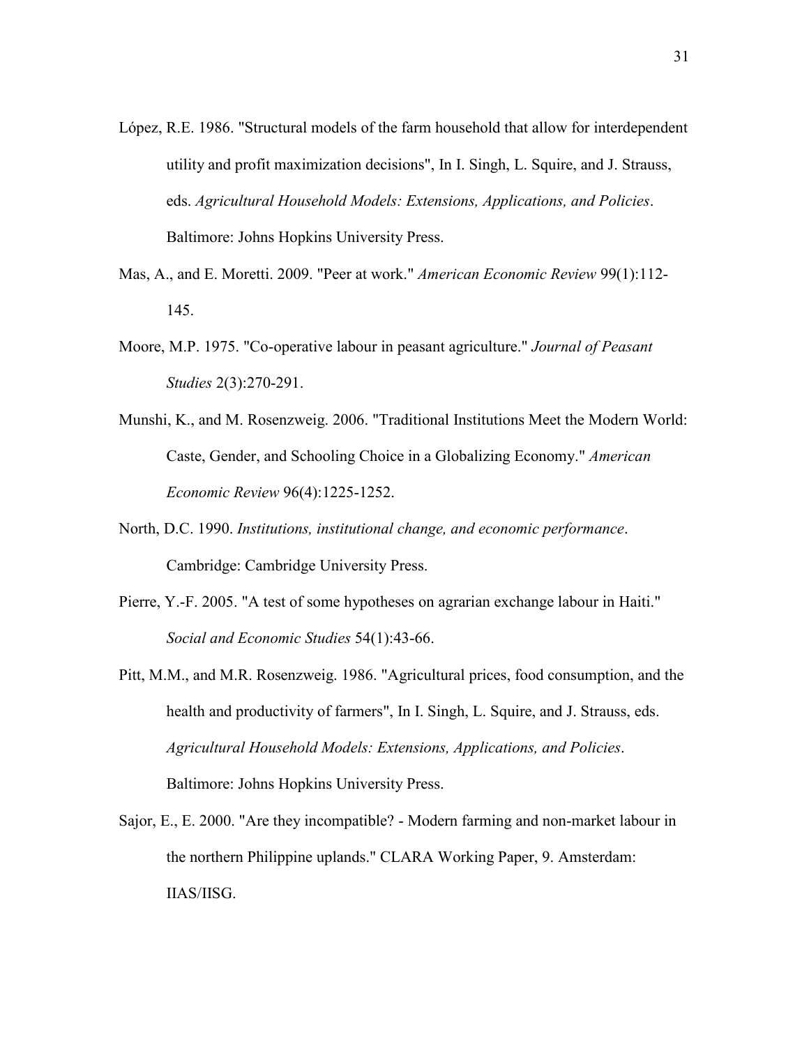López, R.E. 1986. "Structural models of the farm household that allow for interdependent utility and profit maximization decisions", In I. Singh, L. Squire, and J. Strauss, eds. *Agricultural Household Models: Extensions, Applications, and Policies*. Baltimore: Johns Hopkins University Press.

Mas, A., and E. Moretti. 2009. "Peer at work." *American Economic Review* 99(1):112-145.

Moore, M.P. 1975. "Co-operative labour in peasant agriculture." *Journal of Peasant Studies* 2(3):270-291.

Munshi, K., and M. Rosenzweig. 2006. "Traditional Institutions Meet the Modern World: Caste, Gender, and Schooling Choice in a Globalizing Economy." *American Economic Review* 96(4):1225-1252.

North, D.C. 1990. *Institutions, institutional change, and economic performance*. Cambridge: Cambridge University Press.

Pierre, Y.-F. 2005. "A test of some hypotheses on agrarian exchange labour in Haiti." *Social and Economic Studies* 54(1):43-66.

Pitt, M.M., and M.R. Rosenzweig. 1986. "Agricultural prices, food consumption, and the health and productivity of farmers", In I. Singh, L. Squire, and J. Strauss, eds. *Agricultural Household Models: Extensions, Applications, and Policies*. Baltimore: Johns Hopkins University Press.

Sajor, E., E. 2000. "Are they incompatible? - Modern farming and non-market labour in the northern Philippine uplands." CLARA Working Paper, 9. Amsterdam: IIAS/IISG.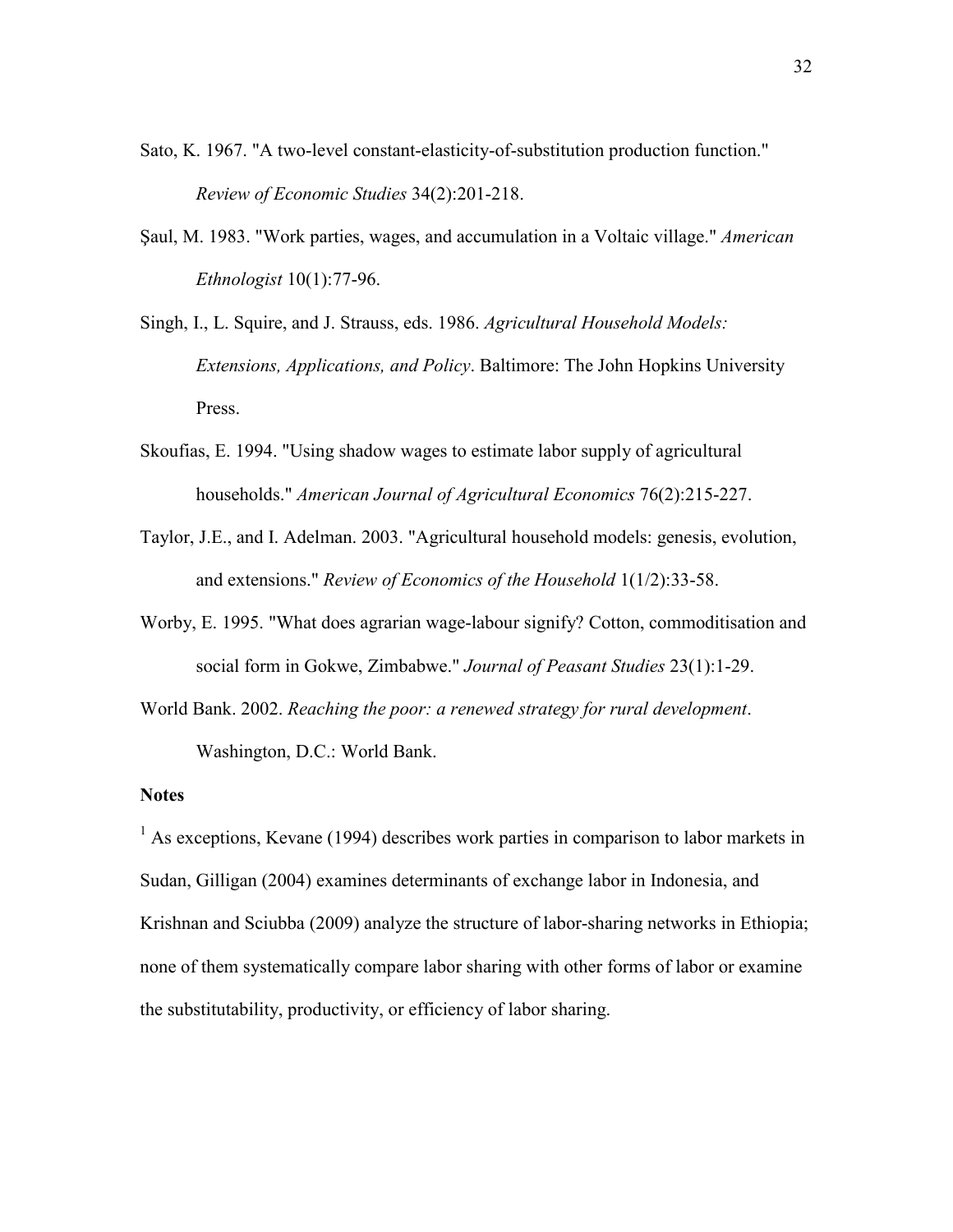Sato, K. 1967. "A two-level constant-elasticity-of-substitution production function." *Review of Economic Studies* 34(2):201-218.

Şaul, M. 1983. "Work parties, wages, and accumulation in a Voltaic village." *American Ethnologist* 10(1):77-96.

Singh, I., L. Squire, and J. Strauss, eds. 1986. *Agricultural Household Models: Extensions, Applications, and Policy*. Baltimore: The John Hopkins University Press.

Skoufias, E. 1994. "Using shadow wages to estimate labor supply of agricultural households." *American Journal of Agricultural Economics* 76(2):215-227.

Taylor, J.E., and I. Adelman. 2003. "Agricultural household models: genesis, evolution, and extensions." *Review of Economics of the Household* 1(1/2):33-58.

Worby, E. 1995. "What does agrarian wage-labour signify? Cotton, commoditisation and social form in Gokwe, Zimbabwe." *Journal of Peasant Studies* 23(1):1-29.

World Bank. 2002. *Reaching the poor: a renewed strategy for rural development*. Washington, D.C.: World Bank.

**Notes**

[1] As exceptions, Kevane (1994) describes work parties in comparison to labor markets in Sudan, Gilligan (2004) examines determinants of exchange labor in Indonesia, and Krishnan and Sciubba (2009) analyze the structure of labor-sharing networks in Ethiopia; none of them systematically compare labor sharing with other forms of labor or examine the substitutability, productivity, or efficiency of labor sharing.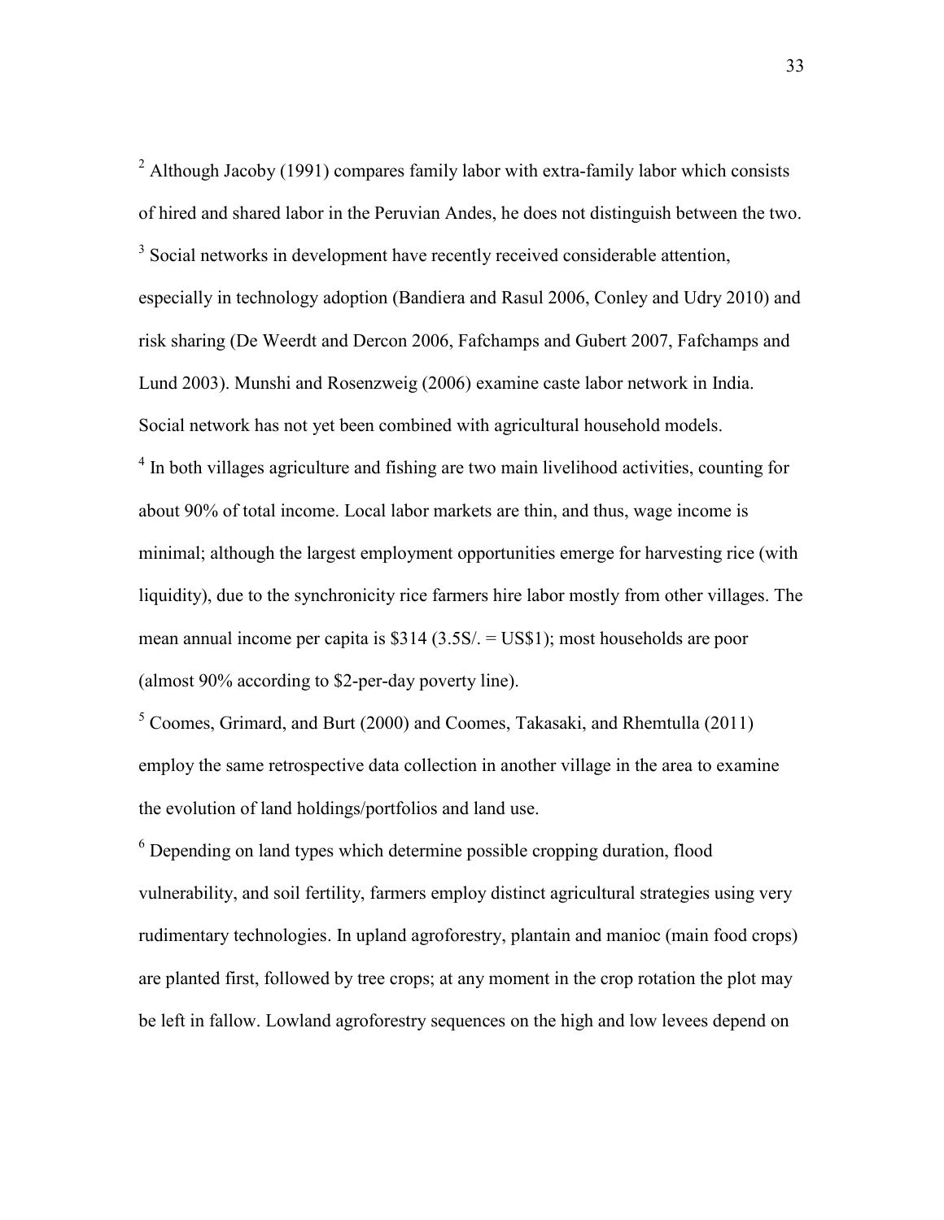[2] Although Jacoby (1991) compares family labor with extra-family labor which consists of hired and shared labor in the Peruvian Andes, he does not distinguish between the two.

[3] Social networks in development have recently received considerable attention, especially in technology adoption (Bandiera and Rasul 2006, Conley and Udry 2010) and risk sharing (De Weerdt and Dercon 2006, Fafchamps and Gubert 2007, Fafchamps and Lund 2003). Munshi and Rosenzweig (2006) examine caste labor network in India. Social network has not yet been combined with agricultural household models.

[4] In both villages agriculture and fishing are two main livelihood activities, counting for about 90% of total income. Local labor markets are thin, and thus, wage income is minimal; although the largest employment opportunities emerge for harvesting rice (with liquidity), due to the synchronicity rice farmers hire labor mostly from other villages. The mean annual income per capita is $314 (3.5S/. = US$1); most households are poor (almost 90% according to $2-per-day poverty line).

[5] Coomes, Grimard, and Burt (2000) and Coomes, Takasaki, and Rhemtulla (2011) employ the same retrospective data collection in another village in the area to examine the evolution of land holdings/portfolios and land use.

[6] Depending on land types which determine possible cropping duration, flood vulnerability, and soil fertility, farmers employ distinct agricultural strategies using very rudimentary technologies. In upland agroforestry, plantain and manioc (main food crops) are planted first, followed by tree crops; at any moment in the crop rotation the plot may be left in fallow. Lowland agroforestry sequences on the high and low levees depend on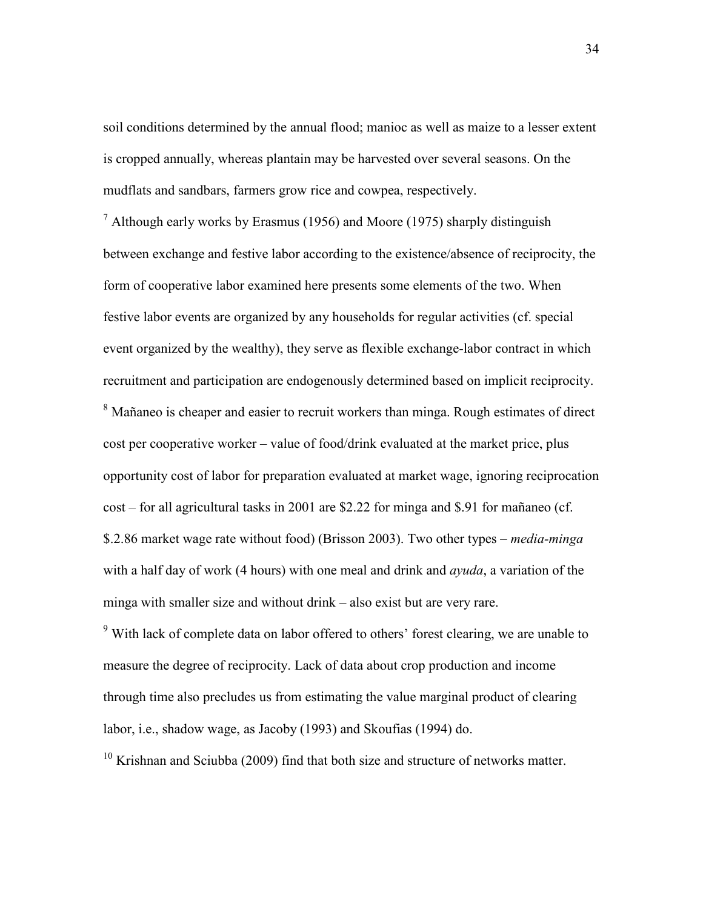soil conditions determined by the annual flood; manioc as well as maize to a lesser extent is cropped annually, whereas plantain may be harvested over several seasons. On the mudflats and sandbars, farmers grow rice and cowpea, respectively.

[7] Although early works by Erasmus (1956) and Moore (1975) sharply distinguish between exchange and festive labor according to the existence/absence of reciprocity, the form of cooperative labor examined here presents some elements of the two. When festive labor events are organized by any households for regular activities (cf. special event organized by the wealthy), they serve as flexible exchange-labor contract in which recruitment and participation are endogenously determined based on implicit reciprocity.

[8] Mañaneo is cheaper and easier to recruit workers than minga. Rough estimates of direct cost per cooperative worker – value of food/drink evaluated at the market price, plus opportunity cost of labor for preparation evaluated at market wage, ignoring reciprocation cost – for all agricultural tasks in 2001 are $2.22 for minga and $.91 for mañaneo (cf. $.2.86 market wage rate without food) (Brisson 2003). Two other types – *media-minga* with a half day of work (4 hours) with one meal and drink and *ayuda*, a variation of the minga with smaller size and without drink – also exist but are very rare.

[9] With lack of complete data on labor offered to others' forest clearing, we are unable to measure the degree of reciprocity. Lack of data about crop production and income through time also precludes us from estimating the value marginal product of clearing labor, i.e., shadow wage, as Jacoby (1993) and Skoufias (1994) do.

[10] Krishnan and Sciubba (2009) find that both size and structure of networks matter.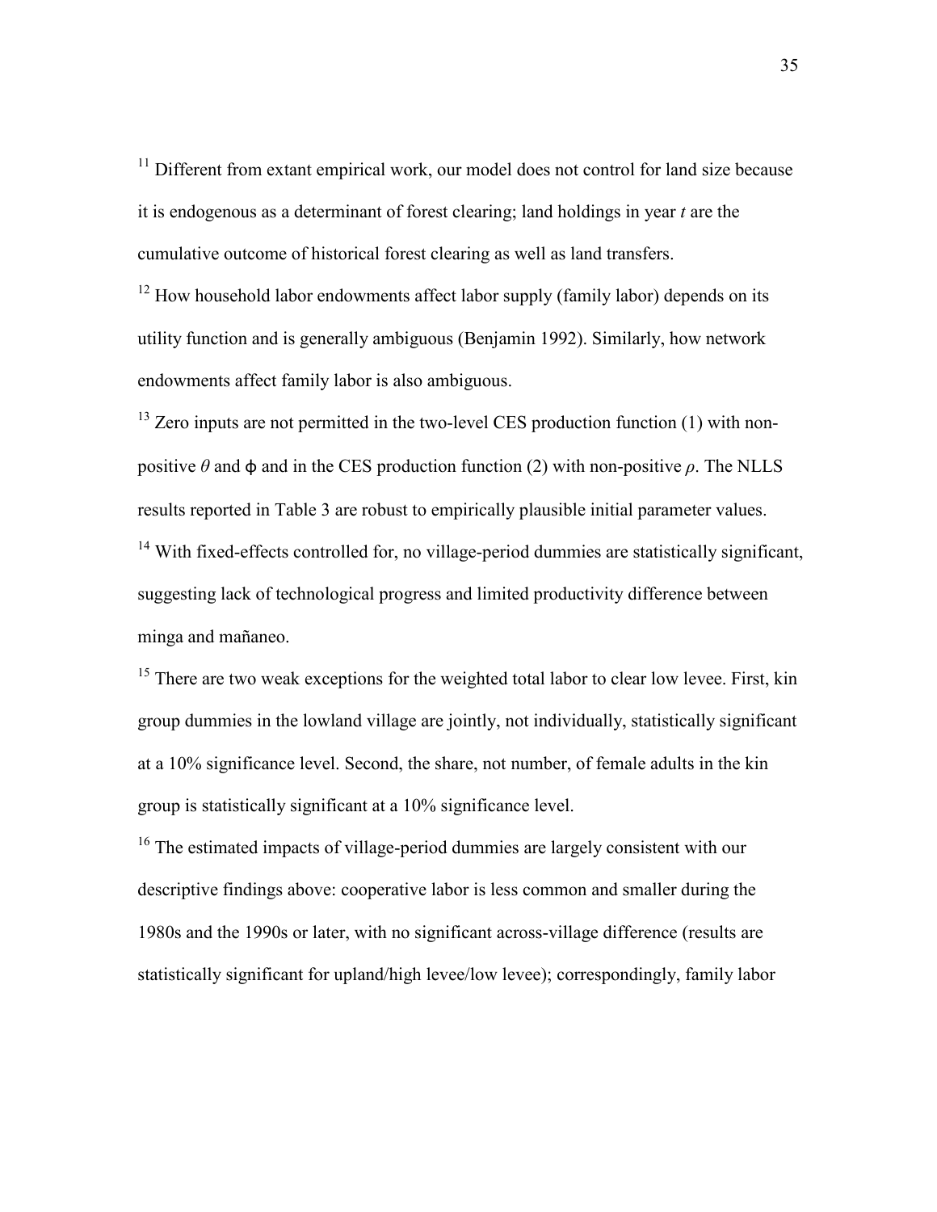[11] Different from extant empirical work, our model does not control for land size because it is endogenous as a determinant of forest clearing; land holdings in year *t* are the cumulative outcome of historical forest clearing as well as land transfers.

[12] How household labor endowments affect labor supply (family labor) depends on its utility function and is generally ambiguous (Benjamin 1992). Similarly, how network endowments affect family labor is also ambiguous.

[13] Zero inputs are not permitted in the two-level CES production function (1) with non-positive $\theta$ and $\varphi$ and in the CES production function (2) with non-positive $\rho$. The NLLS results reported in Table 3 are robust to empirically plausible initial parameter values.

[14] With fixed-effects controlled for, no village-period dummies are statistically significant, suggesting lack of technological progress and limited productivity difference between minga and mañaneo.

[15] There are two weak exceptions for the weighted total labor to clear low levee. First, kin group dummies in the lowland village are jointly, not individually, statistically significant at a 10% significance level. Second, the share, not number, of female adults in the kin group is statistically significant at a 10% significance level.

[16] The estimated impacts of village-period dummies are largely consistent with our descriptive findings above: cooperative labor is less common and smaller during the 1980s and the 1990s or later, with no significant across-village difference (results are statistically significant for upland/high levee/low levee); correspondingly, family labor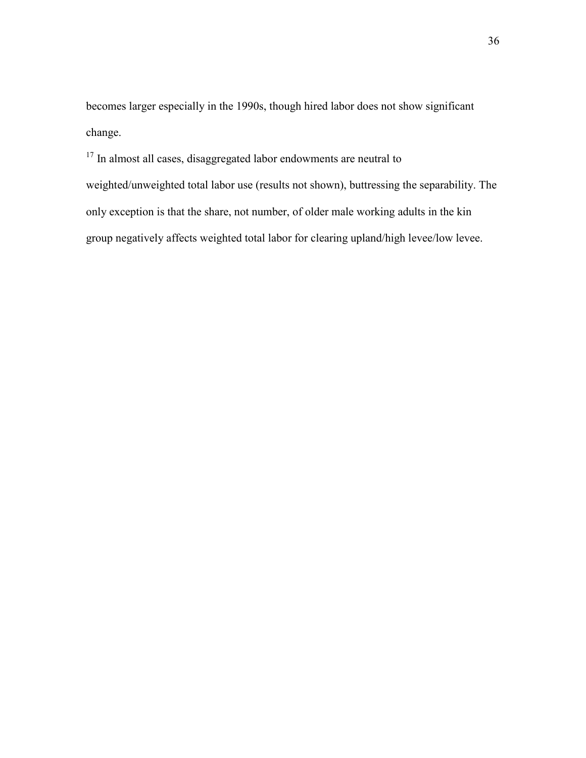becomes larger especially in the 1990s, though hired labor does not show significant change.

[17] In almost all cases, disaggregated labor endowments are neutral to weighted/unweighted total labor use (results not shown), buttressing the separability. The only exception is that the share, not number, of older male working adults in the kin group negatively affects weighted total labor for clearing upland/high levee/low levee.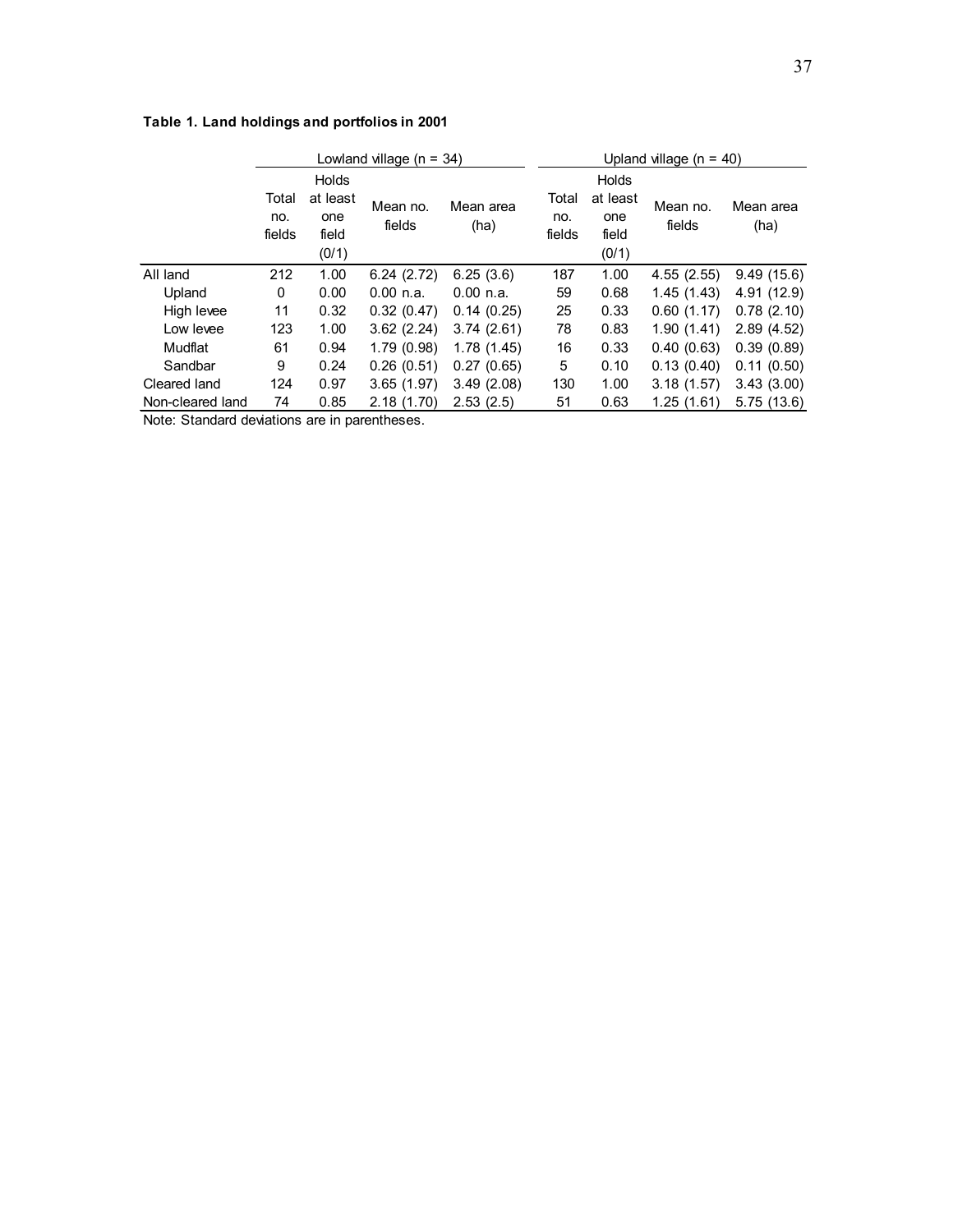**Table 1. Land holdings and portfolios in 2001**

| | Lowland village (n = 34) | | | | Upland village (n = 40) | | | |
|---|---|---|---|---|---|---|---|---|
| | Total no. fields | Holds at least one field (0/1) | Mean no. fields | Mean area (ha) | Total no. fields | Holds at least one field (0/1) | Mean no. fields | Mean area (ha) |
| All land | 212 | 1.00 | 6.24 (2.72) | 6.25 (3.6) | 187 | 1.00 | 4.55 (2.55) | 9.49 (15.6) |
| Upland | 0 | 0.00 | 0.00 n.a. | 0.00 n.a. | 59 | 0.68 | 1.45 (1.43) | 4.91 (12.9) |
| High levee | 11 | 0.32 | 0.32 (0.47) | 0.14 (0.25) | 25 | 0.33 | 0.60 (1.17) | 0.78 (2.10) |
| Low levee | 123 | 1.00 | 3.62 (2.24) | 3.74 (2.61) | 78 | 0.83 | 1.90 (1.41) | 2.89 (4.52) |
| Mudflat | 61 | 0.94 | 1.79 (0.98) | 1.78 (1.45) | 16 | 0.33 | 0.40 (0.63) | 0.39 (0.89) |
| Sandbar | 9 | 0.24 | 0.26 (0.51) | 0.27 (0.65) | 5 | 0.10 | 0.13 (0.40) | 0.11 (0.50) |
| Cleared land | 124 | 0.97 | 3.65 (1.97) | 3.49 (2.08) | 130 | 1.00 | 3.18 (1.57) | 3.43 (3.00) |
| Non-cleared land | 74 | 0.85 | 2.18 (1.70) | 2.53 (2.5) | 51 | 0.63 | 1.25 (1.61) | 5.75 (13.6) |

Note: Standard deviations are in parentheses.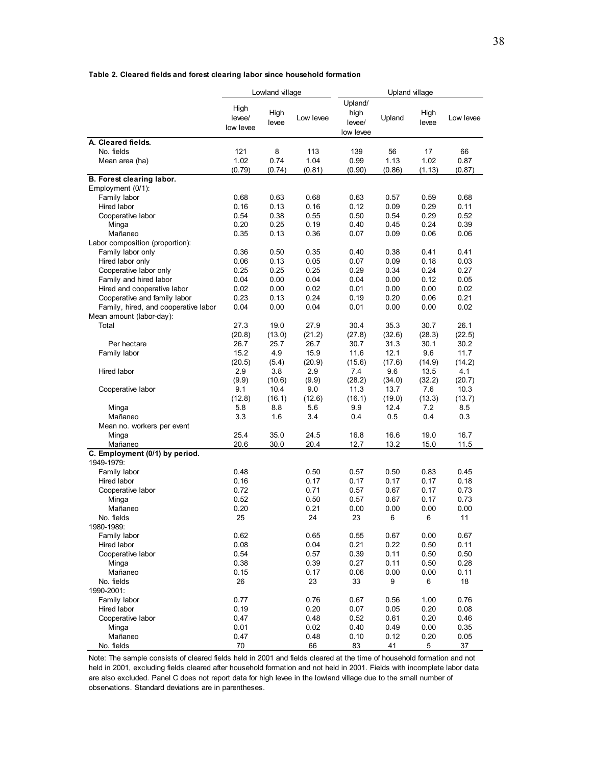**Table 2. Cleared fields and forest clearing labor since household formation**

| | Lowland village | | | Upland village | | | |
|---|---|---|---|---|---|---|---|
| | High levee/ low levee | High levee | Low levee | Upland/ high levee/ low levee | Upland | High levee | Low levee |
| **A. Cleared fields.** | | | | | | | |
| No. fields | 121 | 8 | 113 | 139 | 56 | 17 | 66 |
| Mean area (ha) | 1.02 | 0.74 | 1.04 | 0.99 | 1.13 | 1.02 | 0.87 |
| | (0.79) | (0.74) | (0.81) | (0.90) | (0.86) | (1.13) | (0.87) |
| **B. Forest clearing labor.** | | | | | | | |
| Employment (0/1): | | | | | | | |
| Family labor | 0.68 | 0.63 | 0.68 | 0.63 | 0.57 | 0.59 | 0.68 |
| Hired labor | 0.16 | 0.13 | 0.16 | 0.12 | 0.09 | 0.29 | 0.11 |
| Cooperative labor | 0.54 | 0.38 | 0.55 | 0.50 | 0.54 | 0.29 | 0.52 |
| Minga | 0.20 | 0.25 | 0.19 | 0.40 | 0.45 | 0.24 | 0.39 |
| Mañaneo | 0.35 | 0.13 | 0.36 | 0.07 | 0.09 | 0.06 | 0.06 |
| Labor composition (proportion): | | | | | | | |
| Family labor only | 0.36 | 0.50 | 0.35 | 0.40 | 0.38 | 0.41 | 0.41 |
| Hired labor only | 0.06 | 0.13 | 0.05 | 0.07 | 0.09 | 0.18 | 0.03 |
| Cooperative labor only | 0.25 | 0.25 | 0.25 | 0.29 | 0.34 | 0.24 | 0.27 |
| Family and hired labor | 0.04 | 0.00 | 0.04 | 0.04 | 0.00 | 0.12 | 0.05 |
| Hired and cooperative labor | 0.02 | 0.00 | 0.02 | 0.01 | 0.00 | 0.00 | 0.02 |
| Cooperative and family labor | 0.23 | 0.13 | 0.24 | 0.19 | 0.20 | 0.06 | 0.21 |
| Family, hired, and cooperative labor | 0.04 | 0.00 | 0.04 | 0.01 | 0.00 | 0.00 | 0.02 |
| Mean amount (labor-day): | | | | | | | |
| Total | 27.3 | 19.0 | 27.9 | 30.4 | 35.3 | 30.7 | 26.1 |
| | (20.8) | (13.0) | (21.2) | (27.8) | (32.6) | (28.3) | (22.5) |
| Per hectare | 26.7 | 25.7 | 26.7 | 30.7 | 31.3 | 30.1 | 30.2 |
| Family labor | 15.2 | 4.9 | 15.9 | 11.6 | 12.1 | 9.6 | 11.7 |
| | (20.5) | (5.4) | (20.9) | (15.6) | (17.6) | (14.9) | (14.2) |
| Hired labor | 2.9 | 3.8 | 2.9 | 7.4 | 9.6 | 13.5 | 4.1 |
| | (9.9) | (10.6) | (9.9) | (28.2) | (34.0) | (32.2) | (20.7) |
| Cooperative labor | 9.1 | 10.4 | 9.0 | 11.3 | 13.7 | 7.6 | 10.3 |
| | (12.8) | (16.1) | (12.6) | (16.1) | (19.0) | (13.3) | (13.7) |
| Minga | 5.8 | 8.8 | 5.6 | 9.9 | 12.4 | 7.2 | 8.5 |
| Mañaneo | 3.3 | 1.6 | 3.4 | 0.4 | 0.5 | 0.4 | 0.3 |
| Mean no. workers per event | | | | | | | |
| Minga | 25.4 | 35.0 | 24.5 | 16.8 | 16.6 | 19.0 | 16.7 |
| Mañaneo | 20.6 | 30.0 | 20.4 | 12.7 | 13.2 | 15.0 | 11.5 |
| **C. Employment (0/1) by period.** | | | | | | | |
| 1949-1979: | | | | | | | |
| Family labor | 0.48 | | 0.50 | 0.57 | 0.50 | 0.83 | 0.45 |
| Hired labor | 0.16 | | 0.17 | 0.17 | 0.17 | 0.17 | 0.18 |
| Cooperative labor | 0.72 | | 0.71 | 0.57 | 0.67 | 0.17 | 0.73 |
| Minga | 0.52 | | 0.50 | 0.57 | 0.67 | 0.17 | 0.73 |
| Mañaneo | 0.20 | | 0.21 | 0.00 | 0.00 | 0.00 | 0.00 |
| No. fields | 25 | | 24 | 23 | 6 | 6 | 11 |
| 1980-1989: | | | | | | | |
| Family labor | 0.62 | | 0.65 | 0.55 | 0.67 | 0.00 | 0.67 |
| Hired labor | 0.08 | | 0.04 | 0.21 | 0.22 | 0.50 | 0.11 |
| Cooperative labor | 0.54 | | 0.57 | 0.39 | 0.11 | 0.50 | 0.50 |
| Minga | 0.38 | | 0.39 | 0.27 | 0.11 | 0.50 | 0.28 |
| Mañaneo | 0.15 | | 0.17 | 0.06 | 0.00 | 0.00 | 0.11 |
| No. fields | 26 | | 23 | 33 | 9 | 6 | 18 |
| 1990-2001: | | | | | | | |
| Family labor | 0.77 | | 0.76 | 0.67 | 0.56 | 1.00 | 0.76 |
| Hired labor | 0.19 | | 0.20 | 0.07 | 0.05 | 0.20 | 0.08 |
| Cooperative labor | 0.47 | | 0.48 | 0.52 | 0.61 | 0.20 | 0.46 |
| Minga | 0.01 | | 0.02 | 0.40 | 0.49 | 0.00 | 0.35 |
| Mañaneo | 0.47 | | 0.48 | 0.10 | 0.12 | 0.20 | 0.05 |
| No. fields | 70 | | 66 | 83 | 41 | 5 | 37 |

Note: The sample consists of cleared fields held in 2001 and fields cleared at the time of household formation and not held in 2001, excluding fields cleared after household formation and not held in 2001. Fields with incomplete labor data are also excluded. Panel C does not report data for high levee in the lowland village due to the small number of observations. Standard deviations are in parentheses.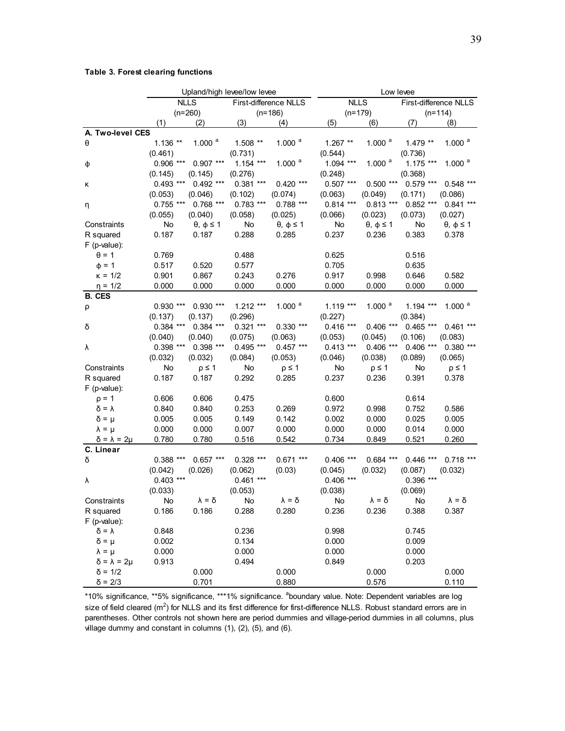**Table 3. Forest clearing functions**

| | Upland/high levee/low levee | | | | Low levee | | | |
|---|---|---|---|---|---|---|---|---|
| | NLLS (n=260) | | First-difference NLLS (n=186) | | NLLS (n=179) | | First-difference NLLS (n=114) | |
| | (1) | (2) | (3) | (4) | (5) | (6) | (7) | (8) |
| **A. Two-level CES** | | | | | | | | |
| θ | 1.136 ** | 1.000 [a] | 1.508 ** | 1.000 [a] | 1.267 ** | 1.000 [a] | 1.479 ** | 1.000 [a] |
| | (0.461) | | (0.731) | | (0.544) | | (0.736) | |
| ϕ | 0.906 *** | 0.907 *** | 1.154 *** | 1.000 [a] | 1.094 *** | 1.000 [a] | 1.175 *** | 1.000 [a] |
| | (0.145) | (0.145) | (0.276) | | (0.248) | | (0.368) | |
| κ | 0.493 *** | 0.492 *** | 0.381 *** | 0.420 *** | 0.507 *** | 0.500 *** | 0.579 *** | 0.548 *** |
| | (0.053) | (0.046) | (0.102) | (0.074) | (0.063) | (0.049) | (0.171) | (0.086) |
| η | 0.755 *** | 0.768 *** | 0.783 *** | 0.788 *** | 0.814 *** | 0.813 *** | 0.852 *** | 0.841 *** |
| | (0.055) | (0.040) | (0.058) | (0.025) | (0.066) | (0.023) | (0.073) | (0.027) |
| Constraints | No | θ, ϕ ≤ 1 | No | θ, ϕ ≤ 1 | No | θ, ϕ ≤ 1 | No | θ, ϕ ≤ 1 |
| R squared | 0.187 | 0.187 | 0.288 | 0.285 | 0.237 | 0.236 | 0.383 | 0.378 |
| F (p-value): | | | | | | | | |
| θ = 1 | 0.769 | | 0.488 | | 0.625 | | 0.516 | |
| ϕ = 1 | 0.517 | 0.520 | 0.577 | | 0.705 | | 0.635 | |
| κ = 1/2 | 0.901 | 0.867 | 0.243 | 0.276 | 0.917 | 0.998 | 0.646 | 0.582 |
| η = 1/2 | 0.000 | 0.000 | 0.000 | 0.000 | 0.000 | 0.000 | 0.000 | 0.000 |
| **B. CES** | | | | | | | | |
| ρ | 0.930 *** | 0.930 *** | 1.212 *** | 1.000 [a] | 1.119 *** | 1.000 [a] | 1.194 *** | 1.000 [a] |
| | (0.137) | (0.137) | (0.296) | | (0.227) | | (0.384) | |
| δ | 0.384 *** | 0.384 *** | 0.321 *** | 0.330 *** | 0.416 *** | 0.406 *** | 0.465 *** | 0.461 *** |
| | (0.040) | (0.040) | (0.075) | (0.063) | (0.053) | (0.045) | (0.106) | (0.083) |
| λ | 0.398 *** | 0.398 *** | 0.495 *** | 0.457 *** | 0.413 *** | 0.406 *** | 0.406 *** | 0.380 *** |
| | (0.032) | (0.032) | (0.084) | (0.053) | (0.046) | (0.038) | (0.089) | (0.065) |
| Constraints | No | ρ ≤ 1 | No | ρ ≤ 1 | No | ρ ≤ 1 | No | ρ ≤ 1 |
| R squared | 0.187 | 0.187 | 0.292 | 0.285 | 0.237 | 0.236 | 0.391 | 0.378 |
| F (p-value): | | | | | | | | |
| ρ = 1 | 0.606 | 0.606 | 0.475 | | 0.600 | | 0.614 | |
| δ = λ | 0.840 | 0.840 | 0.253 | 0.269 | 0.972 | 0.998 | 0.752 | 0.586 |
| δ = μ | 0.005 | 0.005 | 0.149 | 0.142 | 0.002 | 0.000 | 0.025 | 0.005 |
| λ = μ | 0.000 | 0.000 | 0.007 | 0.000 | 0.000 | 0.000 | 0.014 | 0.000 |
| δ = λ = 2μ | 0.780 | 0.780 | 0.516 | 0.542 | 0.734 | 0.849 | 0.521 | 0.260 |
| **C. Linear** | | | | | | | | |
| δ | 0.388 *** | 0.657 *** | 0.328 *** | 0.671 *** | 0.406 *** | 0.684 *** | 0.446 *** | 0.718 *** |
| | (0.042) | (0.026) | (0.062) | (0.03) | (0.045) | (0.032) | (0.087) | (0.032) |
| λ | 0.403 *** | | 0.461 *** | | 0.406 *** | | 0.396 *** | |
| | (0.033) | | (0.053) | | (0.038) | | (0.069) | |
| Constraints | No | λ = δ | No | λ = δ | No | λ = δ | No | λ = δ |
| R squared | 0.186 | 0.186 | 0.288 | 0.280 | 0.236 | 0.236 | 0.388 | 0.387 |
| F (p-value): | | | | | | | | |
| δ = λ | 0.848 | | 0.236 | | 0.998 | | 0.745 | |
| δ = μ | 0.002 | | 0.134 | | 0.000 | | 0.009 | |
| λ = μ | 0.000 | | 0.000 | | 0.000 | | 0.000 | |
| δ = λ = 2μ | 0.913 | | 0.494 | | 0.849 | | 0.203 | |
| δ = 1/2 | | 0.000 | | 0.000 | | 0.000 | | 0.000 |
| δ = 2/3 | | 0.701 | | 0.880 | | 0.576 | | 0.110 |

*10% significance, **5% significance, ***1% significance. [a]boundary value. Note: Dependent variables are log size of field cleared ($m^2$) for NLLS and its first difference for first-difference NLLS. Robust standard errors are in parentheses. Other controls not shown here are period dummies and village-period dummies in all columns, plus village dummy and constant in columns (1), (2), (5), and (6).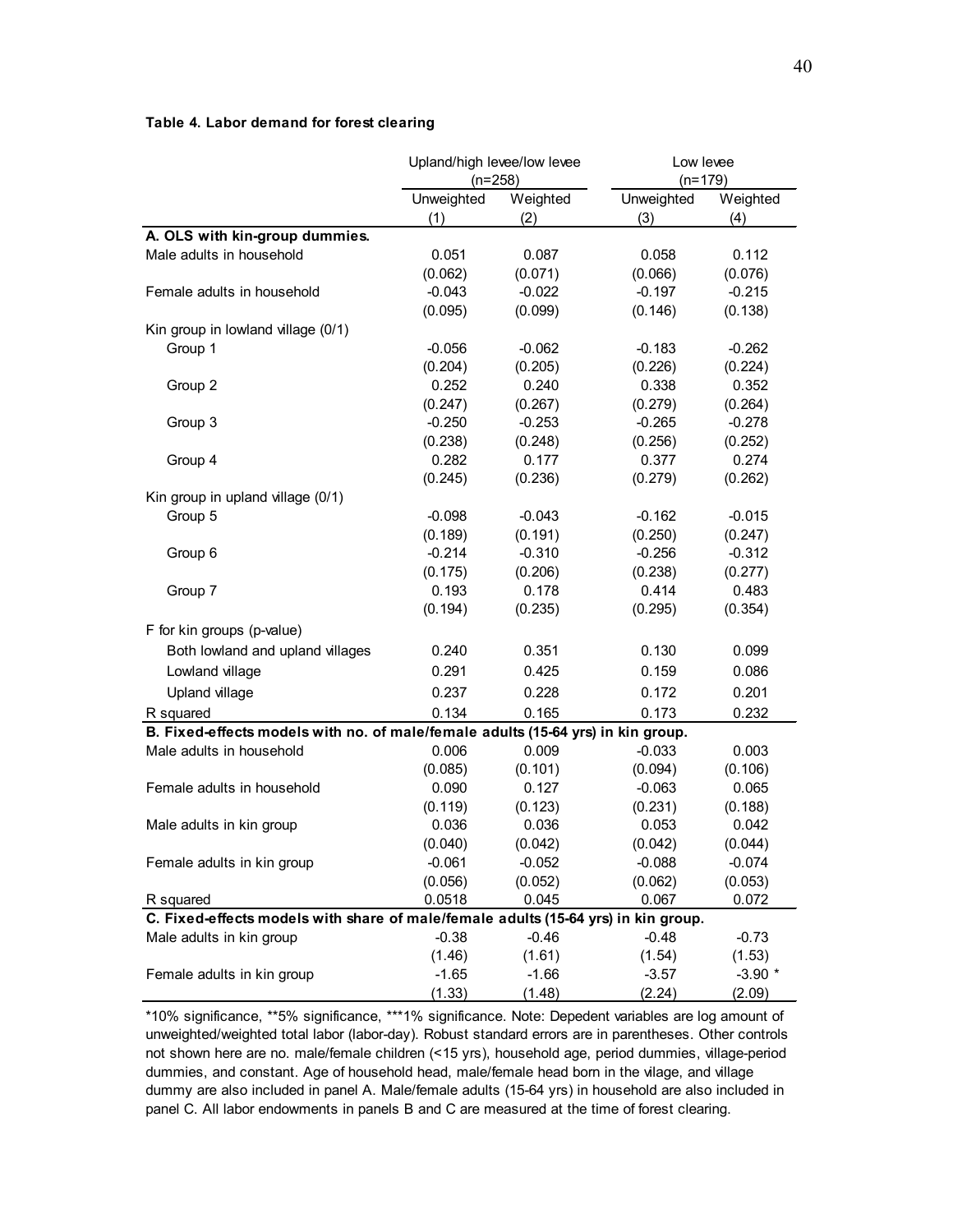**Table 4. Labor demand for forest clearing**

| | Upland/high levee/low levee (n=258) | | Low levee (n=179) | |
|---|---|---|---|---|
| | Unweighted | Weighted | Unweighted | Weighted |
| | (1) | (2) | (3) | (4) |
| **A. OLS with kin-group dummies.** | | | | |
| Male adults in household | 0.051 | 0.087 | 0.058 | 0.112 |
| | (0.062) | (0.071) | (0.066) | (0.076) |
| Female adults in household | -0.043 | -0.022 | -0.197 | -0.215 |
| | (0.095) | (0.099) | (0.146) | (0.138) |
| Kin group in lowland village (0/1) | | | | |
| Group 1 | -0.056 | -0.062 | -0.183 | -0.262 |
| | (0.204) | (0.205) | (0.226) | (0.224) |
| Group 2 | 0.252 | 0.240 | 0.338 | 0.352 |
| | (0.247) | (0.267) | (0.279) | (0.264) |
| Group 3 | -0.250 | -0.253 | -0.265 | -0.278 |
| | (0.238) | (0.248) | (0.256) | (0.252) |
| Group 4 | 0.282 | 0.177 | 0.377 | 0.274 |
| | (0.245) | (0.236) | (0.279) | (0.262) |
| Kin group in upland village (0/1) | | | | |
| Group 5 | -0.098 | -0.043 | -0.162 | -0.015 |
| | (0.189) | (0.191) | (0.250) | (0.247) |
| Group 6 | -0.214 | -0.310 | -0.256 | -0.312 |
| | (0.175) | (0.206) | (0.238) | (0.277) |
| Group 7 | 0.193 | 0.178 | 0.414 | 0.483 |
| | (0.194) | (0.235) | (0.295) | (0.354) |
| F for kin groups (p-value) | | | | |
| Both lowland and upland villages | 0.240 | 0.351 | 0.130 | 0.099 |
| Lowland village | 0.291 | 0.425 | 0.159 | 0.086 |
| Upland village | 0.237 | 0.228 | 0.172 | 0.201 |
| R squared | 0.134 | 0.165 | 0.173 | 0.232 |
| **B. Fixed-effects models with no. of male/female adults (15-64 yrs) in kin group.** | | | | |
| Male adults in household | 0.006 | 0.009 | -0.033 | 0.003 |
| | (0.085) | (0.101) | (0.094) | (0.106) |
| Female adults in household | 0.090 | 0.127 | -0.063 | 0.065 |
| | (0.119) | (0.123) | (0.231) | (0.188) |
| Male adults in kin group | 0.036 | 0.036 | 0.053 | 0.042 |
| | (0.040) | (0.042) | (0.042) | (0.044) |
| Female adults in kin group | -0.061 | -0.052 | -0.088 | -0.074 |
| | (0.056) | (0.052) | (0.062) | (0.053) |
| R squared | 0.0518 | 0.045 | 0.067 | 0.072 |
| **C. Fixed-effects models with share of male/female adults (15-64 yrs) in kin group.** | | | | |
| Male adults in kin group | -0.38 | -0.46 | -0.48 | -0.73 |
| | (1.46) | (1.61) | (1.54) | (1.53) |
| Female adults in kin group | -1.65 | -1.66 | -3.57 | -3.90 * |
| | (1.33) | (1.48) | (2.24) | (2.09) |

*10% significance, **5% significance, ***1% significance. Note: Depedent variables are log amount of unweighted/weighted total labor (labor-day). Robust standard errors are in parentheses. Other controls not shown here are no. male/female children (<15 yrs), household age, period dummies, village-period dummies, and constant. Age of household head, male/female head born in the vilage, and village dummy are also included in panel A. Male/female adults (15-64 yrs) in household are also included in panel C. All labor endowments in panels B and C are measured at the time of forest clearing.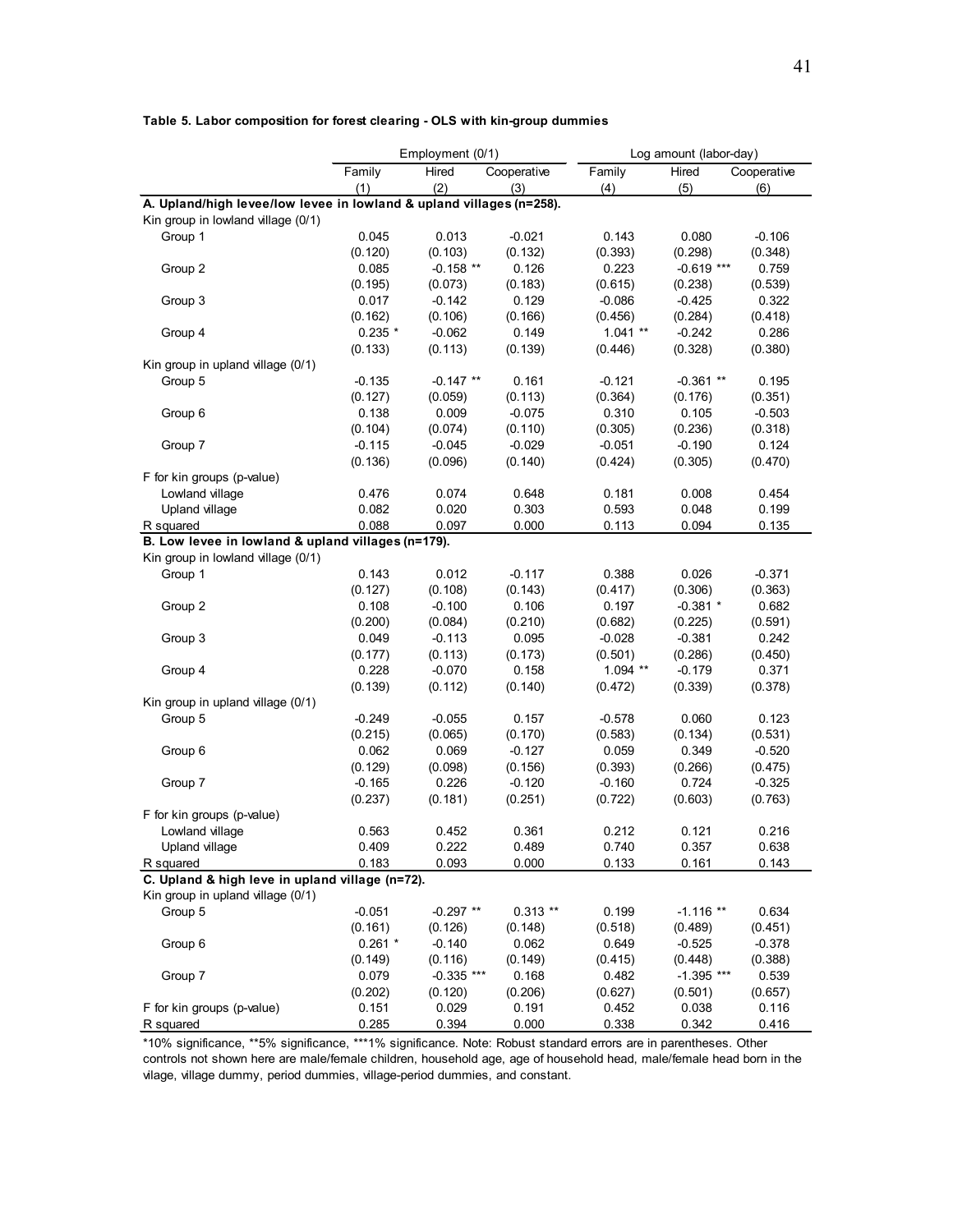**Table 5. Labor composition for forest clearing - OLS with kin-group dummies**

| | Employment (0/1) | | | Log amount (labor-day) | | |
|---|---|---|---|---|---|---|
| | Family | Hired | Cooperative | Family | Hired | Cooperative |
| | (1) | (2) | (3) | (4) | (5) | (6) |
| **A. Upland/high levee/low levee in lowland & upland villages (n=258).** | | | | | | |
| Kin group in lowland village (0/1) | | | | | | |
| Group 1 | 0.045 | 0.013 | -0.021 | 0.143 | 0.080 | -0.106 |
| | (0.120) | (0.103) | (0.132) | (0.393) | (0.298) | (0.348) |
| Group 2 | 0.085 | -0.158 ** | 0.126 | 0.223 | -0.619 *** | 0.759 |
| | (0.195) | (0.073) | (0.183) | (0.615) | (0.238) | (0.539) |
| Group 3 | 0.017 | -0.142 | 0.129 | -0.086 | -0.425 | 0.322 |
| | (0.162) | (0.106) | (0.166) | (0.456) | (0.284) | (0.418) |
| Group 4 | 0.235 * | -0.062 | 0.149 | 1.041 ** | -0.242 | 0.286 |
| | (0.133) | (0.113) | (0.139) | (0.446) | (0.328) | (0.380) |
| Kin group in upland village (0/1) | | | | | | |
| Group 5 | -0.135 | -0.147 ** | 0.161 | -0.121 | -0.361 ** | 0.195 |
| | (0.127) | (0.059) | (0.113) | (0.364) | (0.176) | (0.351) |
| Group 6 | 0.138 | 0.009 | -0.075 | 0.310 | 0.105 | -0.503 |
| | (0.104) | (0.074) | (0.110) | (0.305) | (0.236) | (0.318) |
| Group 7 | -0.115 | -0.045 | -0.029 | -0.051 | -0.190 | 0.124 |
| | (0.136) | (0.096) | (0.140) | (0.424) | (0.305) | (0.470) |
| F for kin groups (p-value) | | | | | | |
| Lowland village | 0.476 | 0.074 | 0.648 | 0.181 | 0.008 | 0.454 |
| Upland village | 0.082 | 0.020 | 0.303 | 0.593 | 0.048 | 0.199 |
| R squared | 0.088 | 0.097 | 0.000 | 0.113 | 0.094 | 0.135 |
| **B. Low levee in lowland & upland villages (n=179).** | | | | | | |
| Kin group in lowland village (0/1) | | | | | | |
| Group 1 | 0.143 | 0.012 | -0.117 | 0.388 | 0.026 | -0.371 |
| | (0.127) | (0.108) | (0.143) | (0.417) | (0.306) | (0.363) |
| Group 2 | 0.108 | -0.100 | 0.106 | 0.197 | -0.381 * | 0.682 |
| | (0.200) | (0.084) | (0.210) | (0.682) | (0.225) | (0.591) |
| Group 3 | 0.049 | -0.113 | 0.095 | -0.028 | -0.381 | 0.242 |
| | (0.177) | (0.113) | (0.173) | (0.501) | (0.286) | (0.450) |
| Group 4 | 0.228 | -0.070 | 0.158 | 1.094 ** | -0.179 | 0.371 |
| | (0.139) | (0.112) | (0.140) | (0.472) | (0.339) | (0.378) |
| Kin group in upland village (0/1) | | | | | | |
| Group 5 | -0.249 | -0.055 | 0.157 | -0.578 | 0.060 | 0.123 |
| | (0.215) | (0.065) | (0.170) | (0.583) | (0.134) | (0.531) |
| Group 6 | 0.062 | 0.069 | -0.127 | 0.059 | 0.349 | -0.520 |
| | (0.129) | (0.098) | (0.156) | (0.393) | (0.266) | (0.475) |
| Group 7 | -0.165 | 0.226 | -0.120 | -0.160 | 0.724 | -0.325 |
| | (0.237) | (0.181) | (0.251) | (0.722) | (0.603) | (0.763) |
| F for kin groups (p-value) | | | | | | |
| Lowland village | 0.563 | 0.452 | 0.361 | 0.212 | 0.121 | 0.216 |
| Upland village | 0.409 | 0.222 | 0.489 | 0.740 | 0.357 | 0.638 |
| R squared | 0.183 | 0.093 | 0.000 | 0.133 | 0.161 | 0.143 |
| **C. Upland & high leve in upland village (n=72).** | | | | | | |
| Kin group in upland village (0/1) | | | | | | |
| Group 5 | -0.051 | -0.297 ** | 0.313 ** | 0.199 | -1.116 ** | 0.634 |
| | (0.161) | (0.126) | (0.148) | (0.518) | (0.489) | (0.451) |
| Group 6 | 0.261 * | -0.140 | 0.062 | 0.649 | -0.525 | -0.378 |
| | (0.149) | (0.116) | (0.149) | (0.415) | (0.448) | (0.388) |
| Group 7 | 0.079 | -0.335 *** | 0.168 | 0.482 | -1.395 *** | 0.539 |
| | (0.202) | (0.120) | (0.206) | (0.627) | (0.501) | (0.657) |
| F for kin groups (p-value) | 0.151 | 0.029 | 0.191 | 0.452 | 0.038 | 0.116 |
| R squared | 0.285 | 0.394 | 0.000 | 0.338 | 0.342 | 0.416 |

*10% significance, **5% significance, ***1% significance. Note: Robust standard errors are in parentheses. Other controls not shown here are male/female children, household age, age of household head, male/female head born in the vilage, village dummy, period dummies, village-period dummies, and constant.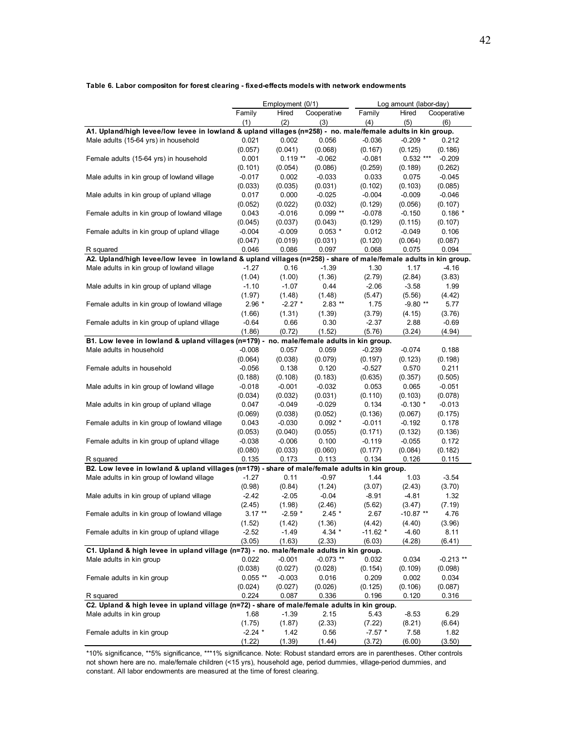**Table 6. Labor compositon for forest clearing - fixed-effects models with network endowments**

| | Employment (0/1) | | | Log amount (labor-day) | | |
|---|---|---|---|---|---|---|
| | Family | Hired | Cooperative | Family | Hired | Cooperative |
| | (1) | (2) | (3) | (4) | (5) | (6) |
| **A1. Upland/high levee/low levee in lowland & upland villages (n=258) - no. male/female adults in kin group.** | | | | | | |
| Male adults (15-64 yrs) in household | 0.021 | 0.002 | 0.056 | -0.036 | -0.209 * | 0.212 |
| | (0.057) | (0.041) | (0.068) | (0.167) | (0.125) | (0.186) |
| Female adults (15-64 yrs) in household | 0.001 | 0.119 ** | -0.062 | -0.081 | 0.532 *** | -0.209 |
| | (0.101) | (0.054) | (0.086) | (0.259) | (0.189) | (0.262) |
| Male adults in kin group of lowland village | -0.017 | 0.002 | -0.033 | 0.033 | 0.075 | -0.045 |
| | (0.033) | (0.035) | (0.031) | (0.102) | (0.103) | (0.085) |
| Male adults in kin group of upland village | 0.017 | 0.000 | -0.025 | -0.004 | -0.009 | -0.046 |
| | (0.052) | (0.022) | (0.032) | (0.129) | (0.056) | (0.107) |
| Female adults in kin group of lowland village | 0.043 | -0.016 | 0.099 ** | -0.078 | -0.150 | 0.186 * |
| | (0.045) | (0.037) | (0.043) | (0.129) | (0.115) | (0.107) |
| Female adults in kin group of upland village | -0.004 | -0.009 | 0.053 * | 0.012 | -0.049 | 0.106 |
| | (0.047) | (0.019) | (0.031) | (0.120) | (0.064) | (0.087) |
| R squared | 0.046 | 0.086 | 0.097 | 0.068 | 0.075 | 0.094 |
| **A2. Upland/high levee/low levee in lowland & upland villages (n=258) - share of male/female adults in kin group.** | | | | | | |
| Male adults in kin group of lowland village | -1.27 | 0.16 | -1.39 | 1.30 | 1.17 | -4.16 |
| | (1.04) | (1.00) | (1.36) | (2.79) | (2.84) | (3.83) |
| Male adults in kin group of upland village | -1.10 | -1.07 | 0.44 | -2.06 | -3.58 | 1.99 |
| | (1.97) | (1.48) | (1.48) | (5.47) | (5.56) | (4.42) |
| Female adults in kin group of lowland village | 2.96 * | -2.27 * | 2.83 ** | 1.75 | -9.80 ** | 5.77 |
| | (1.66) | (1.31) | (1.39) | (3.79) | (4.15) | (3.76) |
| Female adults in kin group of upland village | -0.64 | 0.66 | 0.30 | -2.37 | 2.88 | -0.69 |
| | (1.86) | (0.72) | (1.52) | (5.76) | (3.24) | (4.94) |
| **B1. Low levee in lowland & upland villages (n=179) - no. male/female adults in kin group.** | | | | | | |
| Male adults in household | -0.008 | 0.057 | 0.059 | -0.239 | -0.074 | 0.188 |
| | (0.064) | (0.038) | (0.079) | (0.197) | (0.123) | (0.198) |
| Female adults in household | -0.056 | 0.138 | 0.120 | -0.527 | 0.570 | 0.211 |
| | (0.188) | (0.108) | (0.183) | (0.635) | (0.357) | (0.505) |
| Male adults in kin group of lowland village | -0.018 | -0.001 | -0.032 | 0.053 | 0.065 | -0.051 |
| | (0.034) | (0.032) | (0.031) | (0.110) | (0.103) | (0.078) |
| Male adults in kin group of upland village | 0.047 | -0.049 | -0.029 | 0.134 | -0.130 * | -0.013 |
| | (0.069) | (0.038) | (0.052) | (0.136) | (0.067) | (0.175) |
| Female adults in kin group of lowland village | 0.043 | -0.030 | 0.092 * | -0.011 | -0.192 | 0.178 |
| | (0.053) | (0.040) | (0.055) | (0.171) | (0.132) | (0.136) |
| Female adults in kin group of upland village | -0.038 | -0.006 | 0.100 | -0.119 | -0.055 | 0.172 |
| | (0.080) | (0.033) | (0.060) | (0.177) | (0.084) | (0.182) |
| R squared | 0.135 | 0.173 | 0.113 | 0.134 | 0.126 | 0.115 |
| **B2. Low levee in lowland & upland villages (n=179) - share of male/female adults in kin group.** | | | | | | |
| Male adults in kin group of lowland village | -1.27 | 0.11 | -0.97 | 1.44 | 1.03 | -3.54 |
| | (0.98) | (0.84) | (1.24) | (3.07) | (2.43) | (3.70) |
| Male adults in kin group of upland village | -2.42 | -2.05 | -0.04 | -8.91 | -4.81 | 1.32 |
| | (2.45) | (1.98) | (2.46) | (5.62) | (3.47) | (7.19) |
| Female adults in kin group of lowland village | 3.17 ** | -2.59 * | 2.45 * | 2.67 | -10.87 ** | 4.76 |
| | (1.52) | (1.42) | (1.36) | (4.42) | (4.40) | (3.96) |
| Female adults in kin group of upland village | -2.52 | -1.49 | 4.34 * | -11.62 * | -4.60 | 8.11 |
| | (3.05) | (1.63) | (2.33) | (6.03) | (4.28) | (6.41) |
| **C1. Upland & high levee in upland village (n=73) - no. male/female adults in kin group.** | | | | | | |
| Male adults in kin group | 0.022 | -0.001 | -0.073 ** | 0.032 | 0.034 | -0.213 ** |
| | (0.038) | (0.027) | (0.028) | (0.154) | (0.109) | (0.098) |
| Female adults in kin group | 0.055 ** | -0.003 | 0.016 | 0.209 | 0.002 | 0.034 |
| | (0.024) | (0.027) | (0.026) | (0.125) | (0.106) | (0.087) |
| R squared | 0.224 | 0.087 | 0.336 | 0.196 | 0.120 | 0.316 |
| **C2. Upland & high levee in upland village (n=72) - share of male/female adults in kin group.** | | | | | | |
| Male adults in kin group | 1.68 | -1.39 | 2.15 | 5.43 | -8.53 | 6.29 |
| | (1.75) | (1.87) | (2.33) | (7.22) | (8.21) | (6.64) |
| Female adults in kin group | -2.24 * | 1.42 | 0.56 | -7.57 * | 7.58 | 1.82 |
| | (1.22) | (1.39) | (1.44) | (3.72) | (6.00) | (3.50) |

*10% significance, **5% significance, ***1% significance. Note: Robust standard errors are in parentheses. Other controls not shown here are no. male/female children (<15 yrs), household age, period dummies, village-period dummies, and constant. All labor endowments are measured at the time of forest clearing.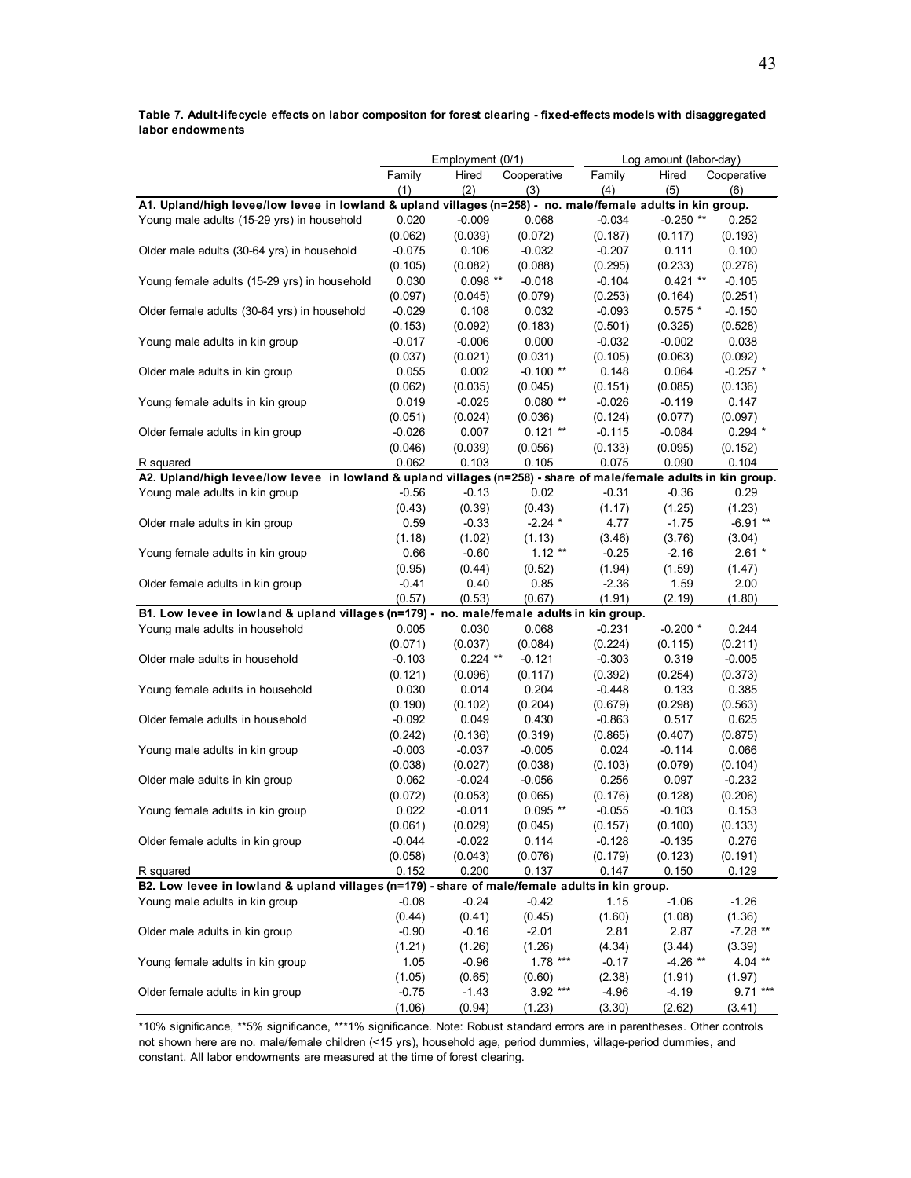**Table 7. Adult-lifecycle effects on labor compositon for forest clearing - fixed-effects models with disaggregated labor endowments**

| | Employment (0/1) | | | Log amount (labor-day) | | |
|---|---|---|---|---|---|---|
| | Family | Hired | Cooperative | Family | Hired | Cooperative |
| | (1) | (2) | (3) | (4) | (5) | (6) |
| **A1. Upland/high levee/low levee in lowland & upland villages (n=258) - no. male/female adults in kin group.** | | | | | | |
| Young male adults (15-29 yrs) in household | 0.020 | -0.009 | 0.068 | -0.034 | -0.250 ** | 0.252 |
| | (0.062) | (0.039) | (0.072) | (0.187) | (0.117) | (0.193) |
| Older male adults (30-64 yrs) in household | -0.075 | 0.106 | -0.032 | -0.207 | 0.111 | 0.100 |
| | (0.105) | (0.082) | (0.088) | (0.295) | (0.233) | (0.276) |
| Young female adults (15-29 yrs) in household | 0.030 | 0.098 ** | -0.018 | -0.104 | 0.421 ** | -0.105 |
| | (0.097) | (0.045) | (0.079) | (0.253) | (0.164) | (0.251) |
| Older female adults (30-64 yrs) in household | -0.029 | 0.108 | 0.032 | -0.093 | 0.575 * | -0.150 |
| | (0.153) | (0.092) | (0.183) | (0.501) | (0.325) | (0.528) |
| Young male adults in kin group | -0.017 | -0.006 | 0.000 | -0.032 | -0.002 | 0.038 |
| | (0.037) | (0.021) | (0.031) | (0.105) | (0.063) | (0.092) |
| Older male adults in kin group | 0.055 | 0.002 | -0.100 ** | 0.148 | 0.064 | -0.257 * |
| | (0.062) | (0.035) | (0.045) | (0.151) | (0.085) | (0.136) |
| Young female adults in kin group | 0.019 | -0.025 | 0.080 ** | -0.026 | -0.119 | 0.147 |
| | (0.051) | (0.024) | (0.036) | (0.124) | (0.077) | (0.097) |
| Older female adults in kin group | -0.026 | 0.007 | 0.121 ** | -0.115 | -0.084 | 0.294 * |
| | (0.046) | (0.039) | (0.056) | (0.133) | (0.095) | (0.152) |
| R squared | 0.062 | 0.103 | 0.105 | 0.075 | 0.090 | 0.104 |
| **A2. Upland/high levee/low levee in lowland & upland villages (n=258) - share of male/female adults in kin group.** | | | | | | |
| Young male adults in kin group | -0.56 | -0.13 | 0.02 | -0.31 | -0.36 | 0.29 |
| | (0.43) | (0.39) | (0.43) | (1.17) | (1.25) | (1.23) |
| Older male adults in kin group | 0.59 | -0.33 | -2.24 * | 4.77 | -1.75 | -6.91 ** |
| | (1.18) | (1.02) | (1.13) | (3.46) | (3.76) | (3.04) |
| Young female adults in kin group | 0.66 | -0.60 | 1.12 ** | -0.25 | -2.16 | 2.61 * |
| | (0.95) | (0.44) | (0.52) | (1.94) | (1.59) | (1.47) |
| Older female adults in kin group | -0.41 | 0.40 | 0.85 | -2.36 | 1.59 | 2.00 |
| | (0.57) | (0.53) | (0.67) | (1.91) | (2.19) | (1.80) |
| **B1. Low levee in lowland & upland villages (n=179) - no. male/female adults in kin group.** | | | | | | |
| Young male adults in household | 0.005 | 0.030 | 0.068 | -0.231 | -0.200 * | 0.244 |
| | (0.071) | (0.037) | (0.084) | (0.224) | (0.115) | (0.211) |
| Older male adults in household | -0.103 | 0.224 ** | -0.121 | -0.303 | 0.319 | -0.005 |
| | (0.121) | (0.096) | (0.117) | (0.392) | (0.254) | (0.373) |
| Young female adults in household | 0.030 | 0.014 | 0.204 | -0.448 | 0.133 | 0.385 |
| | (0.190) | (0.102) | (0.204) | (0.679) | (0.298) | (0.563) |
| Older female adults in household | -0.092 | 0.049 | 0.430 | -0.863 | 0.517 | 0.625 |
| | (0.242) | (0.136) | (0.319) | (0.865) | (0.407) | (0.875) |
| Young male adults in kin group | -0.003 | -0.037 | -0.005 | 0.024 | -0.114 | 0.066 |
| | (0.038) | (0.027) | (0.038) | (0.103) | (0.079) | (0.104) |
| Older male adults in kin group | 0.062 | -0.024 | -0.056 | 0.256 | 0.097 | -0.232 |
| | (0.072) | (0.053) | (0.065) | (0.176) | (0.128) | (0.206) |
| Young female adults in kin group | 0.022 | -0.011 | 0.095 ** | -0.055 | -0.103 | 0.153 |
| | (0.061) | (0.029) | (0.045) | (0.157) | (0.100) | (0.133) |
| Older female adults in kin group | -0.044 | -0.022 | 0.114 | -0.128 | -0.135 | 0.276 |
| | (0.058) | (0.043) | (0.076) | (0.179) | (0.123) | (0.191) |
| R squared | 0.152 | 0.200 | 0.137 | 0.147 | 0.150 | 0.129 |
| **B2. Low levee in lowland & upland villages (n=179) - share of male/female adults in kin group.** | | | | | | |
| Young male adults in kin group | -0.08 | -0.24 | -0.42 | 1.15 | -1.06 | -1.26 |
| | (0.44) | (0.41) | (0.45) | (1.60) | (1.08) | (1.36) |
| Older male adults in kin group | -0.90 | -0.16 | -2.01 | 2.81 | 2.87 | -7.28 ** |
| | (1.21) | (1.26) | (1.26) | (4.34) | (3.44) | (3.39) |
| Young female adults in kin group | 1.05 | -0.96 | 1.78 *** | -0.17 | -4.26 ** | 4.04 ** |
| | (1.05) | (0.65) | (0.60) | (2.38) | (1.91) | (1.97) |
| Older female adults in kin group | -0.75 | -1.43 | 3.92 *** | -4.96 | -4.19 | 9.71 *** |
| | (1.06) | (0.94) | (1.23) | (3.30) | (2.62) | (3.41) |

*10% significance, **5% significance, ***1% significance. Note: Robust standard errors are in parentheses. Other controls not shown here are no. male/female children (<15 yrs), household age, period dummies, village-period dummies, and constant. All labor endowments are measured at the time of forest clearing.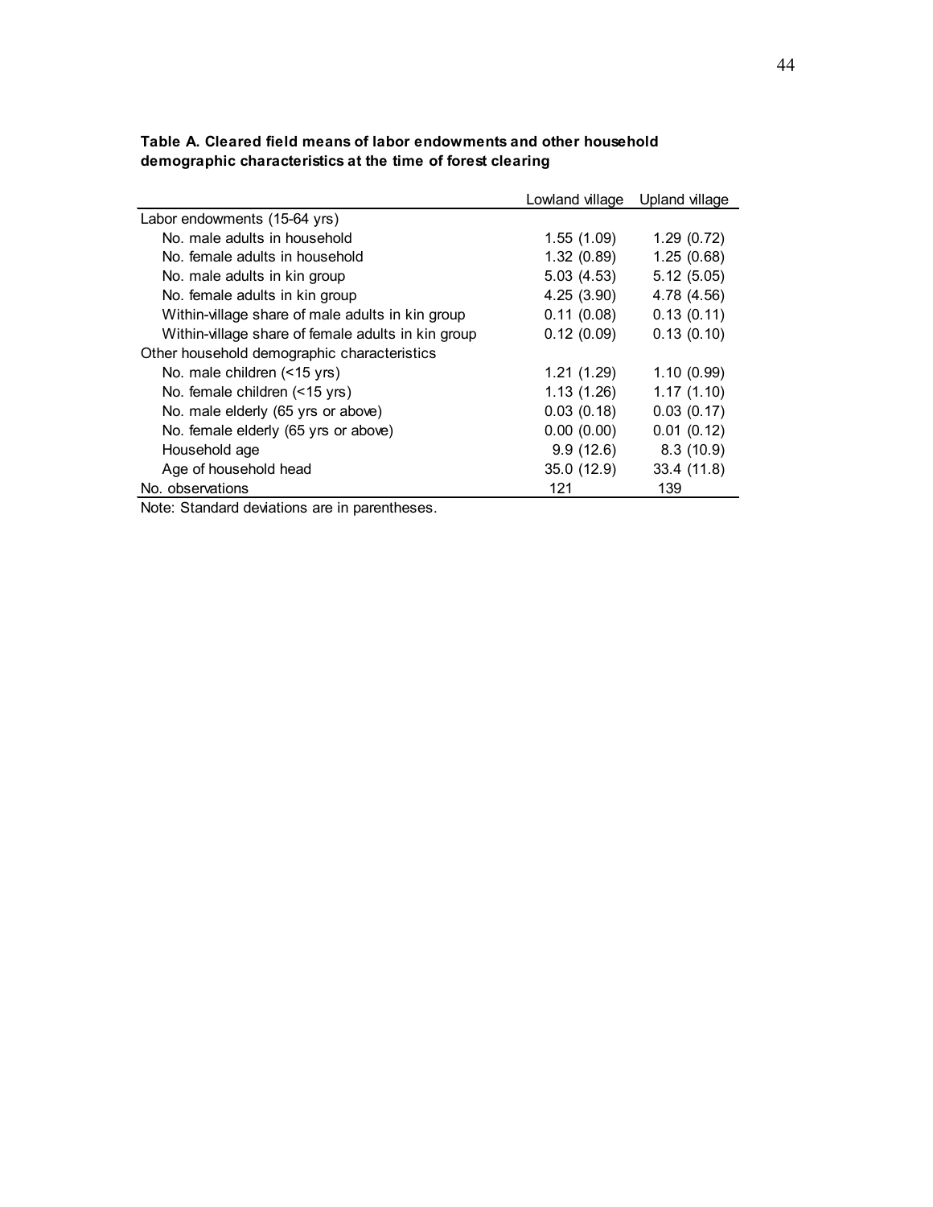**Table A. Cleared field means of labor endowments and other household demographic characteristics at the time of forest clearing**

| | Lowland village | Upland village |
|---|---|---|
| Labor endowments (15-64 yrs) | | |
| No. male adults in household | 1.55 (1.09) | 1.29 (0.72) |
| No. female adults in household | 1.32 (0.89) | 1.25 (0.68) |
| No. male adults in kin group | 5.03 (4.53) | 5.12 (5.05) |
| No. female adults in kin group | 4.25 (3.90) | 4.78 (4.56) |
| Within-village share of male adults in kin group | 0.11 (0.08) | 0.13 (0.11) |
| Within-village share of female adults in kin group | 0.12 (0.09) | 0.13 (0.10) |
| Other household demographic characteristics | | |
| No. male children (<15 yrs) | 1.21 (1.29) | 1.10 (0.99) |
| No. female children (<15 yrs) | 1.13 (1.26) | 1.17 (1.10) |
| No. male elderly (65 yrs or above) | 0.03 (0.18) | 0.03 (0.17) |
| No. female elderly (65 yrs or above) | 0.00 (0.00) | 0.01 (0.12) |
| Household age | 9.9 (12.6) | 8.3 (10.9) |
| Age of household head | 35.0 (12.9) | 33.4 (11.8) |
| No. observations | 121 | 139 |

Note: Standard deviations are in parentheses.